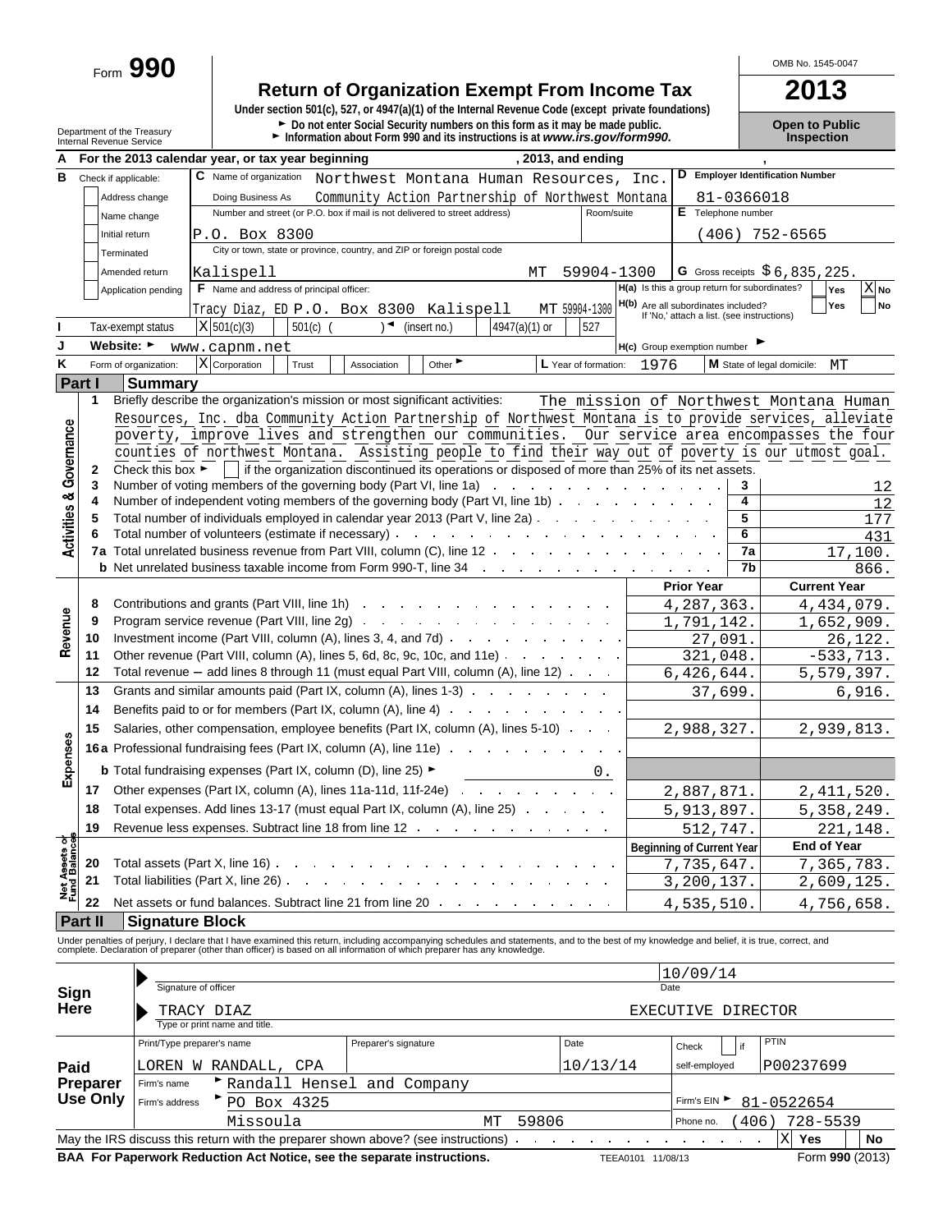Form **990**

# Return of Organization Exempt From Income Tax

**2013**

Under section 501(c), 527, or 4947(a)(1) of the Internal Revenue Code (except private foundations)

► Do not enter Social Security numbers on this form as it may be made public.

► Information about Form 990 and its instructions is at *www.irs.gov/form990.*

OMB No. 1545-0047

**Open to Public Inspection**

Department of the Treasury
Internal Revenue Service

**A** For the 2013 calendar year, or tax year beginning , 2013, and ending ,

**B** Check if applicable:
- Address change
- Name change
- Initial return
- Terminated
- Amended return
- Application pending

**C** Name of organization: Northwest Montana Human Resources, Inc.

Doing Business As: Community Action Partnership of Northwest Montana

Number and street (or P.O. box if mail is not delivered to street address): P.O. Box 8300 Room/suite:

City or town, state or province, country, and ZIP or foreign postal code: Kalispell MT 59904-1300

**D** Employer Identification Number: 81-0366018

**E** Telephone number: (406) 752-6565

**G** Gross receipts $ 6,835,225.

**F** Name and address of principal officer: Tracy Diaz, ED P.O. Box 8300 Kalispell MT 59904-1300

**H(a)** Is this a group return for subordinates? Yes [ ] No [X]

**H(b)** Are all subordinates included? Yes [ ] No [ ]
If 'No,' attach a list. (see instructions)

**I** Tax-exempt status: [X] 501(c)(3) [ ] 501(c) ( ) ◄ (insert no.) [ ] 4947(a)(1) or [ ] 527

**J** Website: ► www.capnm.net

**H(c)** Group exemption number ►

**K** Form of organization: [X] Corporation [ ] Trust [ ] Association [ ] Other ►

**L** Year of formation: 1976

**M** State of legal domicile: MT

## Part I Summary

### Activities & Governance

1 Briefly describe the organization's mission or most significant activities: The mission of Northwest Montana Human Resources, Inc. dba Community Action Partnership of Northwest Montana is to provide services, alleviate poverty, improve lives and strengthen our communities. Our service area encompasses the four counties of northwest Montana. Assisting people to find their way out of poverty is our utmost goal.

2 Check this box ► [ ] if the organization discontinued its operations or disposed of more than 25% of its net assets.

| | | Line | |
|---|---|---|---|
| 3 | Number of voting members of the governing body (Part VI, line 1a) | 3 | 12 |
| 4 | Number of independent voting members of the governing body (Part VI, line 1b) | 4 | 12 |
| 5 | Total number of individuals employed in calendar year 2013 (Part V, line 2a) | 5 | 177 |
| 6 | Total number of volunteers (estimate if necessary) | 6 | 431 |
| 7a | Total unrelated business revenue from Part VIII, column (C), line 12 | 7a | 17,100. |
| b | Net unrelated business taxable income from Form 990-T, line 34 | 7b | 866. |

### Revenue

| | | Prior Year | Current Year |
|---|---|---|---|
| 8 | Contributions and grants (Part VIII, line 1h) | 4,287,363. | 4,434,079. |
| 9 | Program service revenue (Part VIII, line 2g) | 1,791,142. | 1,652,909. |
| 10 | Investment income (Part VIII, column (A), lines 3, 4, and 7d) | 27,091. | 26,122. |
| 11 | Other revenue (Part VIII, column (A), lines 5, 6d, 8c, 9c, 10c, and 11e) | 321,048. | -533,713. |
| 12 | Total revenue – add lines 8 through 11 (must equal Part VIII, column (A), line 12) | 6,426,644. | 5,579,397. |

### Expenses

| | | Prior Year | Current Year |
|---|---|---|---|
| 13 | Grants and similar amounts paid (Part IX, column (A), lines 1-3) | 37,699. | 6,916. |
| 14 | Benefits paid to or for members (Part IX, column (A), line 4) | | |
| 15 | Salaries, other compensation, employee benefits (Part IX, column (A), lines 5-10) | 2,988,327. | 2,939,813. |
| 16a | Professional fundraising fees (Part IX, column (A), line 11e) | | |
| b | Total fundraising expenses (Part IX, column (D), line 25) ► 0. | | |
| 17 | Other expenses (Part IX, column (A), lines 11a-11d, 11f-24e) | 2,887,871. | 2,411,520. |
| 18 | Total expenses. Add lines 13-17 (must equal Part IX, column (A), line 25) | 5,913,897. | 5,358,249. |
| 19 | Revenue less expenses. Subtract line 18 from line 12 | 512,747. | 221,148. |

### Net Assets or Fund Balances

| | | Beginning of Current Year | End of Year |
|---|---|---|---|
| 20 | Total assets (Part X, line 16) | 7,735,647. | 7,365,783. |
| 21 | Total liabilities (Part X, line 26) | 3,200,137. | 2,609,125. |
| 22 | Net assets or fund balances. Subtract line 21 from line 20 | 4,535,510. | 4,756,658. |

## Part II Signature Block

Under penalties of perjury, I declare that I have examined this return, including accompanying schedules and statements, and to the best of my knowledge and belief, it is true, correct, and complete. Declaration of preparer (other than officer) is based on all information of which preparer has any knowledge.

**Sign Here**

Signature of officer — Date: 10/09/14

TRACY DIAZ — EXECUTIVE DIRECTOR
Type or print name and title.

**Paid Preparer Use Only**

| Print/Type preparer's name | Preparer's signature | Date | Check [ ] if self-employed | PTIN |
|---|---|---|---|---|
| LOREN W RANDALL, CPA | | 10/13/14 | | P00237699 |

Firm's name ► Randall Hensel and Company

Firm's address ► PO Box 4325, Missoula MT 59806

Firm's EIN ► 81-0522654

Phone no. (406) 728-5539

May the IRS discuss this return with the preparer shown above? (see instructions) [X] Yes [ ] No

BAA For Paperwork Reduction Act Notice, see the separate instructions. TEEA0101 11/08/13 Form **990** (2013)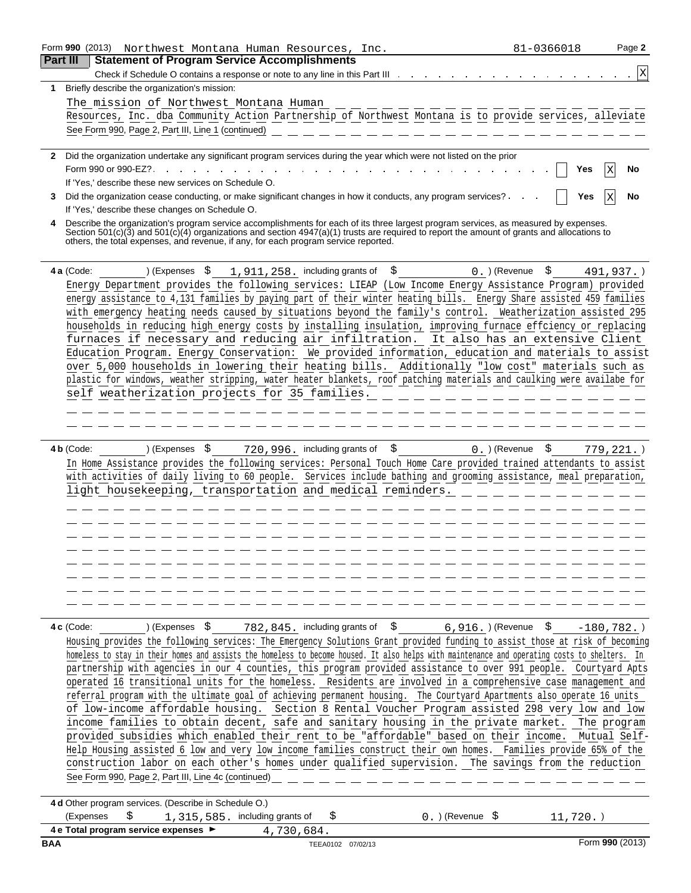Form 990 (2013) Northwest Montana Human Resources, Inc. 81-0366018 Page 2

## Part III Statement of Program Service Accomplishments

Check if Schedule O contains a response or note to any line in this Part III . . . . . . . . . . . . . . . . . . . . [X]

**1** Briefly describe the organization's mission:

The mission of Northwest Montana Human Resources, Inc. dba Community Action Partnership of Northwest Montana is to provide services, alleviate

See Form 990, Page 2, Part III, Line 1 (continued)

**2** Did the organization undertake any significant program services during the year which were not listed on the prior Form 990 or 990-EZ? . . . . . . . . . . . . . . . . . . . . . . . . . . . . . [ ] Yes [X] No

If 'Yes,' describe these new services on Schedule O.

**3** Did the organization cease conducting, or make significant changes in how it conducts, any program services? . . . [ ] Yes [X] No

If 'Yes,' describe these changes on Schedule O.

**4** Describe the organization's program service accomplishments for each of its three largest program services, as measured by expenses. Section 501(c)(3) and 501(c)(4) organizations and section 4947(a)(1) trusts are required to report the amount of grants and allocations to others, the total expenses, and revenue, if any, for each program service reported.

**4 a** (Code: ) (Expenses $ 1,911,258. including grants of $ 0.) (Revenue $ 491,937.)

Energy Department provides the following services: LIEAP (Low Income Energy Assistance Program) provided energy assistance to 4,131 families by paying part of their winter heating bills. Energy Share assisted 459 families with emergency heating needs caused by situations beyond the family's control. Weatherization assisted 295 households in reducing high energy costs by installing insulation, improving furnace effciency or replacing furnaces if necessary and reducing air infiltration. It also has an extensive Client Education Program. Energy Conservation: We provided information, education and materials to assist over 5,000 households in lowering their heating bills. Additionally "low cost" materials such as plastic for windows, weather stripping, water heater blankets, roof patching materials and caulking were availabe for self weatherization projects for 35 families.

**4 b** (Code: ) (Expenses $ 720,996. including grants of $ 0.) (Revenue $ 779,221.)

In Home Assistance provides the following services: Personal Touch Home Care provided trained attendants to assist with activities of daily living to 60 people. Services include bathing and grooming assistance, meal preparation, light housekeeping, transportation and medical reminders.

**4 c** (Code: ) (Expenses $ 782,845. including grants of $ 6,916.) (Revenue $ -180,782.)

Housing provides the following services: The Emergency Solutions Grant provided funding to assist those at risk of becoming homeless to stay in their homes and assists the homeless to become housed. It also helps with maintenance and operating costs to shelters. In partnership with agencies in our 4 counties, this program provided assistance to over 991 people. Courtyard Apts operated 16 transitional units for the homeless. Residents are involved in a comprehensive case management and referral program with the ultimate goal of achieving permanent housing. The Courtyard Apartments also operate 16 units of low-income affordable housing. Section 8 Rental Voucher Program assisted 298 very low and low income families to obtain decent, safe and sanitary housing in the private market. The program provided subsidies which enabled their rent to be "affordable" based on their income. Mutual Self-Help Housing assisted 6 low and very low income families construct their own homes. Families provide 65% of the construction labor on each other's homes under qualified supervision. The savings from the reduction

See Form 990, Page 2, Part III, Line 4c (continued)

**4 d** Other program services. (Describe in Schedule O.)

(Expenses $ 1,315,585. including grants of $ 0.) (Revenue $ 11,720.)

**4 e Total program service expenses** ► 4,730,684.

BAA TEEA0102 07/02/13 Form **990** (2013)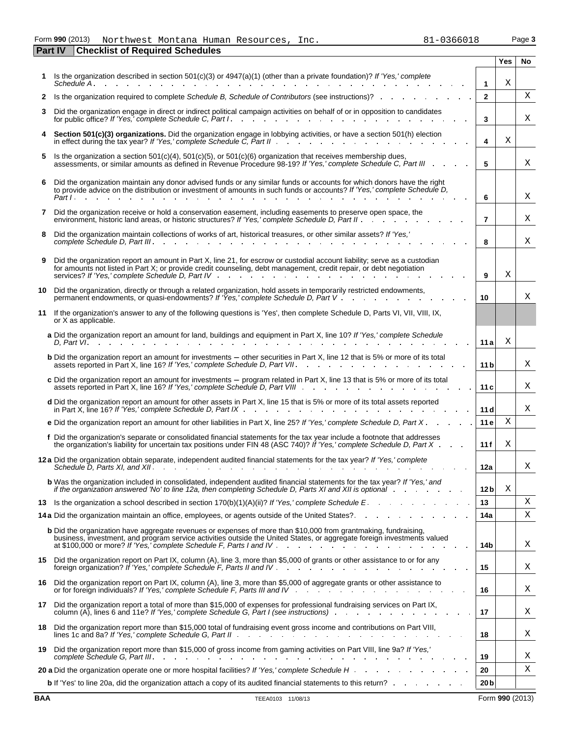Form **990** (2013) Northwest Montana Human Resources, Inc. 81-0366018

## Part IV Checklist of Required Schedules

| | | | Yes | No |
|---|---|---|---|---|
| **1** | Is the organization described in section 501(c)(3) or 4947(a)(1) (other than a private foundation)? *If 'Yes,' complete Schedule A* | **1** | X | |
| **2** | Is the organization required to complete *Schedule B, Schedule of Contributors* (see instructions)? | **2** | | X |
| **3** | Did the organization engage in direct or indirect political campaign activities on behalf of or in opposition to candidates for public office? *If 'Yes,' complete Schedule C, Part I* | **3** | | X |
| **4** | **Section 501(c)(3) organizations.** Did the organization engage in lobbying activities, or have a section 501(h) election in effect during the tax year? *If 'Yes,' complete Schedule C, Part II* | **4** | X | |
| **5** | Is the organization a section 501(c)(4), 501(c)(5), or 501(c)(6) organization that receives membership dues, assessments, or similar amounts as defined in Revenue Procedure 98-19? *If 'Yes,' complete Schedule C, Part III* | **5** | | X |
| **6** | Did the organization maintain any donor advised funds or any similar funds or accounts for which donors have the right to provide advice on the distribution or investment of amounts in such funds or accounts? *If 'Yes,' complete Schedule D, Part I* | **6** | | X |
| **7** | Did the organization receive or hold a conservation easement, including easements to preserve open space, the environment, historic land areas, or historic structures? *If 'Yes,' complete Schedule D, Part II* | **7** | | X |
| **8** | Did the organization maintain collections of works of art, historical treasures, or other similar assets? *If 'Yes,' complete Schedule D, Part III* | **8** | | X |
| **9** | Did the organization report an amount in Part X, line 21, for escrow or custodial account liability; serve as a custodian for amounts not listed in Part X; or provide credit counseling, debt management, credit repair, or debt negotiation services? *If 'Yes,' complete Schedule D, Part IV* | **9** | X | |
| **10** | Did the organization, directly or through a related organization, hold assets in temporarily restricted endowments, permanent endowments, or quasi-endowments? *If 'Yes,' complete Schedule D, Part V* | **10** | | X |
| **11** | If the organization's answer to any of the following questions is 'Yes', then complete Schedule D, Parts VI, VII, VIII, IX, or X as applicable. | | | |
| | **a** Did the organization report an amount for land, buildings and equipment in Part X, line 10? *If 'Yes,' complete Schedule D, Part VI* | **11a** | X | |
| | **b** Did the organization report an amount for investments — other securities in Part X, line 12 that is 5% or more of its total assets reported in Part X, line 16? *If 'Yes,' complete Schedule D, Part VII* | **11b** | | X |
| | **c** Did the organization report an amount for investments — program related in Part X, line 13 that is 5% or more of its total assets reported in Part X, line 16? *If 'Yes,' complete Schedule D, Part VIII* | **11c** | | X |
| | **d** Did the organization report an amount for other assets in Part X, line 15 that is 5% or more of its total assets reported in Part X, line 16? *If 'Yes,' complete Schedule D, Part IX* | **11d** | | X |
| | **e** Did the organization report an amount for other liabilities in Part X, line 25? *If 'Yes,' complete Schedule D, Part X* | **11e** | X | |
| | **f** Did the organization's separate or consolidated financial statements for the tax year include a footnote that addresses the organization's liability for uncertain tax positions under FIN 48 (ASC 740)? *If 'Yes,' complete Schedule D, Part X* | **11f** | X | |
| **12a** | Did the organization obtain separate, independent audited financial statements for the tax year? *If 'Yes,' complete Schedule D, Parts XI, and XII* | **12a** | | X |
| | **b** Was the organization included in consolidated, independent audited financial statements for the tax year? *If 'Yes,' and if the organization answered 'No' to line 12a, then completing Schedule D, Parts XI and XII is optional* | **12b** | X | |
| **13** | Is the organization a school described in section 170(b)(1)(A)(ii)? *If 'Yes,' complete Schedule E* | **13** | | X |
| **14a** | Did the organization maintain an office, employees, or agents outside of the United States? | **14a** | | X |
| | **b** Did the organization have aggregate revenues or expenses of more than $10,000 from grantmaking, fundraising, business, investment, and program service activities outside the United States, or aggregate foreign investments valued at $100,000 or more? *If 'Yes,' complete Schedule F, Parts I and IV* | **14b** | | X |
| **15** | Did the organization report on Part IX, column (A), line 3, more than $5,000 of grants or other assistance to or for any foreign organization? *If 'Yes,' complete Schedule F, Parts II and IV* | **15** | | X |
| **16** | Did the organization report on Part IX, column (A), line 3, more than $5,000 of aggregate grants or other assistance to or for foreign individuals? *If 'Yes,' complete Schedule F, Parts III and IV* | **16** | | X |
| **17** | Did the organization report a total of more than $15,000 of expenses for professional fundraising services on Part IX, column (A), lines 6 and 11e? *If 'Yes,' complete Schedule G, Part I (see instructions)* | **17** | | X |
| **18** | Did the organization report more than $15,000 total of fundraising event gross income and contributions on Part VIII, lines 1c and 8a? *If 'Yes,' complete Schedule G, Part II* | **18** | | X |
| **19** | Did the organization report more than $15,000 of gross income from gaming activities on Part VIII, line 9a? *If 'Yes,' complete Schedule G, Part III* | **19** | | X |
| **20a** | Did the organization operate one or more hospital facilities? *If 'Yes,' complete Schedule H* | **20** | | X |
| | **b** If 'Yes' to line 20a, did the organization attach a copy of its audited financial statements to this return? | **20b** | | |

BAA TEEA0103 11/08/13 Form **990** (2013)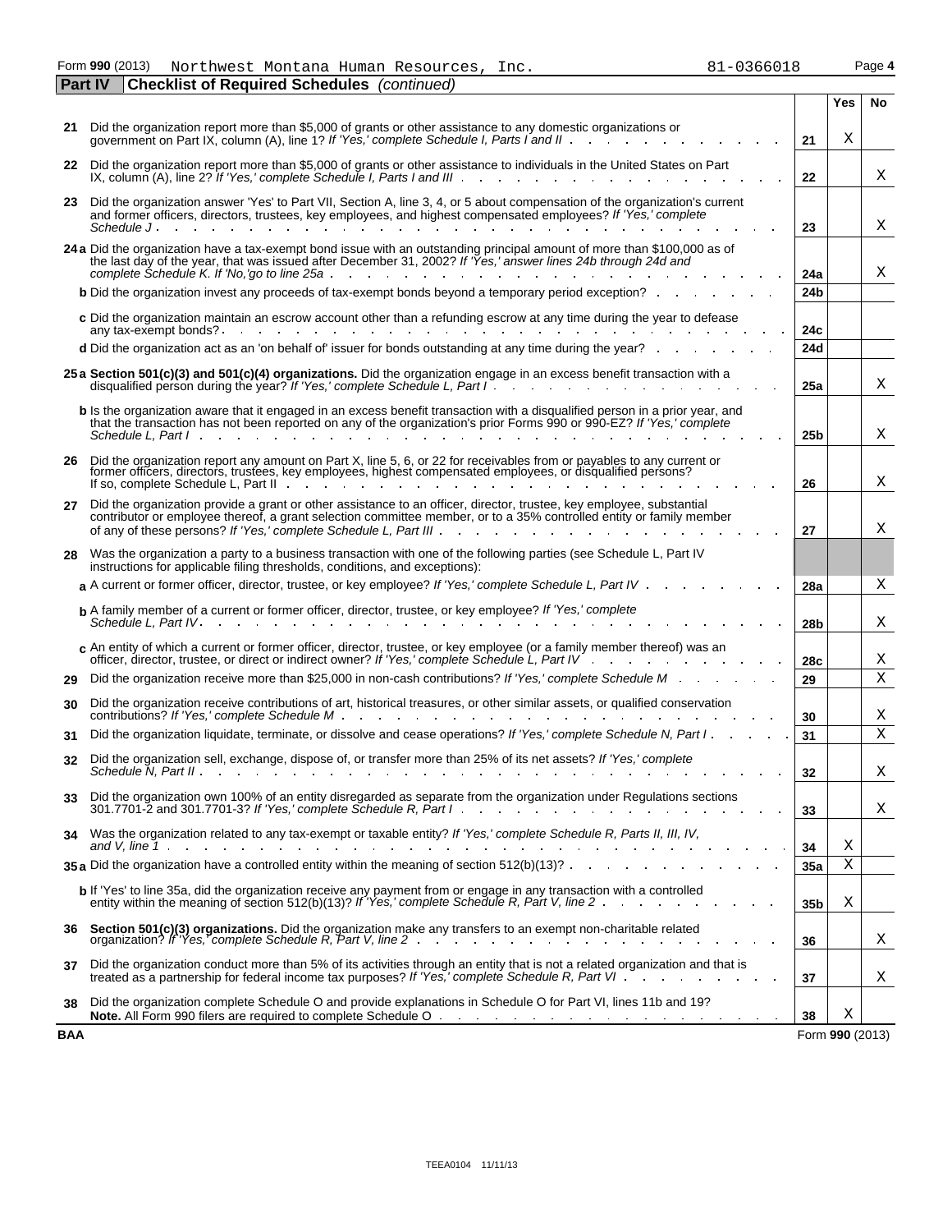Form **990** (2013) Northwest Montana Human Resources, Inc. 81-0366018

**Part IV Checklist of Required Schedules** *(continued)*

| | | | Yes | No |
|---|---|---|---|---|
| **21** | Did the organization report more than $5,000 of grants or other assistance to any domestic organizations or government on Part IX, column (A), line 1? *If 'Yes,' complete Schedule I, Parts I and II* | 21 | X | |
| **22** | Did the organization report more than $5,000 of grants or other assistance to individuals in the United States on Part IX, column (A), line 2? *If 'Yes,' complete Schedule I, Parts I and III* | 22 | | X |
| **23** | Did the organization answer 'Yes' to Part VII, Section A, line 3, 4, or 5 about compensation of the organization's current and former officers, directors, trustees, key employees, and highest compensated employees? *If 'Yes,' complete Schedule J* | 23 | | X |
| **24 a** | Did the organization have a tax-exempt bond issue with an outstanding principal amount of more than $100,000 as of the last day of the year, that was issued after December 31, 2002? *If 'Yes,' answer lines 24b through 24d and complete Schedule K. If 'No,' go to line 25a* | 24a | | X |
| **b** | Did the organization invest any proceeds of tax-exempt bonds beyond a temporary period exception? | 24b | | |
| **c** | Did the organization maintain an escrow account other than a refunding escrow at any time during the year to defease any tax-exempt bonds? | 24c | | |
| **d** | Did the organization act as an 'on behalf of' issuer for bonds outstanding at any time during the year? | 24d | | |
| **25 a** | **Section 501(c)(3) and 501(c)(4) organizations.** Did the organization engage in an excess benefit transaction with a disqualified person during the year? *If 'Yes,' complete Schedule L, Part I* | 25a | | X |
| **b** | Is the organization aware that it engaged in an excess benefit transaction with a disqualified person in a prior year, and that the transaction has not been reported on any of the organization's prior Forms 990 or 990-EZ? *If 'Yes,' complete Schedule L, Part I* | 25b | | X |
| **26** | Did the organization report any amount on Part X, line 5, 6, or 22 for receivables from or payables to any current or former officers, directors, trustees, key employees, highest compensated employees, or disqualified persons? If so, complete Schedule L, Part II | 26 | | X |
| **27** | Did the organization provide a grant or other assistance to an officer, director, trustee, key employee, substantial contributor or employee thereof, a grant selection committee member, or to a 35% controlled entity or family member of any of these persons? *If 'Yes,' complete Schedule L, Part III* | 27 | | X |
| **28** | Was the organization a party to a business transaction with one of the following parties (see Schedule L, Part IV instructions for applicable filing thresholds, conditions, and exceptions): | | | |
| **a** | A current or former officer, director, trustee, or key employee? *If 'Yes,' complete Schedule L, Part IV* | 28a | | X |
| **b** | A family member of a current or former officer, director, trustee, or key employee? *If 'Yes,' complete Schedule L, Part IV* | 28b | | X |
| **c** | An entity of which a current or former officer, director, trustee, or key employee (or a family member thereof) was an officer, director, trustee, or direct or indirect owner? *If 'Yes,' complete Schedule L, Part IV* | 28c | | X |
| **29** | Did the organization receive more than $25,000 in non-cash contributions? *If 'Yes,' complete Schedule M* | 29 | | X |
| **30** | Did the organization receive contributions of art, historical treasures, or other similar assets, or qualified conservation contributions? *If 'Yes,' complete Schedule M* | 30 | | X |
| **31** | Did the organization liquidate, terminate, or dissolve and cease operations? *If 'Yes,' complete Schedule N, Part I* | 31 | | X |
| **32** | Did the organization sell, exchange, dispose of, or transfer more than 25% of its net assets? *If 'Yes,' complete Schedule N, Part II* | 32 | | X |
| **33** | Did the organization own 100% of an entity disregarded as separate from the organization under Regulations sections 301.7701-2 and 301.7701-3? *If 'Yes,' complete Schedule R, Part I* | 33 | | X |
| **34** | Was the organization related to any tax-exempt or taxable entity? *If 'Yes,' complete Schedule R, Parts II, III, IV, and V, line 1* | 34 | X | |
| **35 a** | Did the organization have a controlled entity within the meaning of section 512(b)(13)? | 35a | X | |
| **b** | If 'Yes' to line 35a, did the organization receive any payment from or engage in any transaction with a controlled entity within the meaning of section 512(b)(13)? *If 'Yes,' complete Schedule R, Part V, line 2* | 35b | X | |
| **36** | **Section 501(c)(3) organizations.** Did the organization make any transfers to an exempt non-charitable related organization? *If 'Yes,' complete Schedule R, Part V, line 2* | 36 | | X |
| **37** | Did the organization conduct more than 5% of its activities through an entity that is not a related organization and that is treated as a partnership for federal income tax purposes? *If 'Yes,' complete Schedule R, Part VI* | 37 | | X |
| **38** | Did the organization complete Schedule O and provide explanations in Schedule O for Part VI, lines 11b and 19? **Note.** All Form 990 filers are required to complete Schedule O | 38 | X | |

**BAA** Form **990** (2013)

TEEA0104 11/11/13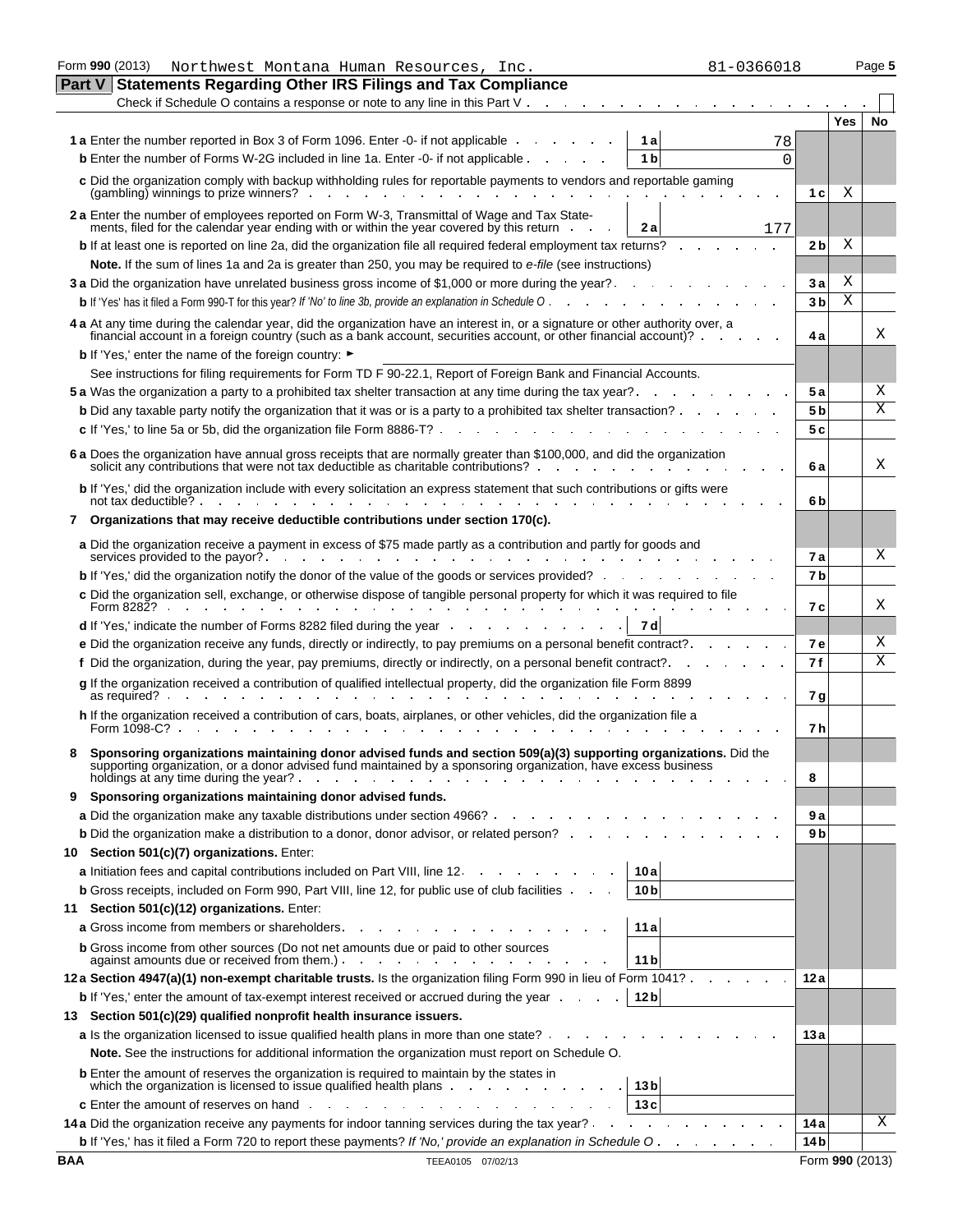Form 990 (2013) Northwest Montana Human Resources, Inc. 81-0366018 Page 5

## Part V Statements Regarding Other IRS Filings and Tax Compliance

Check if Schedule O contains a response or note to any line in this Part V . . . . . . . . . . . . . . . . . . . . . ☐

| | | | | Yes | No |
|---|---|---|---|---|---|
| **1 a** Enter the number reported in Box 3 of Form 1096. Enter -0- if not applicable | 1 a | 78 | | | |
| **b** Enter the number of Forms W-2G included in line 1a. Enter -0- if not applicable | 1 b | 0 | | | |
| **c** Did the organization comply with backup withholding rules for reportable payments to vendors and reportable gaming (gambling) winnings to prize winners? | | | 1 c | X | |
| **2 a** Enter the number of employees reported on Form W-3, Transmittal of Wage and Tax Statements, filed for the calendar year ending with or within the year covered by this return | 2 a | 177 | | | |
| **b** If at least one is reported on line 2a, did the organization file all required federal employment tax returns? | | | 2 b | X | |
| **Note.** If the sum of lines 1a and 2a is greater than 250, you may be required to *e-file* (see instructions) | | | | | |
| **3 a** Did the organization have unrelated business gross income of $1,000 or more during the year? | | | 3 a | X | |
| **b** If 'Yes' has it filed a Form 990-T for this year? *If 'No' to line 3b, provide an explanation in Schedule O* | | | 3 b | X | |
| **4 a** At any time during the calendar year, did the organization have an interest in, or a signature or other authority over, a financial account in a foreign country (such as a bank account, securities account, or other financial account)? | | | 4 a | | X |
| **b** If 'Yes,' enter the name of the foreign country: ► | | | | | |
| See instructions for filing requirements for Form TD F 90-22.1, Report of Foreign Bank and Financial Accounts. | | | | | |
| **5 a** Was the organization a party to a prohibited tax shelter transaction at any time during the tax year? | | | 5 a | | X |
| **b** Did any taxable party notify the organization that it was or is a party to a prohibited tax shelter transaction? | | | 5 b | | X |
| **c** If 'Yes,' to line 5a or 5b, did the organization file Form 8886-T? | | | 5 c | | |
| **6 a** Does the organization have annual gross receipts that are normally greater than $100,000, and did the organization solicit any contributions that were not tax deductible as charitable contributions? | | | 6 a | | X |
| **b** If 'Yes,' did the organization include with every solicitation an express statement that such contributions or gifts were not tax deductible? | | | 6 b | | |
| **7 Organizations that may receive deductible contributions under section 170(c).** | | | | | |
| **a** Did the organization receive a payment in excess of $75 made partly as a contribution and partly for goods and services provided to the payor? | | | 7 a | | X |
| **b** If 'Yes,' did the organization notify the donor of the value of the goods or services provided? | | | 7 b | | |
| **c** Did the organization sell, exchange, or otherwise dispose of tangible personal property for which it was required to file Form 8282? | | | 7 c | | X |
| **d** If 'Yes,' indicate the number of Forms 8282 filed during the year | 7 d | | | | |
| **e** Did the organization receive any funds, directly or indirectly, to pay premiums on a personal benefit contract? | | | 7 e | | X |
| **f** Did the organization, during the year, pay premiums, directly or indirectly, on a personal benefit contract? | | | 7 f | | X |
| **g** If the organization received a contribution of qualified intellectual property, did the organization file Form 8899 as required? | | | 7 g | | |
| **h** If the organization received a contribution of cars, boats, airplanes, or other vehicles, did the organization file a Form 1098-C? | | | 7 h | | |
| **8 Sponsoring organizations maintaining donor advised funds and section 509(a)(3) supporting organizations.** Did the supporting organization, or a donor advised fund maintained by a sponsoring organization, have excess business holdings at any time during the year? | | | 8 | | |
| **9 Sponsoring organizations maintaining donor advised funds.** | | | | | |
| **a** Did the organization make any taxable distributions under section 4966? | | | 9 a | | |
| **b** Did the organization make a distribution to a donor, donor advisor, or related person? | | | 9 b | | |
| **10 Section 501(c)(7) organizations.** Enter: | | | | | |
| **a** Initiation fees and capital contributions included on Part VIII, line 12 | 10 a | | | | |
| **b** Gross receipts, included on Form 990, Part VIII, line 12, for public use of club facilities | 10 b | | | | |
| **11 Section 501(c)(12) organizations.** Enter: | | | | | |
| **a** Gross income from members or shareholders | 11 a | | | | |
| **b** Gross income from other sources (Do not net amounts due or paid to other sources against amounts due or received from them.) | 11 b | | | | |
| **12 a Section 4947(a)(1) non-exempt charitable trusts.** Is the organization filing Form 990 in lieu of Form 1041? | | | 12 a | | |
| **b** If 'Yes,' enter the amount of tax-exempt interest received or accrued during the year | 12 b | | | | |
| **13 Section 501(c)(29) qualified nonprofit health insurance issuers.** | | | | | |
| **a** Is the organization licensed to issue qualified health plans in more than one state? | | | 13 a | | |
| **Note.** See the instructions for additional information the organization must report on Schedule O. | | | | | |
| **b** Enter the amount of reserves the organization is required to maintain by the states in which the organization is licensed to issue qualified health plans | 13 b | | | | |
| **c** Enter the amount of reserves on hand | 13 c | | | | |
| **14 a** Did the organization receive any payments for indoor tanning services during the tax year? | | | 14 a | | X |
| **b** If 'Yes,' has it filed a Form 720 to report these payments? *If 'No,' provide an explanation in Schedule O* | | | 14 b | | |

BAA TEEA0105 07/02/13 Form **990** (2013)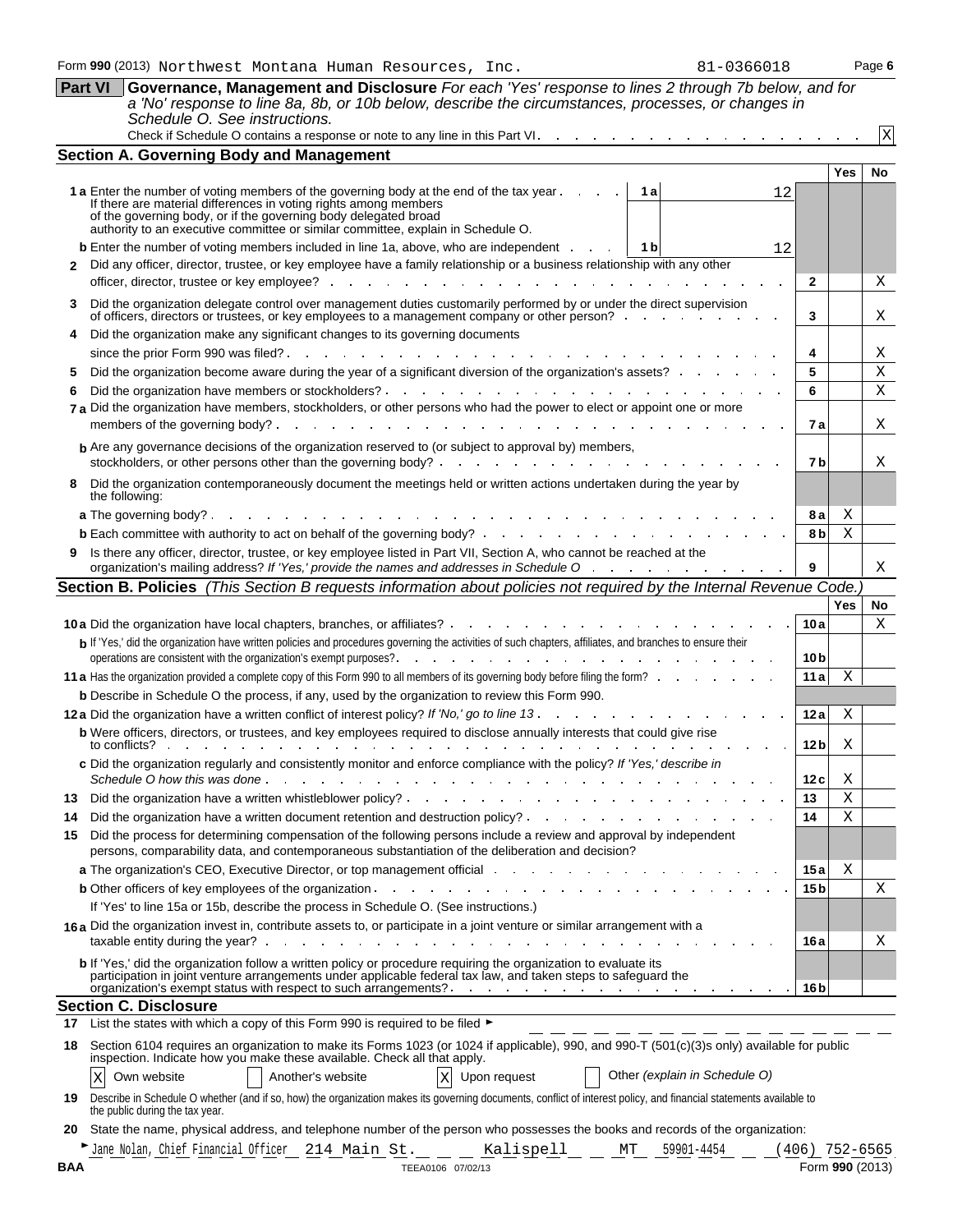Form 990 (2013) Northwest Montana Human Resources, Inc. 81-0366018 Page 6

**Part VI** **Governance, Management and Disclosure** *For each 'Yes' response to lines 2 through 7b below, and for a 'No' response to line 8a, 8b, or 10b below, describe the circumstances, processes, or changes in Schedule O. See instructions.*

Check if Schedule O contains a response or note to any line in this Part VI. [X]

## Section A. Governing Body and Management

| | | | Yes | No |
|---|---|---|---|---|
| **1 a** Enter the number of voting members of the governing body at the end of the tax year. If there are material differences in voting rights among members of the governing body, or if the governing body delegated broad authority to an executive committee or similar committee, explain in Schedule O. | 1a 12 | | | |
| **b** Enter the number of voting members included in line 1a, above, who are independent | 1b 12 | | | |
| **2** Did any officer, director, trustee, or key employee have a family relationship or a business relationship with any other officer, director, trustee or key employee? | | 2 | | X |
| **3** Did the organization delegate control over management duties customarily performed by or under the direct supervision of officers, directors or trustees, or key employees to a management company or other person? | | 3 | | X |
| **4** Did the organization make any significant changes to its governing documents since the prior Form 990 was filed? | | 4 | | X |
| **5** Did the organization become aware during the year of a significant diversion of the organization's assets? | | 5 | | X |
| **6** Did the organization have members or stockholders? | | 6 | | X |
| **7 a** Did the organization have members, stockholders, or other persons who had the power to elect or appoint one or more members of the governing body? | | 7a | | X |
| **b** Are any governance decisions of the organization reserved to (or subject to approval by) members, stockholders, or other persons other than the governing body? | | 7b | | X |
| **8** Did the organization contemporaneously document the meetings held or written actions undertaken during the year by the following: | | | | |
| **a** The governing body? | | 8a | X | |
| **b** Each committee with authority to act on behalf of the governing body? | | 8b | X | |
| **9** Is there any officer, director, trustee, or key employee listed in Part VII, Section A, who cannot be reached at the organization's mailing address? *If 'Yes,' provide the names and addresses in Schedule O* | | 9 | | X |

## Section B. Policies *(This Section B requests information about policies not required by the Internal Revenue Code.)*

| | | Yes | No |
|---|---|---|---|
| **10 a** Did the organization have local chapters, branches, or affiliates? | 10a | | X |
| **b** If 'Yes,' did the organization have written policies and procedures governing the activities of such chapters, affiliates, and branches to ensure their operations are consistent with the organization's exempt purposes? | 10b | | |
| **11 a** Has the organization provided a complete copy of this Form 990 to all members of its governing body before filing the form? | 11a | X | |
| **b** Describe in Schedule O the process, if any, used by the organization to review this Form 990. | | | |
| **12 a** Did the organization have a written conflict of interest policy? *If 'No,' go to line 13* | 12a | X | |
| **b** Were officers, directors, or trustees, and key employees required to disclose annually interests that could give rise to conflicts? | 12b | X | |
| **c** Did the organization regularly and consistently monitor and enforce compliance with the policy? *If 'Yes,' describe in Schedule O how this was done* | 12c | X | |
| **13** Did the organization have a written whistleblower policy? | 13 | X | |
| **14** Did the organization have a written document retention and destruction policy? | 14 | X | |
| **15** Did the process for determining compensation of the following persons include a review and approval by independent persons, comparability data, and contemporaneous substantiation of the deliberation and decision? | | | |
| **a** The organization's CEO, Executive Director, or top management official | 15a | X | |
| **b** Other officers of key employees of the organization | 15b | | X |
| If 'Yes' to line 15a or 15b, describe the process in Schedule O. (See instructions.) | | | |
| **16 a** Did the organization invest in, contribute assets to, or participate in a joint venture or similar arrangement with a taxable entity during the year? | 16a | | X |
| **b** If 'Yes,' did the organization follow a written policy or procedure requiring the organization to evaluate its participation in joint venture arrangements under applicable federal tax law, and taken steps to safeguard the organization's exempt status with respect to such arrangements? | 16b | | |

## Section C. Disclosure

**17** List the states with which a copy of this Form 990 is required to be filed ►

**18** Section 6104 requires an organization to make its Forms 1023 (or 1024 if applicable), 990, and 990-T (501(c)(3)s only) available for public inspection. Indicate how you make these available. Check all that apply.

[X] Own website [ ] Another's website [X] Upon request [ ] Other *(explain in Schedule O)*

**19** Describe in Schedule O whether (and if so, how) the organization makes its governing documents, conflict of interest policy, and financial statements available to the public during the tax year.

**20** State the name, physical address, and telephone number of the person who possesses the books and records of the organization:

► Jane Nolan, Chief Financial Officer 214 Main St. Kalispell MT 59901-4454 (406) 752-6565

BAA TEEA0106 07/02/13 Form **990** (2013)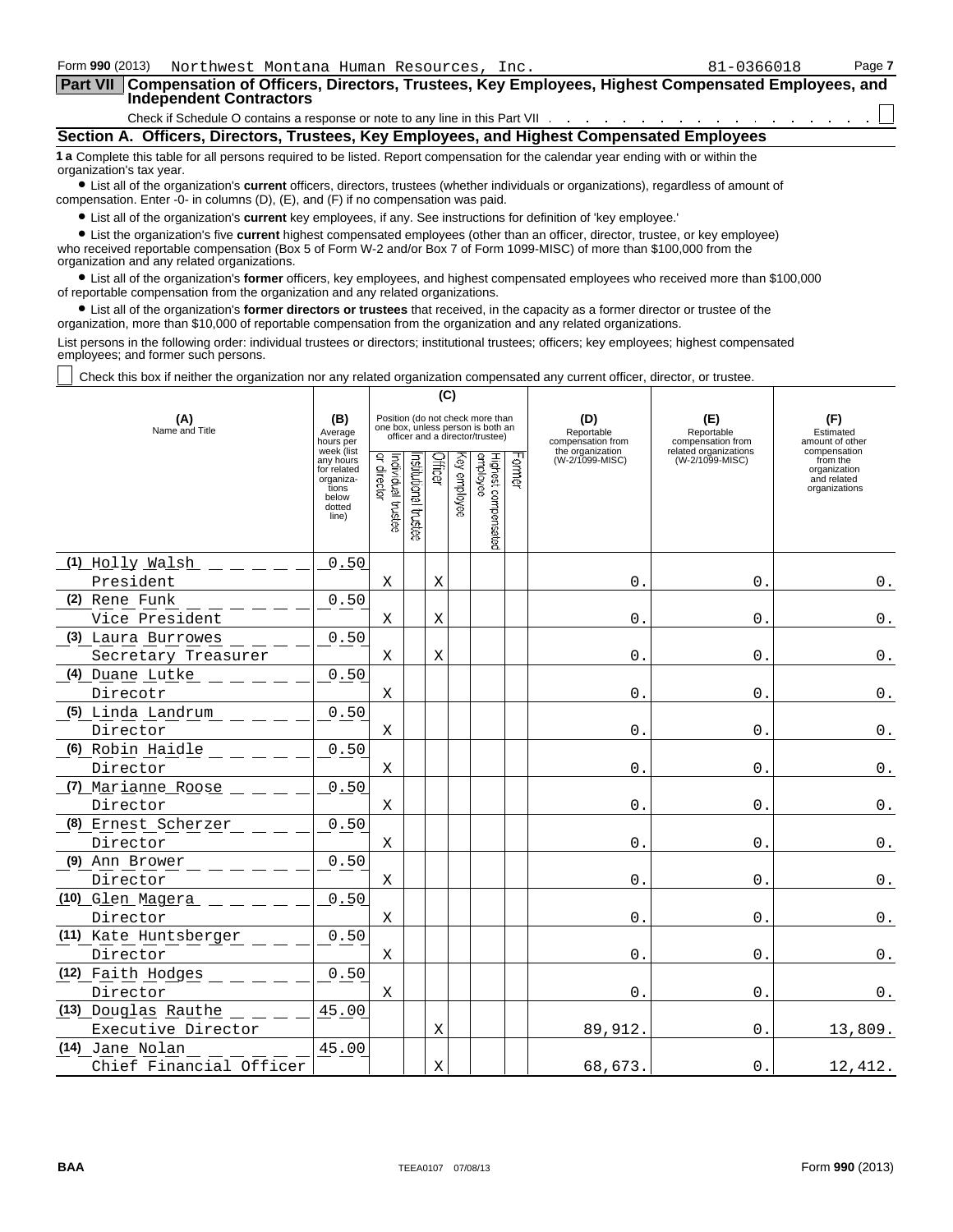Form **990** (2013) Northwest Montana Human Resources, Inc. 81-0366018

## Part VII Compensation of Officers, Directors, Trustees, Key Employees, Highest Compensated Employees, and Independent Contractors

Check if Schedule O contains a response or note to any line in this Part VII ☐

### Section A. Officers, Directors, Trustees, Key Employees, and Highest Compensated Employees

**1 a** Complete this table for all persons required to be listed. Report compensation for the calendar year ending with or within the organization's tax year.

- List all of the organization's **current** officers, directors, trustees (whether individuals or organizations), regardless of amount of compensation. Enter -0- in columns (D), (E), and (F) if no compensation was paid.
- List all of the organization's **current** key employees, if any. See instructions for definition of 'key employee.'
- List the organization's five **current** highest compensated employees (other than an officer, director, trustee, or key employee) who received reportable compensation (Box 5 of Form W-2 and/or Box 7 of Form 1099-MISC) of more than $100,000 from the organization and any related organizations.
- List all of the organization's **former** officers, key employees, and highest compensated employees who received more than $100,000 of reportable compensation from the organization and any related organizations.
- List all of the organization's **former directors or trustees** that received, in the capacity as a former director or trustee of the organization, more than $10,000 of reportable compensation from the organization and any related organizations.

List persons in the following order: individual trustees or directors; institutional trustees; officers; key employees; highest compensated employees; and former such persons.

☐ Check this box if neither the organization nor any related organization compensated any current officer, director, or trustee.

| (A) Name and Title | (B) Average hours per week (list any hours for related organizations below dotted line) | (C) Position (do not check more than one box, unless person is both an officer and a director/trustee): Individual trustee or director | Institutional trustee | Officer | Key employee | Highest compensated employee | Former | (D) Reportable compensation from the organization (W-2/1099-MISC) | (E) Reportable compensation from related organizations (W-2/1099-MISC) | (F) Estimated amount of other compensation from the organization and related organizations |
|---|---|---|---|---|---|---|---|---|---|---|
| (1) Holly Walsh<br>President | 0.50 | X | | X | | | | 0. | 0. | 0. |
| (2) Rene Funk<br>Vice President | 0.50 | X | | X | | | | 0. | 0. | 0. |
| (3) Laura Burrowes<br>Secretary Treasurer | 0.50 | X | | X | | | | 0. | 0. | 0. |
| (4) Duane Lutke<br>Direcotr | 0.50 | X | | | | | | 0. | 0. | 0. |
| (5) Linda Landrum<br>Director | 0.50 | X | | | | | | 0. | 0. | 0. |
| (6) Robin Haidle<br>Director | 0.50 | X | | | | | | 0. | 0. | 0. |
| (7) Marianne Roose<br>Director | 0.50 | X | | | | | | 0. | 0. | 0. |
| (8) Ernest Scherzer<br>Director | 0.50 | X | | | | | | 0. | 0. | 0. |
| (9) Ann Brower<br>Director | 0.50 | X | | | | | | 0. | 0. | 0. |
| (10) Glen Magera<br>Director | 0.50 | X | | | | | | 0. | 0. | 0. |
| (11) Kate Huntsberger<br>Director | 0.50 | X | | | | | | 0. | 0. | 0. |
| (12) Faith Hodges<br>Director | 0.50 | X | | | | | | 0. | 0. | 0. |
| (13) Douglas Rauthe<br>Executive Director | 45.00 | | | X | | | | 89,912. | 0. | 13,809. |
| (14) Jane Nolan<br>Chief Financial Officer | 45.00 | | | X | | | | 68,673. | 0. | 12,412. |

BAA TEEA0107 07/08/13 Form **990** (2013)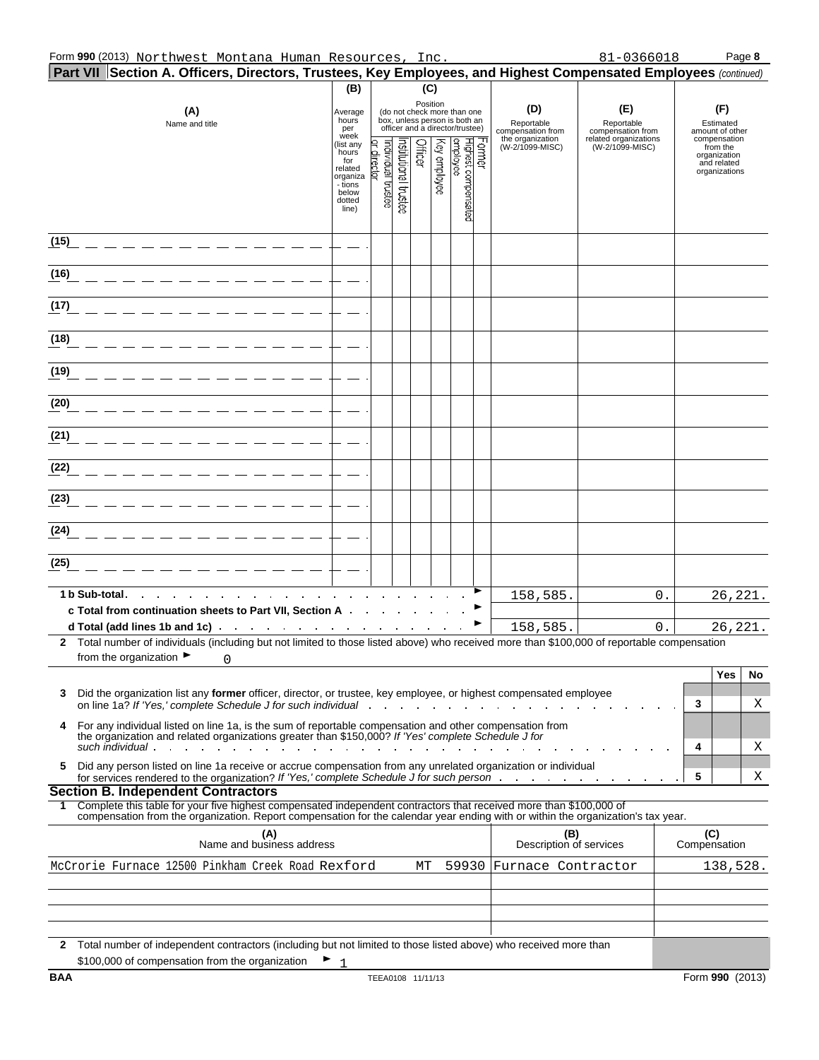Form **990** (2013) Northwest Montana Human Resources, Inc. 81-0366018

## Part VII Section A. Officers, Directors, Trustees, Key Employees, and Highest Compensated Employees *(continued)*

| (A) Name and title | (B) Average hours per week (list any hours for related organizations below dotted line) | (C) Position (do not check more than one box, unless person is both an officer and a director/trustee) | | | | | | (D) Reportable compensation from the organization (W-2/1099-MISC) | (E) Reportable compensation from related organizations (W-2/1099-MISC) | (F) Estimated amount of other compensation from the organization and related organizations |
|---|---|---|---|---|---|---|---|---|---|---|
| | | Individual trustee or director | Institutional trustee | Officer | Key employee | Highest compensated employee | Former | | | |
| (15) | | | | | | | | | | |
| (16) | | | | | | | | | | |
| (17) | | | | | | | | | | |
| (18) | | | | | | | | | | |
| (19) | | | | | | | | | | |
| (20) | | | | | | | | | | |
| (21) | | | | | | | | | | |
| (22) | | | | | | | | | | |
| (23) | | | | | | | | | | |
| (24) | | | | | | | | | | |
| (25) | | | | | | | | | | |
| **1 b Sub-total** ► | | | | | | | | 158,585. | 0. | 26,221. |
| **c Total from continuation sheets to Part VII, Section A** ► | | | | | | | | | | |
| **d Total (add lines 1b and 1c)** ► | | | | | | | | 158,585. | 0. | 26,221. |

**2** Total number of individuals (including but not limited to those listed above) who received more than $100,000 of reportable compensation from the organization ► 0

| | | Yes | No |
|---|---|---|---|
| **3** Did the organization list any **former** officer, director, or trustee, key employee, or highest compensated employee on line 1a? *If 'Yes,' complete Schedule J for such individual* | 3 | | X |
| **4** For any individual listed on line 1a, is the sum of reportable compensation and other compensation from the organization and related organizations greater than $150,000? *If 'Yes' complete Schedule J for such individual* | 4 | | X |
| **5** Did any person listed on line 1a receive or accrue compensation from any unrelated organization or individual for services rendered to the organization? *If 'Yes,' complete Schedule J for such person* | 5 | | X |

### Section B. Independent Contractors

**1** Complete this table for your five highest compensated independent contractors that received more than $100,000 of compensation from the organization. Report compensation for the calendar year ending with or within the organization's tax year.

| (A) Name and business address | (B) Description of services | (C) Compensation |
|---|---|---|
| McCrorie Furnace 12500 Pinkham Creek Road Rexford MT 59930 | Furnace Contractor | 138,528. |
| | | |
| | | |
| | | |
| | | |

**2** Total number of independent contractors (including but not limited to those listed above) who received more than $100,000 of compensation from the organization ► 1

BAA TEEA0108 11/11/13 Form **990** (2013)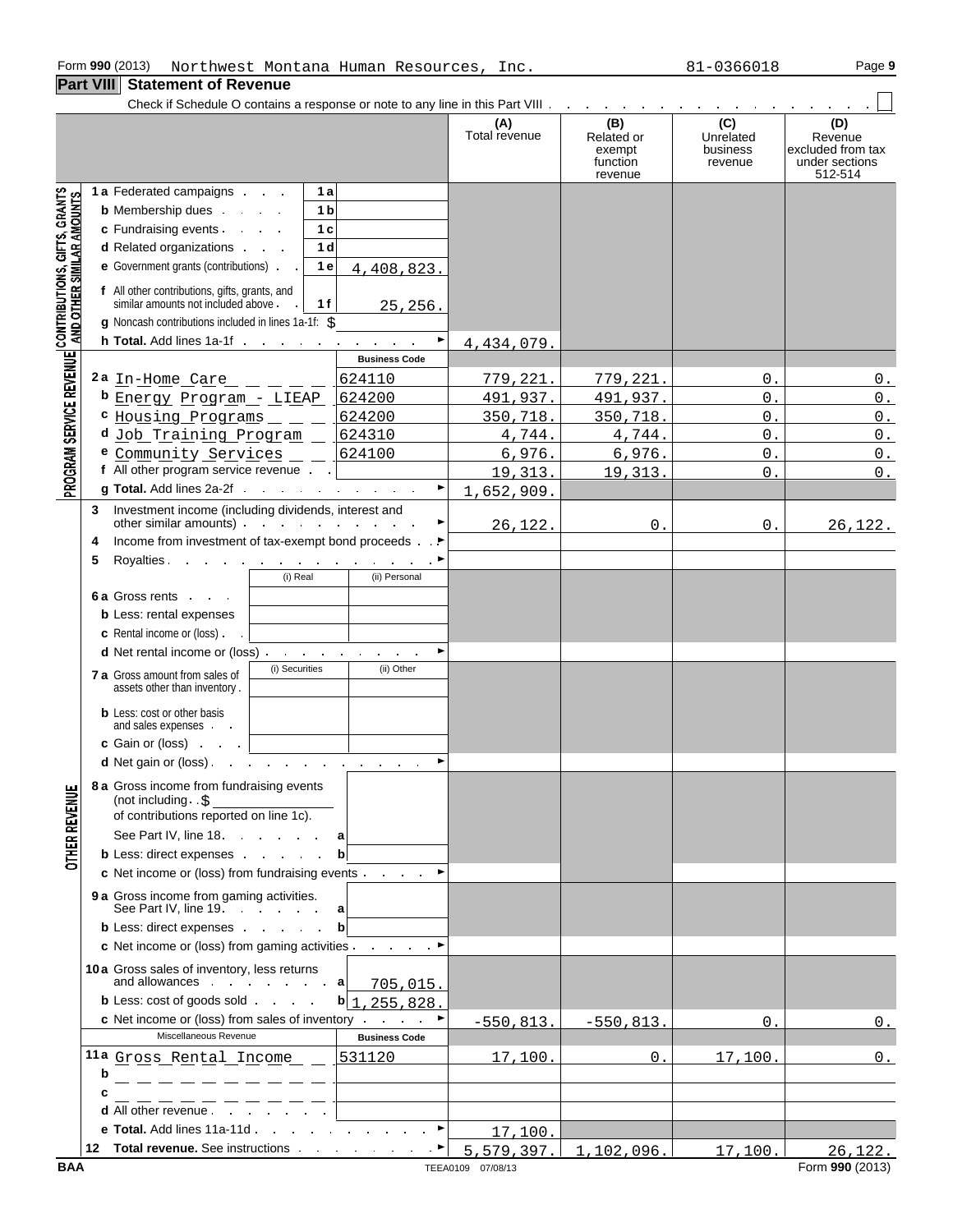Form 990 (2013) Northwest Montana Human Resources, Inc. 81-0366018

## Part VIII Statement of Revenue

Check if Schedule O contains a response or note to any line in this Part VIII . . . . . ☐

| | | | (A) Total revenue | (B) Related or exempt function revenue | (C) Unrelated business revenue | (D) Revenue excluded from tax under sections 512-514 |
|---|---|---|---|---|---|---|
| **CONTRIBUTIONS, GIFTS, GRANTS AND OTHER SIMILAR AMOUNTS** | 1a Federated campaigns . . . 1a | | | | | |
| | b Membership dues . . . . 1b | | | | | |
| | c Fundraising events . . . . 1c | | | | | |
| | d Related organizations . . . 1d | | | | | |
| | e Government grants (contributions) . . 1e | 4,408,823. | | | | |
| | f All other contributions, gifts, grants, and similar amounts not included above . . 1f | 25,256. | | | | |
| | g Noncash contributions included in lines 1a-1f: $ | | | | | |
| | h Total. Add lines 1a-1f . . . . . . . . | | 4,434,079. | | | |
| **PROGRAM SERVICE REVENUE** | | Business Code | | | | |
| | 2a In-Home Care | 624110 | 779,221. | 779,221. | 0. | 0. |
| | b Energy Program - LIEAP | 624200 | 491,937. | 491,937. | 0. | 0. |
| | c Housing Programs | 624200 | 350,718. | 350,718. | 0. | 0. |
| | d Job Training Program | 624310 | 4,744. | 4,744. | 0. | 0. |
| | e Community Services | 624100 | 6,976. | 6,976. | 0. | 0. |
| | f All other program service revenue . . | | 19,313. | 19,313. | 0. | 0. |
| | g Total. Add lines 2a-2f . . . . . . . . | | 1,652,909. | | | |
| | 3 Investment income (including dividends, interest and other similar amounts) . . . . . . . . . | | 26,122. | 0. | 0. | 26,122. |
| | 4 Income from investment of tax-exempt bond proceeds . . | | | | | |
| | 5 Royalties . . . . . . . . . . . . . . | | | | | |
| | | (i) Real / (ii) Personal | | | | |
| | 6a Gross rents . . . | | | | | |
| | b Less: rental expenses | | | | | |
| | c Rental income or (loss) . . | | | | | |
| | d Net rental income or (loss) . . . . . . . . . | | | | | |
| | | (i) Securities / (ii) Other | | | | |
| | 7a Gross amount from sales of assets other than inventory . | | | | | |
| | b Less: cost or other basis and sales expenses . . | | | | | |
| | c Gain or (loss) . . . | | | | | |
| | d Net gain or (loss) . . . . . . . . . . . . | | | | | |
| **OTHER REVENUE** | 8a Gross income from fundraising events (not including . . $ of contributions reported on line 1c). See Part IV, line 18. . . . . . . a | | | | | |
| | b Less: direct expenses . . . . . . b | | | | | |
| | c Net income or (loss) from fundraising events . . . . . | | | | | |
| | 9a Gross income from gaming activities. See Part IV, line 19. . . . . . . a | | | | | |
| | b Less: direct expenses . . . . . . b | | | | | |
| | c Net income or (loss) from gaming activities . . . . . . | | | | | |
| | 10a Gross sales of inventory, less returns and allowances . . . . . . . . a | 705,015. | | | | |
| | b Less: cost of goods sold . . . . b | 1,255,828. | | | | |
| | c Net income or (loss) from sales of inventory . . . . . | | -550,813. | -550,813. | 0. | 0. |
| | Miscellaneous Revenue | Business Code | | | | |
| | 11a Gross Rental Income | 531120 | 17,100. | 0. | 17,100. | 0. |
| | b | | | | | |
| | c | | | | | |
| | d All other revenue . . . . . . . | | | | | |
| | e Total. Add lines 11a-11d . . . . . . . . . . | | 17,100. | | | |
| | 12 Total revenue. See instructions . . . . . . . . . | | 5,579,397. | 1,102,096. | 17,100. | 26,122. |

BAA TEEA0109 07/08/13 Form **990** (2013)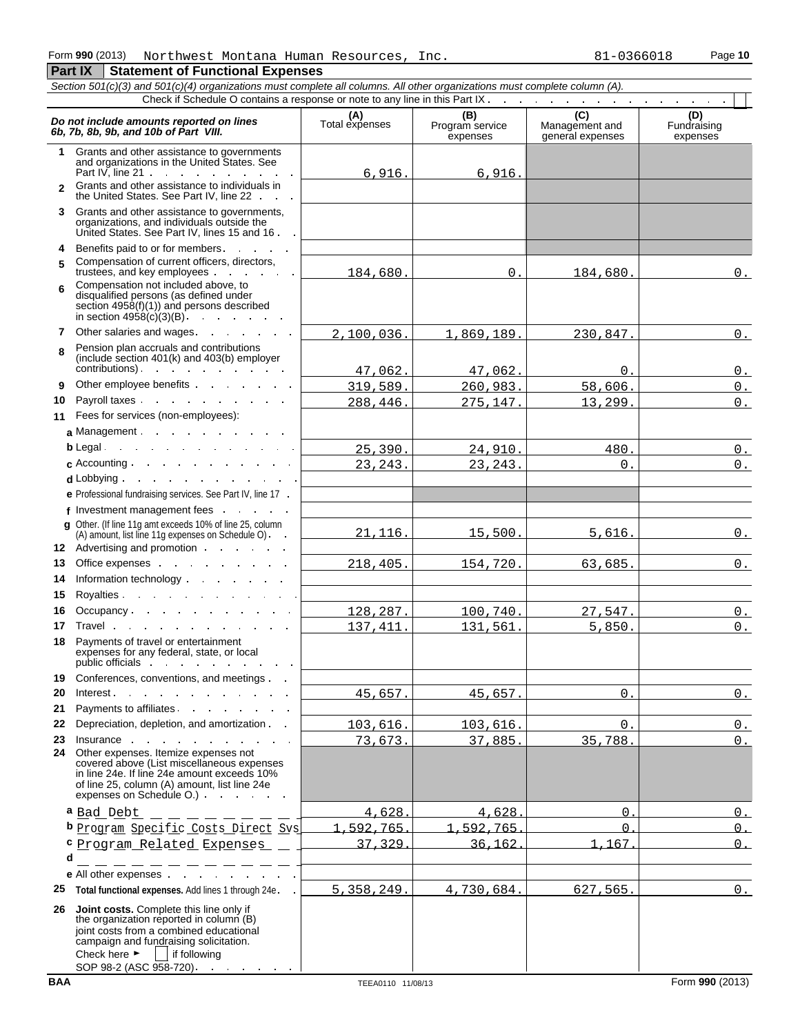Form **990** (2013) Northwest Montana Human Resources, Inc. 81-0366018

## Part IX Statement of Functional Expenses

*Section 501(c)(3) and 501(c)(4) organizations must complete all columns. All other organizations must complete column (A).*

Check if Schedule O contains a response or note to any line in this Part IX . . . ☐

| *Do not include amounts reported on lines 6b, 7b, 8b, 9b, and 10b of Part VIII.* | (A) Total expenses | (B) Program service expenses | (C) Management and general expenses | (D) Fundraising expenses |
|---|---|---|---|---|
| **1** Grants and other assistance to governments and organizations in the United States. See Part IV, line 21 | 6,916. | 6,916. | | |
| **2** Grants and other assistance to individuals in the United States. See Part IV, line 22 | | | | |
| **3** Grants and other assistance to governments, organizations, and individuals outside the United States. See Part IV, lines 15 and 16 | | | | |
| **4** Benefits paid to or for members | | | | |
| **5** Compensation of current officers, directors, trustees, and key employees | 184,680. | 0. | 184,680. | 0. |
| **6** Compensation not included above, to disqualified persons (as defined under section 4958(f)(1)) and persons described in section 4958(c)(3)(B) | | | | |
| **7** Other salaries and wages | 2,100,036. | 1,869,189. | 230,847. | 0. |
| **8** Pension plan accruals and contributions (include section 401(k) and 403(b) employer contributions) | 47,062. | 47,062. | 0. | 0. |
| **9** Other employee benefits | 319,589. | 260,983. | 58,606. | 0. |
| **10** Payroll taxes | 288,446. | 275,147. | 13,299. | 0. |
| **11** Fees for services (non-employees): | | | | |
| **a** Management | | | | |
| **b** Legal | 25,390. | 24,910. | 480. | 0. |
| **c** Accounting | 23,243. | 23,243. | 0. | 0. |
| **d** Lobbying | | | | |
| **e** Professional fundraising services. See Part IV, line 17 | | | | |
| **f** Investment management fees | | | | |
| **g** Other. (If line 11g amt exceeds 10% of line 25, column (A) amount, list line 11g expenses on Schedule O) | 21,116. | 15,500. | 5,616. | 0. |
| **12** Advertising and promotion | | | | |
| **13** Office expenses | 218,405. | 154,720. | 63,685. | 0. |
| **14** Information technology | | | | |
| **15** Royalties | | | | |
| **16** Occupancy | 128,287. | 100,740. | 27,547. | 0. |
| **17** Travel | 137,411. | 131,561. | 5,850. | 0. |
| **18** Payments of travel or entertainment expenses for any federal, state, or local public officials | | | | |
| **19** Conferences, conventions, and meetings | | | | |
| **20** Interest | 45,657. | 45,657. | 0. | 0. |
| **21** Payments to affiliates | | | | |
| **22** Depreciation, depletion, and amortization | 103,616. | 103,616. | 0. | 0. |
| **23** Insurance | 73,673. | 37,885. | 35,788. | 0. |
| **24** Other expenses. Itemize expenses not covered above (List miscellaneous expenses in line 24e. If line 24e amount exceeds 10% of line 25, column (A) amount, list line 24e expenses on Schedule O.) | | | | |
| **a** Bad Debt | 4,628. | 4,628. | 0. | 0. |
| **b** Program Specific Costs Direct Svs | 1,592,765. | 1,592,765. | 0. | 0. |
| **c** Program Related Expenses | 37,329. | 36,162. | 1,167. | 0. |
| **d** | | | | |
| **e** All other expenses | | | | |
| **25** **Total functional expenses.** Add lines 1 through 24e | 5,358,249. | 4,730,684. | 627,565. | 0. |
| **26** **Joint costs.** Complete this line only if the organization reported in column (B) joint costs from a combined educational campaign and fundraising solicitation. Check here ► ☐ if following SOP 98-2 (ASC 958-720) | | | | |

BAA TEEA0110 11/08/13 Form **990** (2013)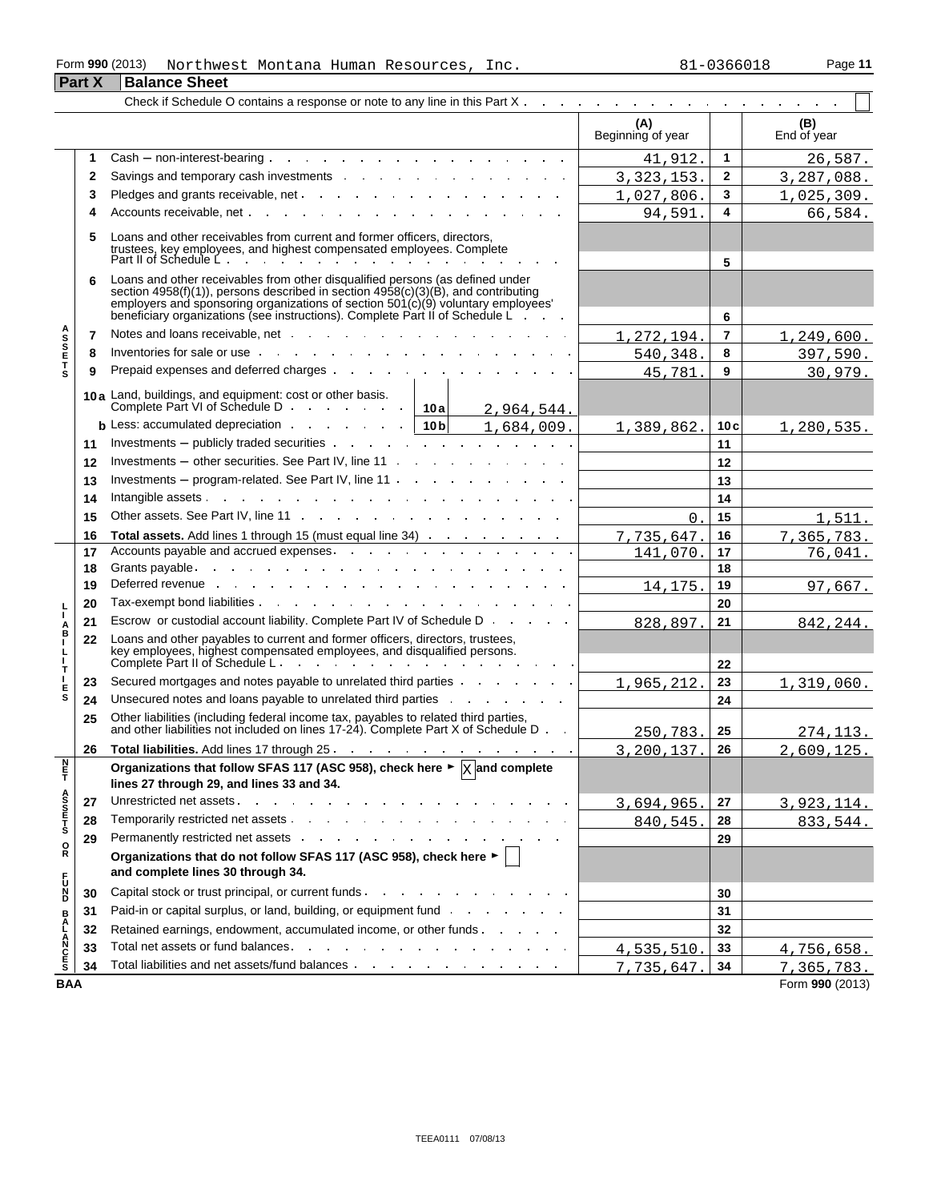Form 990 (2013) Northwest Montana Human Resources, Inc. 81-0366018

## Part X Balance Sheet

Check if Schedule O contains a response or note to any line in this Part X . . . . . . . . . . . . . . . . ☐

| | | | | (A) Beginning of year | | (B) End of year |
|---|---|---|---|---|---|---|
| ASSETS | 1 | Cash – non-interest-bearing | | 41,912. | 1 | 26,587. |
| | 2 | Savings and temporary cash investments | | 3,323,153. | 2 | 3,287,088. |
| | 3 | Pledges and grants receivable, net | | 1,027,806. | 3 | 1,025,309. |
| | 4 | Accounts receivable, net | | 94,591. | 4 | 66,584. |
| | 5 | Loans and other receivables from current and former officers, directors, trustees, key employees, and highest compensated employees. Complete Part II of Schedule L | | | 5 | |
| | 6 | Loans and other receivables from other disqualified persons (as defined under section 4958(f)(1)), persons described in section 4958(c)(3)(B), and contributing employers and sponsoring organizations of section 501(c)(9) voluntary employees' beneficiary organizations (see instructions). Complete Part II of Schedule L | | | 6 | |
| | 7 | Notes and loans receivable, net | | 1,272,194. | 7 | 1,249,600. |
| | 8 | Inventories for sale or use | | 540,348. | 8 | 397,590. |
| | 9 | Prepaid expenses and deferred charges | | 45,781. | 9 | 30,979. |
| | 10a | Land, buildings, and equipment: cost or other basis. Complete Part VI of Schedule D | 10a 2,964,544. | | | |
| | b | Less: accumulated depreciation | 10b 1,684,009. | 1,389,862. | 10c | 1,280,535. |
| | 11 | Investments – publicly traded securities | | | 11 | |
| | 12 | Investments – other securities. See Part IV, line 11 | | | 12 | |
| | 13 | Investments – program-related. See Part IV, line 11 | | | 13 | |
| | 14 | Intangible assets | | | 14 | |
| | 15 | Other assets. See Part IV, line 11 | | 0. | 15 | 1,511. |
| | 16 | **Total assets.** Add lines 1 through 15 (must equal line 34) | | 7,735,647. | 16 | 7,365,783. |
| LIABILITIES | 17 | Accounts payable and accrued expenses | | 141,070. | 17 | 76,041. |
| | 18 | Grants payable | | | 18 | |
| | 19 | Deferred revenue | | 14,175. | 19 | 97,667. |
| | 20 | Tax-exempt bond liabilities | | | 20 | |
| | 21 | Escrow or custodial account liability. Complete Part IV of Schedule D | | 828,897. | 21 | 842,244. |
| | 22 | Loans and other payables to current and former officers, directors, trustees, key employees, highest compensated employees, and disqualified persons. Complete Part II of Schedule L | | | 22 | |
| | 23 | Secured mortgages and notes payable to unrelated third parties | | 1,965,212. | 23 | 1,319,060. |
| | 24 | Unsecured notes and loans payable to unrelated third parties | | | 24 | |
| | 25 | Other liabilities (including federal income tax, payables to related third parties, and other liabilities not included on lines 17-24). Complete Part X of Schedule D | | 250,783. | 25 | 274,113. |
| | 26 | **Total liabilities.** Add lines 17 through 25 | | 3,200,137. | 26 | 2,609,125. |
| NET ASSETS OR FUND BALANCES | | **Organizations that follow SFAS 117 (ASC 958), check here ► ☒ and complete lines 27 through 29, and lines 33 and 34.** | | | | |
| | 27 | Unrestricted net assets | | 3,694,965. | 27 | 3,923,114. |
| | 28 | Temporarily restricted net assets | | 840,545. | 28 | 833,544. |
| | 29 | Permanently restricted net assets | | | 29 | |
| | | **Organizations that do not follow SFAS 117 (ASC 958), check here ► ☐ and complete lines 30 through 34.** | | | | |
| | 30 | Capital stock or trust principal, or current funds | | | 30 | |
| | 31 | Paid-in or capital surplus, or land, building, or equipment fund | | | 31 | |
| | 32 | Retained earnings, endowment, accumulated income, or other funds | | | 32 | |
| | 33 | Total net assets or fund balances | | 4,535,510. | 33 | 4,756,658. |
| | 34 | Total liabilities and net assets/fund balances | | 7,735,647. | 34 | 7,365,783. |

BAA Form **990** (2013)

TEEA0111 07/08/13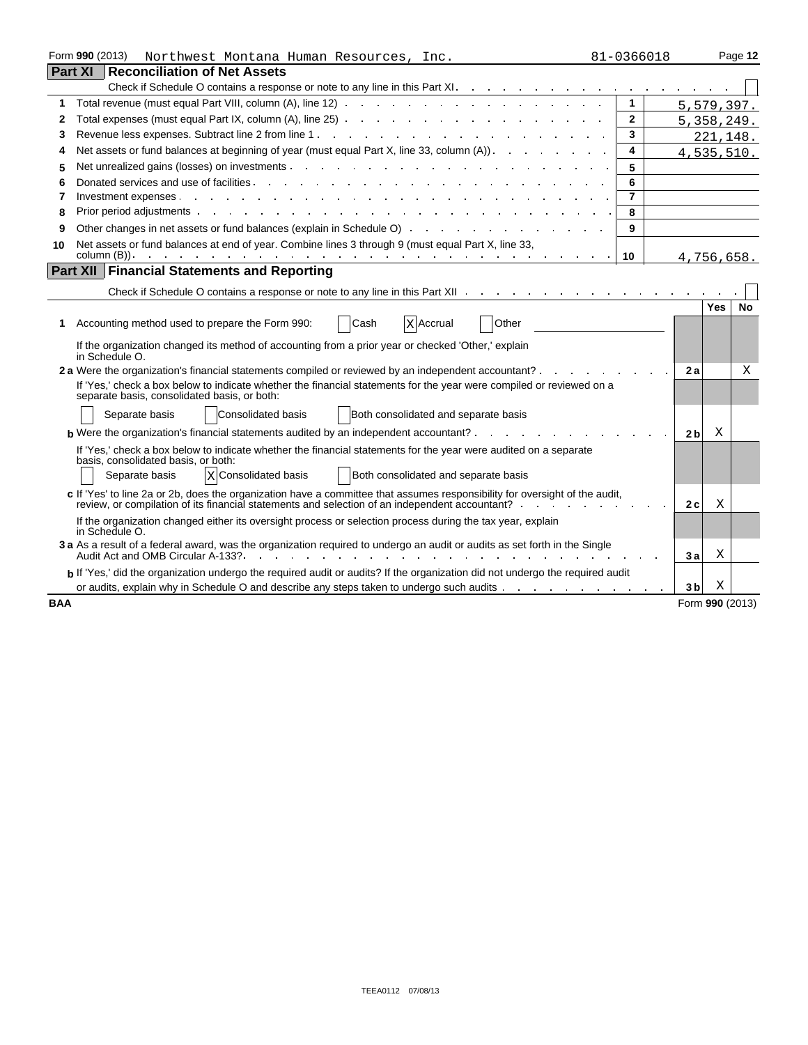Form **990** (2013) Northwest Montana Human Resources, Inc. 81-0366018

## Part XI Reconciliation of Net Assets

Check if Schedule O contains a response or note to any line in this Part XI. ☐

| | | | |
|---|---|---|---|
| 1 | Total revenue (must equal Part VIII, column (A), line 12) | 1 | 5,579,397. |
| 2 | Total expenses (must equal Part IX, column (A), line 25) | 2 | 5,358,249. |
| 3 | Revenue less expenses. Subtract line 2 from line 1 | 3 | 221,148. |
| 4 | Net assets or fund balances at beginning of year (must equal Part X, line 33, column (A)) | 4 | 4,535,510. |
| 5 | Net unrealized gains (losses) on investments | 5 | |
| 6 | Donated services and use of facilities | 6 | |
| 7 | Investment expenses | 7 | |
| 8 | Prior period adjustments | 8 | |
| 9 | Other changes in net assets or fund balances (explain in Schedule O) | 9 | |
| 10 | Net assets or fund balances at end of year. Combine lines 3 through 9 (must equal Part X, line 33, column (B)) | 10 | 4,756,658. |

## Part XII Financial Statements and Reporting

Check if Schedule O contains a response or note to any line in this Part XII ☐

| | | | Yes | No |
|---|---|---|---|---|
| 1 | Accounting method used to prepare the Form 990: ☐ Cash ☒ Accrual ☐ Other | | | |
| | If the organization changed its method of accounting from a prior year or checked 'Other,' explain in Schedule O. | | | |
| 2a | Were the organization's financial statements compiled or reviewed by an independent accountant? | 2a | | X |
| | If 'Yes,' check a box below to indicate whether the financial statements for the year were compiled or reviewed on a separate basis, consolidated basis, or both: ☐ Separate basis ☐ Consolidated basis ☐ Both consolidated and separate basis | | | |
| b | Were the organization's financial statements audited by an independent accountant? | 2b | X | |
| | If 'Yes,' check a box below to indicate whether the financial statements for the year were audited on a separate basis, consolidated basis, or both: ☐ Separate basis ☒ Consolidated basis ☐ Both consolidated and separate basis | | | |
| c | If 'Yes' to line 2a or 2b, does the organization have a committee that assumes responsibility for oversight of the audit, review, or compilation of its financial statements and selection of an independent accountant? | 2c | X | |
| | If the organization changed either its oversight process or selection process during the tax year, explain in Schedule O. | | | |
| 3a | As a result of a federal award, was the organization required to undergo an audit or audits as set forth in the Single Audit Act and OMB Circular A-133? | 3a | X | |
| b | If 'Yes,' did the organization undergo the required audit or audits? If the organization did not undergo the required audit or audits, explain why in Schedule O and describe any steps taken to undergo such audits | 3b | X | |

BAA Form **990** (2013)

TEEA0112 07/08/13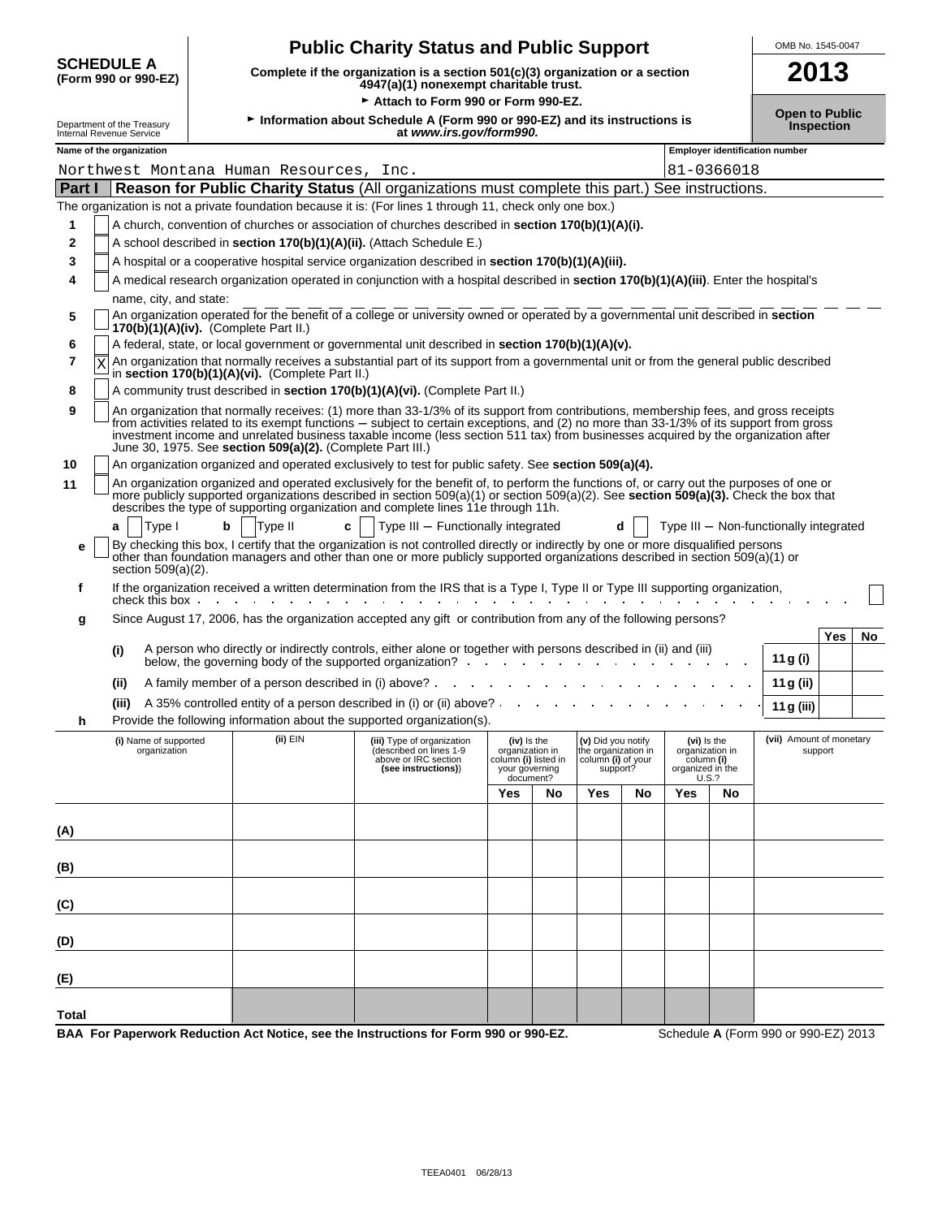# SCHEDULE A (Form 990 or 990-EZ)

## Public Charity Status and Public Support

**Complete if the organization is a section 501(c)(3) organization or a section 4947(a)(1) nonexempt charitable trust.**

► **Attach to Form 990 or Form 990-EZ.**

► **Information about Schedule A (Form 990 or 990-EZ) and its instructions is at *www.irs.gov/form990.***

OMB No. 1545-0047

**2013**

**Open to Public Inspection**

Department of the Treasury
Internal Revenue Service

**Name of the organization:** Northwest Montana Human Resources, Inc.

**Employer identification number:** 81-0366018

## Part I — Reason for Public Charity Status (All organizations must complete this part.) See instructions.

The organization is not a private foundation because it is: (For lines 1 through 11, check only one box.)

1. [ ] A church, convention of churches or association of churches described in **section 170(b)(1)(A)(i).**
2. [ ] A school described in **section 170(b)(1)(A)(ii).** (Attach Schedule E.)
3. [ ] A hospital or a cooperative hospital service organization described in **section 170(b)(1)(A)(iii).**
4. [ ] A medical research organization operated in conjunction with a hospital described in **section 170(b)(1)(A)(iii)**. Enter the hospital's name, city, and state:
5. [ ] An organization operated for the benefit of a college or university owned or operated by a governmental unit described in **section 170(b)(1)(A)(iv).** (Complete Part II.)
6. [ ] A federal, state, or local government or governmental unit described in **section 170(b)(1)(A)(v).**
7. [X] An organization that normally receives a substantial part of its support from a governmental unit or from the general public described in **section 170(b)(1)(A)(vi).** (Complete Part II.)
8. [ ] A community trust described in **section 170(b)(1)(A)(vi).** (Complete Part II.)
9. [ ] An organization that normally receives: (1) more than 33-1/3% of its support from contributions, membership fees, and gross receipts from activities related to its exempt functions – subject to certain exceptions, and (2) no more than 33-1/3% of its support from gross investment income and unrelated business taxable income (less section 511 tax) from businesses acquired by the organization after June 30, 1975. See **section 509(a)(2).** (Complete Part III.)
10. [ ] An organization organized and operated exclusively to test for public safety. See **section 509(a)(4).**
11. [ ] An organization organized and operated exclusively for the benefit of, to perform the functions of, or carry out the purposes of one or more publicly supported organizations described in section 509(a)(1) or section 509(a)(2). See **section 509(a)(3).** Check the box that describes the type of supporting organization and complete lines 11e through 11h.

   **a** [ ] Type I　**b** [ ] Type II　**c** [ ] Type III – Functionally integrated　**d** [ ] Type III – Non-functionally integrated

   **e** [ ] By checking this box, I certify that the organization is not controlled directly or indirectly by one or more disqualified persons other than foundation managers and other than one or more publicly supported organizations described in section 509(a)(1) or section 509(a)(2).

   **f** If the organization received a written determination from the IRS that is a Type I, Type II or Type III supporting organization, check this box [ ]

   **g** Since August 17, 2006, has the organization accepted any gift or contribution from any of the following persons?

| | | | Yes | No |
|---|---|---|---|---|
| (i) | A person who directly or indirectly controls, either alone or together with persons described in (ii) and (iii) below, the governing body of the supported organization? | 11 g (i) | | |
| (ii) | A family member of a person described in (i) above? | 11 g (ii) | | |
| (iii) | A 35% controlled entity of a person described in (i) or (ii) above? | 11 g (iii) | | |

   **h** Provide the following information about the supported organization(s).

| | (i) Name of supported organization | (ii) EIN | (iii) Type of organization (described on lines 1-9 above or IRC section (see instructions)) | (iv) Is the organization in column (i) listed in your governing document? | | (v) Did you notify the organization in column (i) of your support? | | (vi) Is the organization in column (i) organized in the U.S.? | | (vii) Amount of monetary support |
|---|---|---|---|---|---|---|---|---|---|---|
| | | | | Yes | No | Yes | No | Yes | No | |
| (A) | | | | | | | | | | |
| (B) | | | | | | | | | | |
| (C) | | | | | | | | | | |
| (D) | | | | | | | | | | |
| (E) | | | | | | | | | | |
| Total | | | | | | | | | | |

**BAA For Paperwork Reduction Act Notice, see the Instructions for Form 990 or 990-EZ.**　Schedule **A** (Form 990 or 990-EZ) 2013

TEEA0401 06/28/13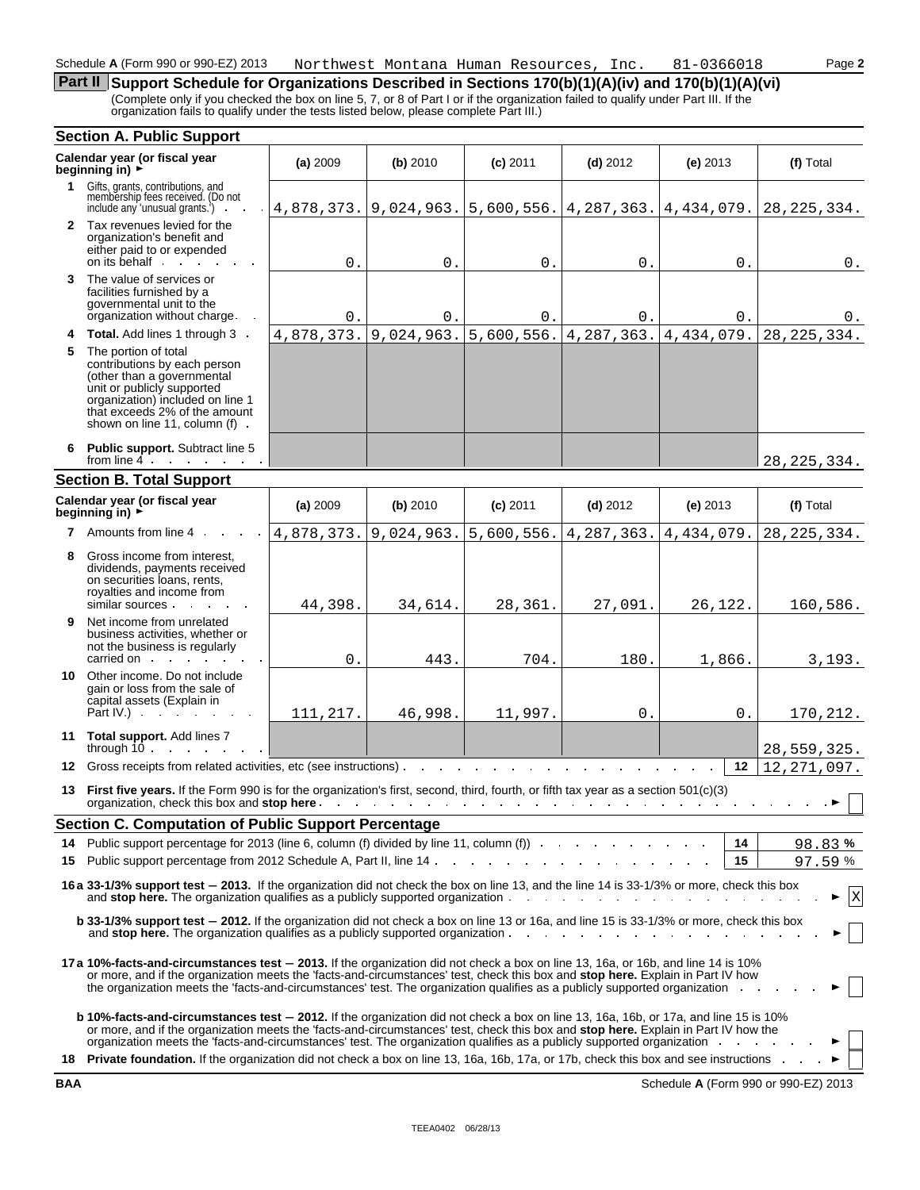Schedule A (Form 990 or 990-EZ) 2013 Northwest Montana Human Resources, Inc. 81-0366018 Page 2

## Part II Support Schedule for Organizations Described in Sections 170(b)(1)(A)(iv) and 170(b)(1)(A)(vi)

(Complete only if you checked the box on line 5, 7, or 8 of Part I or if the organization failed to qualify under Part III. If the organization fails to qualify under the tests listed below, please complete Part III.)

### Section A. Public Support

| Calendar year (or fiscal year beginning in) ► | (a) 2009 | (b) 2010 | (c) 2011 | (d) 2012 | (e) 2013 | (f) Total |
|---|---|---|---|---|---|---|
| **1** Gifts, grants, contributions, and membership fees received. (Do not include any 'unusual grants.') | 4,878,373. | 9,024,963. | 5,600,556. | 4,287,363. | 4,434,079. | 28,225,334. |
| **2** Tax revenues levied for the organization's benefit and either paid to or expended on its behalf | 0. | 0. | 0. | 0. | 0. | 0. |
| **3** The value of services or facilities furnished by a governmental unit to the organization without charge | 0. | 0. | 0. | 0. | 0. | 0. |
| **4 Total.** Add lines 1 through 3 | 4,878,373. | 9,024,963. | 5,600,556. | 4,287,363. | 4,434,079. | 28,225,334. |
| **5** The portion of total contributions by each person (other than a governmental unit or publicly supported organization) included on line 1 that exceeds 2% of the amount shown on line 11, column (f) | | | | | | |
| **6 Public support.** Subtract line 5 from line 4 | | | | | | 28,225,334. |

### Section B. Total Support

| Calendar year (or fiscal year beginning in) ► | (a) 2009 | (b) 2010 | (c) 2011 | (d) 2012 | (e) 2013 | (f) Total |
|---|---|---|---|---|---|---|
| **7** Amounts from line 4 | 4,878,373. | 9,024,963. | 5,600,556. | 4,287,363. | 4,434,079. | 28,225,334. |
| **8** Gross income from interest, dividends, payments received on securities loans, rents, royalties and income from similar sources | 44,398. | 34,614. | 28,361. | 27,091. | 26,122. | 160,586. |
| **9** Net income from unrelated business activities, whether or not the business is regularly carried on | 0. | 443. | 704. | 180. | 1,866. | 3,193. |
| **10** Other income. Do not include gain or loss from the sale of capital assets (Explain in Part IV.) | 111,217. | 46,998. | 11,997. | 0. | 0. | 170,212. |
| **11 Total support.** Add lines 7 through 10 | | | | | | 28,559,325. |

**12** Gross receipts from related activities, etc (see instructions) — **12** — 12,271,097.

**13 First five years.** If the Form 990 is for the organization's first, second, third, fourth, or fifth tax year as a section 501(c)(3) organization, check this box and **stop here** ► ☐

### Section C. Computation of Public Support Percentage

**14** Public support percentage for 2013 (line 6, column (f) divided by line 11, column (f)) — **14** — 98.83 %

**15** Public support percentage from 2012 Schedule A, Part II, line 14 — **15** — 97.59 %

**16a 33-1/3% support test — 2013.** If the organization did not check the box on line 13, and the line 14 is 33-1/3% or more, check this box and **stop here.** The organization qualifies as a publicly supported organization ► ☒

**b 33-1/3% support test — 2012.** If the organization did not check a box on line 13 or 16a, and line 15 is 33-1/3% or more, check this box and **stop here.** The organization qualifies as a publicly supported organization ► ☐

**17a 10%-facts-and-circumstances test — 2013.** If the organization did not check a box on line 13, 16a, or 16b, and line 14 is 10% or more, and if the organization meets the 'facts-and-circumstances' test, check this box and **stop here.** Explain in Part IV how the organization meets the 'facts-and-circumstances' test. The organization qualifies as a publicly supported organization ► ☐

**b 10%-facts-and-circumstances test — 2012.** If the organization did not check a box on line 13, 16a, 16b, or 17a, and line 15 is 10% or more, and if the organization meets the 'facts-and-circumstances' test, check this box and **stop here.** Explain in Part IV how the organization meets the 'facts-and-circumstances' test. The organization qualifies as a publicly supported organization ► ☐

**18 Private foundation.** If the organization did not check a box on line 13, 16a, 16b, 17a, or 17b, check this box and see instructions ► ☐

BAA Schedule A (Form 990 or 990-EZ) 2013

TEEA0402 06/28/13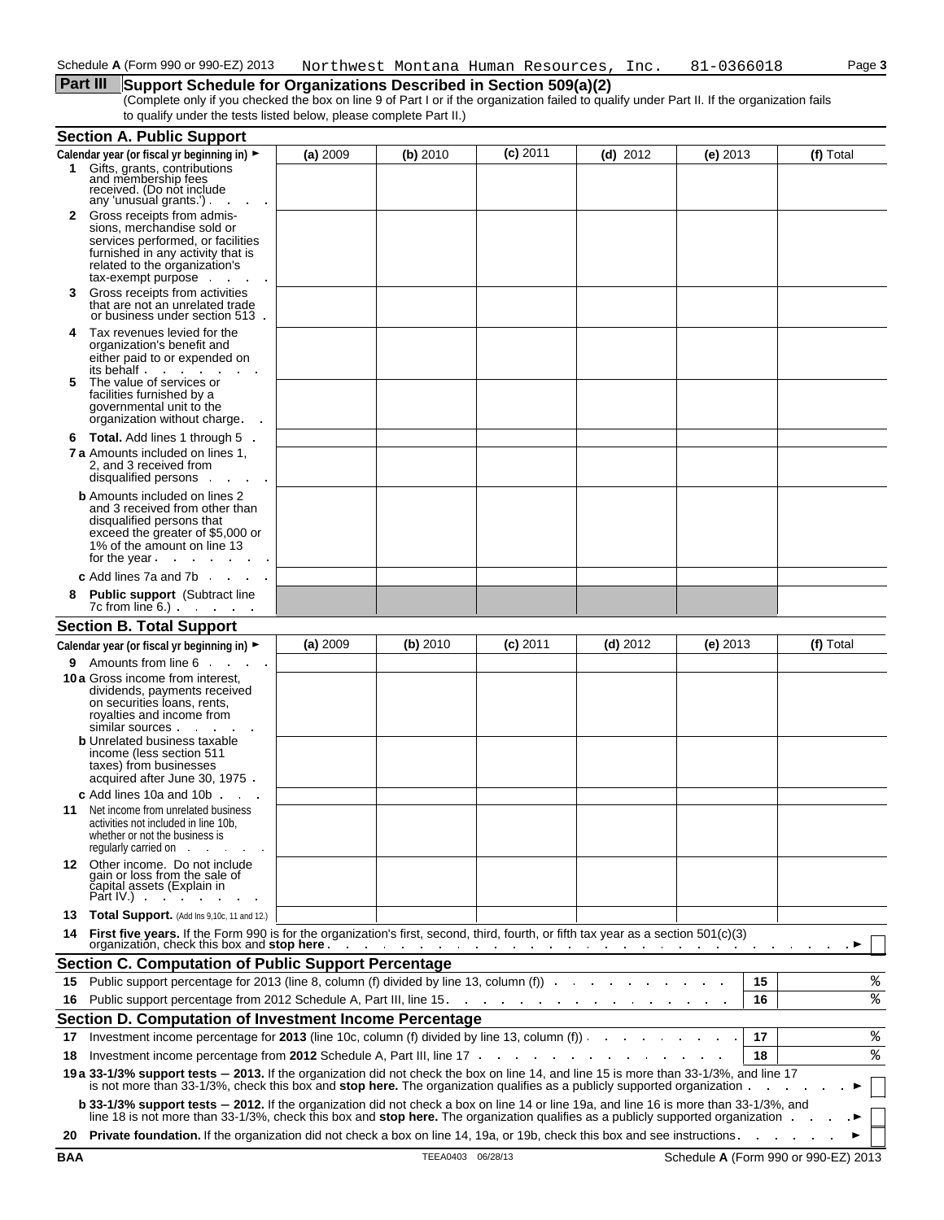Schedule A (Form 990 or 990-EZ) 2013 Northwest Montana Human Resources, Inc. 81-0366018 Page 3

## Part III Support Schedule for Organizations Described in Section 509(a)(2)

(Complete only if you checked the box on line 9 of Part I or if the organization failed to qualify under Part II. If the organization fails to qualify under the tests listed below, please complete Part II.)

### Section A. Public Support

| Calendar year (or fiscal yr beginning in) ► | (a) 2009 | (b) 2010 | (c) 2011 | (d) 2012 | (e) 2013 | (f) Total |
|---|---|---|---|---|---|---|
| **1** Gifts, grants, contributions and membership fees received. (Do not include any 'unusual grants.') | | | | | | |
| **2** Gross receipts from admissions, merchandise sold or services performed, or facilities furnished in any activity that is related to the organization's tax-exempt purpose | | | | | | |
| **3** Gross receipts from activities that are not an unrelated trade or business under section 513 | | | | | | |
| **4** Tax revenues levied for the organization's benefit and either paid to or expended on its behalf | | | | | | |
| **5** The value of services or facilities furnished by a governmental unit to the organization without charge | | | | | | |
| **6 Total.** Add lines 1 through 5 | | | | | | |
| **7a** Amounts included on lines 1, 2, and 3 received from disqualified persons | | | | | | |
| **b** Amounts included on lines 2 and 3 received from other than disqualified persons that exceed the greater of $5,000 or 1% of the amount on line 13 for the year | | | | | | |
| **c** Add lines 7a and 7b | | | | | | |
| **8 Public support** (Subtract line 7c from line 6.) | | | | | | |

### Section B. Total Support

| Calendar year (or fiscal yr beginning in) ► | (a) 2009 | (b) 2010 | (c) 2011 | (d) 2012 | (e) 2013 | (f) Total |
|---|---|---|---|---|---|---|
| **9** Amounts from line 6 | | | | | | |
| **10a** Gross income from interest, dividends, payments received on securities loans, rents, royalties and income from similar sources | | | | | | |
| **b** Unrelated business taxable income (less section 511 taxes) from businesses acquired after June 30, 1975 | | | | | | |
| **c** Add lines 10a and 10b | | | | | | |
| **11** Net income from unrelated business activities not included in line 10b, whether or not the business is regularly carried on | | | | | | |
| **12** Other income. Do not include gain or loss from the sale of capital assets (Explain in Part IV.) | | | | | | |
| **13 Total Support.** (Add lns 9,10c, 11 and 12.) | | | | | | |

**14 First five years.** If the Form 990 is for the organization's first, second, third, fourth, or fifth tax year as a section 501(c)(3) organization, check this box and **stop here** ► ☐

### Section C. Computation of Public Support Percentage

| | | | |
|---|---|---|---|
| **15** | Public support percentage for 2013 (line 8, column (f) divided by line 13, column (f)) | 15 | % |
| **16** | Public support percentage from 2012 Schedule A, Part III, line 15 | 16 | % |

### Section D. Computation of Investment Income Percentage

| | | | |
|---|---|---|---|
| **17** | Investment income percentage for **2013** (line 10c, column (f) divided by line 13, column (f)) | 17 | % |
| **18** | Investment income percentage from **2012** Schedule A, Part III, line 17 | 18 | % |

**19a 33-1/3% support tests — 2013.** If the organization did not check the box on line 14, and line 15 is more than 33-1/3%, and line 17 is not more than 33-1/3%, check this box and **stop here.** The organization qualifies as a publicly supported organization ► ☐

**b 33-1/3% support tests — 2012.** If the organization did not check a box on line 14 or line 19a, and line 16 is more than 33-1/3%, and line 18 is not more than 33-1/3%, check this box and **stop here.** The organization qualifies as a publicly supported organization ► ☐

**20 Private foundation.** If the organization did not check a box on line 14, 19a, or 19b, check this box and see instructions ► ☐

BAA TEEA0403 06/28/13 Schedule A (Form 990 or 990-EZ) 2013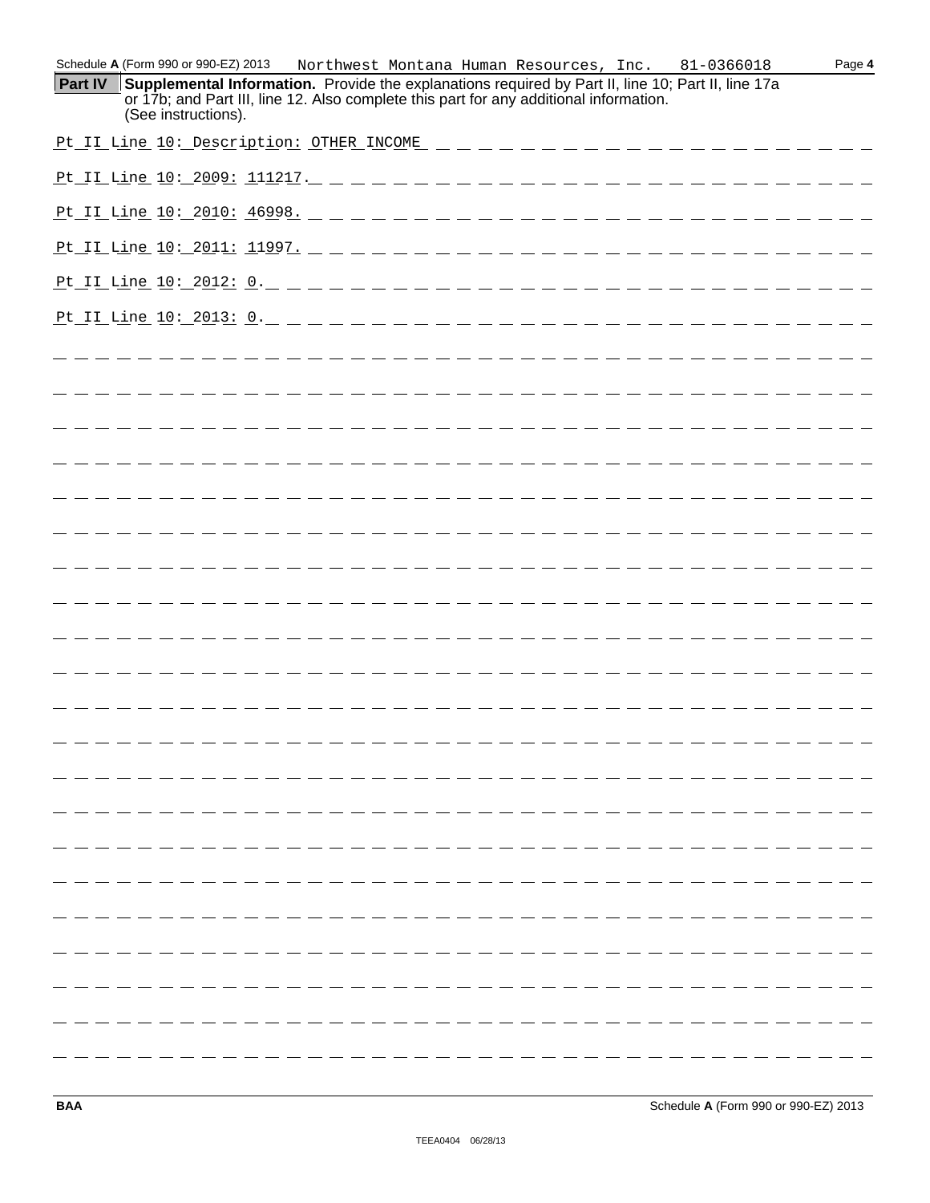Schedule A (Form 990 or 990-EZ) 2013 Northwest Montana Human Resources, Inc. 81-0366018 Page 4

**Part IV Supplemental Information.** Provide the explanations required by Part II, line 10; Part II, line 17a or 17b; and Part III, line 12. Also complete this part for any additional information. (See instructions).

Pt II Line 10: Description: OTHER INCOME

Pt II Line 10: 2009: 111217.

Pt II Line 10: 2010: 46998.

Pt II Line 10: 2011: 11997.

Pt II Line 10: 2012: 0.

Pt II Line 10: 2013: 0.

BAA Schedule A (Form 990 or 990-EZ) 2013

TEEA0404 06/28/13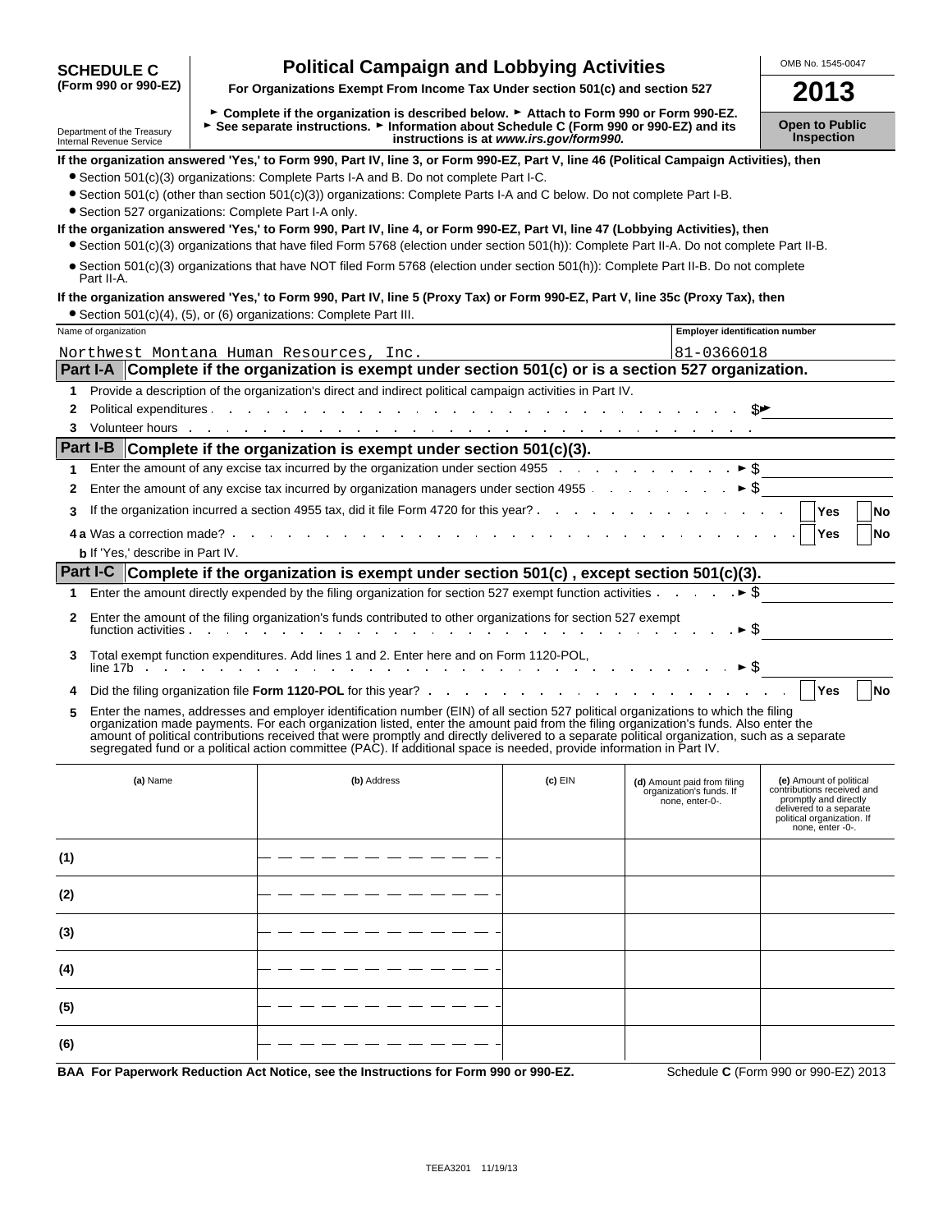**SCHEDULE C (Form 990 or 990-EZ)**

Department of the Treasury
Internal Revenue Service

# Political Campaign and Lobbying Activities

**For Organizations Exempt From Income Tax Under section 501(c) and section 527**

► **Complete if the organization is described below.** ► **Attach to Form 990 or Form 990-EZ.**
► **See separate instructions.** ► **Information about Schedule C (Form 990 or 990-EZ) and its instructions is at *www.irs.gov/form990.***

OMB No. 1545-0047

**2013**

**Open to Public Inspection**

**If the organization answered 'Yes,' to Form 990, Part IV, line 3, or Form 990-EZ, Part V, line 46 (Political Campaign Activities), then**

- Section 501(c)(3) organizations: Complete Parts I-A and B. Do not complete Part I-C.
- Section 501(c) (other than section 501(c)(3)) organizations: Complete Parts I-A and C below. Do not complete Part I-B.
- Section 527 organizations: Complete Part I-A only.

**If the organization answered 'Yes,' to Form 990, Part IV, line 4, or Form 990-EZ, Part VI, line 47 (Lobbying Activities), then**

- Section 501(c)(3) organizations that have filed Form 5768 (election under section 501(h)): Complete Part II-A. Do not complete Part II-B.
- Section 501(c)(3) organizations that have NOT filed Form 5768 (election under section 501(h)): Complete Part II-B. Do not complete Part II-A.

**If the organization answered 'Yes,' to Form 990, Part IV, line 5 (Proxy Tax) or Form 990-EZ, Part V, line 35c (Proxy Tax), then**

- Section 501(c)(4), (5), or (6) organizations: Complete Part III.

| Name of organization | Employer identification number |
|---|---|
| Northwest Montana Human Resources, Inc. | 81-0366018 |

## Part I-A Complete if the organization is exempt under section 501(c) or is a section 527 organization.

1 Provide a description of the organization's direct and indirect political campaign activities in Part IV.

2 Political expenditures . . . ► $

3 Volunteer hours . . .

## Part I-B Complete if the organization is exempt under section 501(c)(3).

1 Enter the amount of any excise tax incurred by the organization under section 4955 . . . ► $

2 Enter the amount of any excise tax incurred by organization managers under section 4955 . . . ► $

3 If the organization incurred a section 4955 tax, did it file Form 4720 for this year? . . . Yes No

4a Was a correction made? . . . Yes No

b If 'Yes,' describe in Part IV.

## Part I-C Complete if the organization is exempt under section 501(c), except section 501(c)(3).

1 Enter the amount directly expended by the filing organization for section 527 exempt function activities . . . ► $

2 Enter the amount of the filing organization's funds contributed to other organizations for section 527 exempt function activities . . . ► $

3 Total exempt function expenditures. Add lines 1 and 2. Enter here and on Form 1120-POL, line 17b . . . ► $

4 Did the filing organization file **Form 1120-POL** for this year? . . . Yes No

5 Enter the names, addresses and employer identification number (EIN) of all section 527 political organizations to which the filing organization made payments. For each organization listed, enter the amount paid from the filing organization's funds. Also enter the amount of political contributions received that were promptly and directly delivered to a separate political organization, such as a separate segregated fund or a political action committee (PAC). If additional space is needed, provide information in Part IV.

| | (a) Name | (b) Address | (c) EIN | (d) Amount paid from filing organization's funds. If none, enter -0-. | (e) Amount of political contributions received and promptly and directly delivered to a separate political organization. If none, enter -0-. |
|---|---|---|---|---|---|
| (1) | | | | | |
| (2) | | | | | |
| (3) | | | | | |
| (4) | | | | | |
| (5) | | | | | |
| (6) | | | | | |

**BAA For Paperwork Reduction Act Notice, see the Instructions for Form 990 or 990-EZ.** Schedule **C** (Form 990 or 990-EZ) 2013

TEEA3201 11/19/13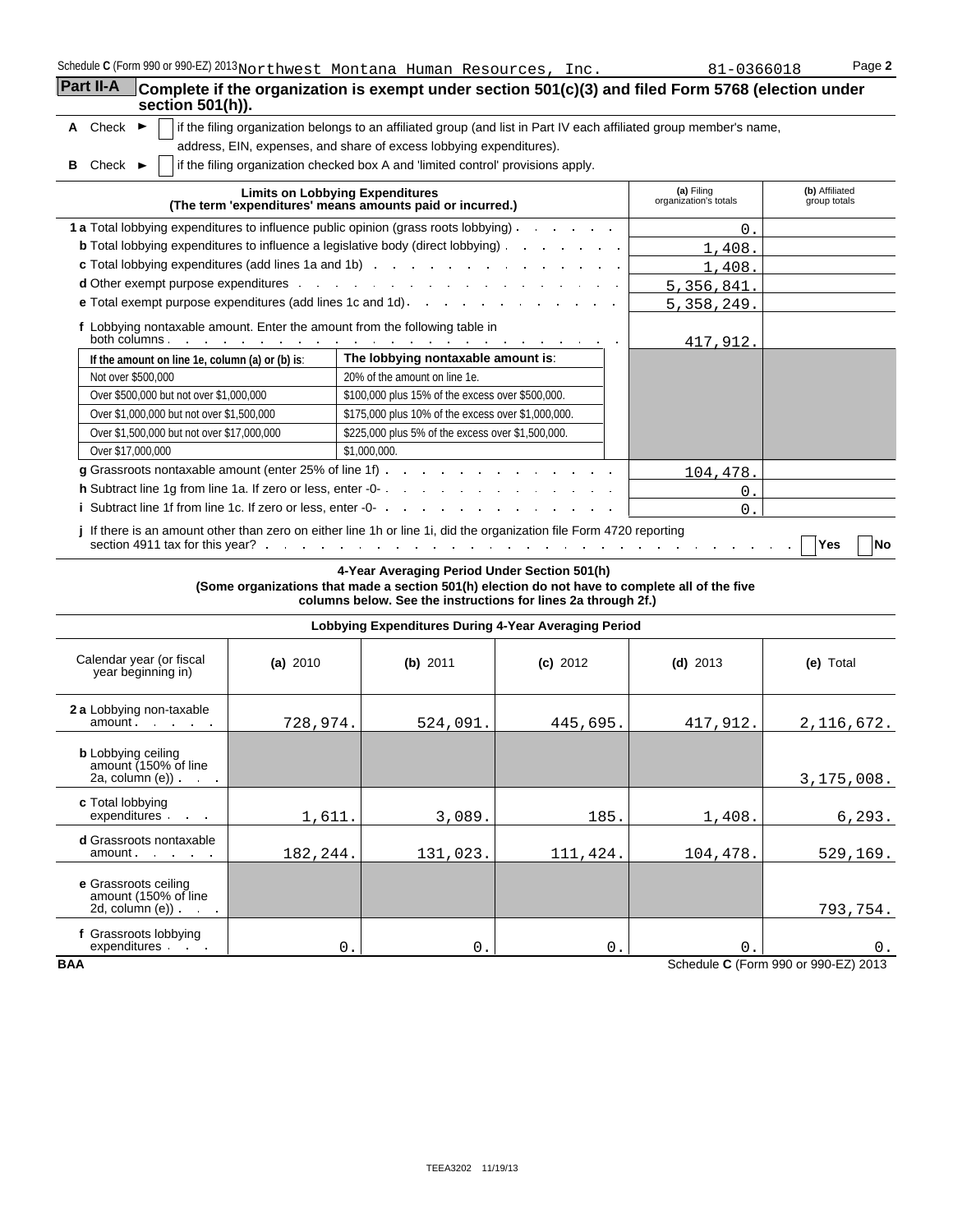Schedule C (Form 990 or 990-EZ) 2013 Northwest Montana Human Resources, Inc. 81-0366018 Page 2

## Part II-A Complete if the organization is exempt under section 501(c)(3) and filed Form 5768 (election under section 501(h)).

**A** Check ► ☐ if the filing organization belongs to an affiliated group (and list in Part IV each affiliated group member's name, address, EIN, expenses, and share of excess lobbying expenditures).

**B** Check ► ☐ if the filing organization checked box A and 'limited control' provisions apply.

| Limits on Lobbying Expenditures (The term 'expenditures' means amounts paid or incurred.) | (a) Filing organization's totals | (b) Affiliated group totals |
|---|---|---|
| **1 a** Total lobbying expenditures to influence public opinion (grass roots lobbying) | 0. | |
| **b** Total lobbying expenditures to influence a legislative body (direct lobbying) | 1,408. | |
| **c** Total lobbying expenditures (add lines 1a and 1b) | 1,408. | |
| **d** Other exempt purpose expenditures | 5,356,841. | |
| **e** Total exempt purpose expenditures (add lines 1c and 1d) | 5,358,249. | |
| **f** Lobbying nontaxable amount. Enter the amount from the following table in both columns | 417,912. | |

| If the amount on line 1e, column (a) or (b) is: | The lobbying nontaxable amount is: |
|---|---|
| Not over $500,000 | 20% of the amount on line 1e. |
| Over $500,000 but not over $1,000,000 | $100,000 plus 15% of the excess over $500,000. |
| Over $1,000,000 but not over $1,500,000 | $175,000 plus 10% of the excess over $1,000,000. |
| Over $1,500,000 but not over $17,000,000 | $225,000 plus 5% of the excess over $1,500,000. |
| Over $17,000,000 | $1,000,000. |

| | (a) Filing organization's totals | (b) Affiliated group totals |
|---|---|---|
| **g** Grassroots nontaxable amount (enter 25% of line 1f) | 104,478. | |
| **h** Subtract line 1g from line 1a. If zero or less, enter -0- | 0. | |
| **i** Subtract line 1f from line 1c. If zero or less, enter -0- | 0. | |

**j** If there is an amount other than zero on either line 1h or line 1i, did the organization file Form 4720 reporting section 4911 tax for this year? ☐ Yes ☐ No

### 4-Year Averaging Period Under Section 501(h)

**(Some organizations that made a section 501(h) election do not have to complete all of the five columns below. See the instructions for lines 2a through 2f.)**

**Lobbying Expenditures During 4-Year Averaging Period**

| Calendar year (or fiscal year beginning in) | (a) 2010 | (b) 2011 | (c) 2012 | (d) 2013 | (e) Total |
|---|---|---|---|---|---|
| **2 a** Lobbying non-taxable amount | 728,974. | 524,091. | 445,695. | 417,912. | 2,116,672. |
| **b** Lobbying ceiling amount (150% of line 2a, column (e)) | | | | | 3,175,008. |
| **c** Total lobbying expenditures | 1,611. | 3,089. | 185. | 1,408. | 6,293. |
| **d** Grassroots nontaxable amount | 182,244. | 131,023. | 111,424. | 104,478. | 529,169. |
| **e** Grassroots ceiling amount (150% of line 2d, column (e)) | | | | | 793,754. |
| **f** Grassroots lobbying expenditures | 0. | 0. | 0. | 0. | 0. |

BAA Schedule C (Form 990 or 990-EZ) 2013

TEEA3202 11/19/13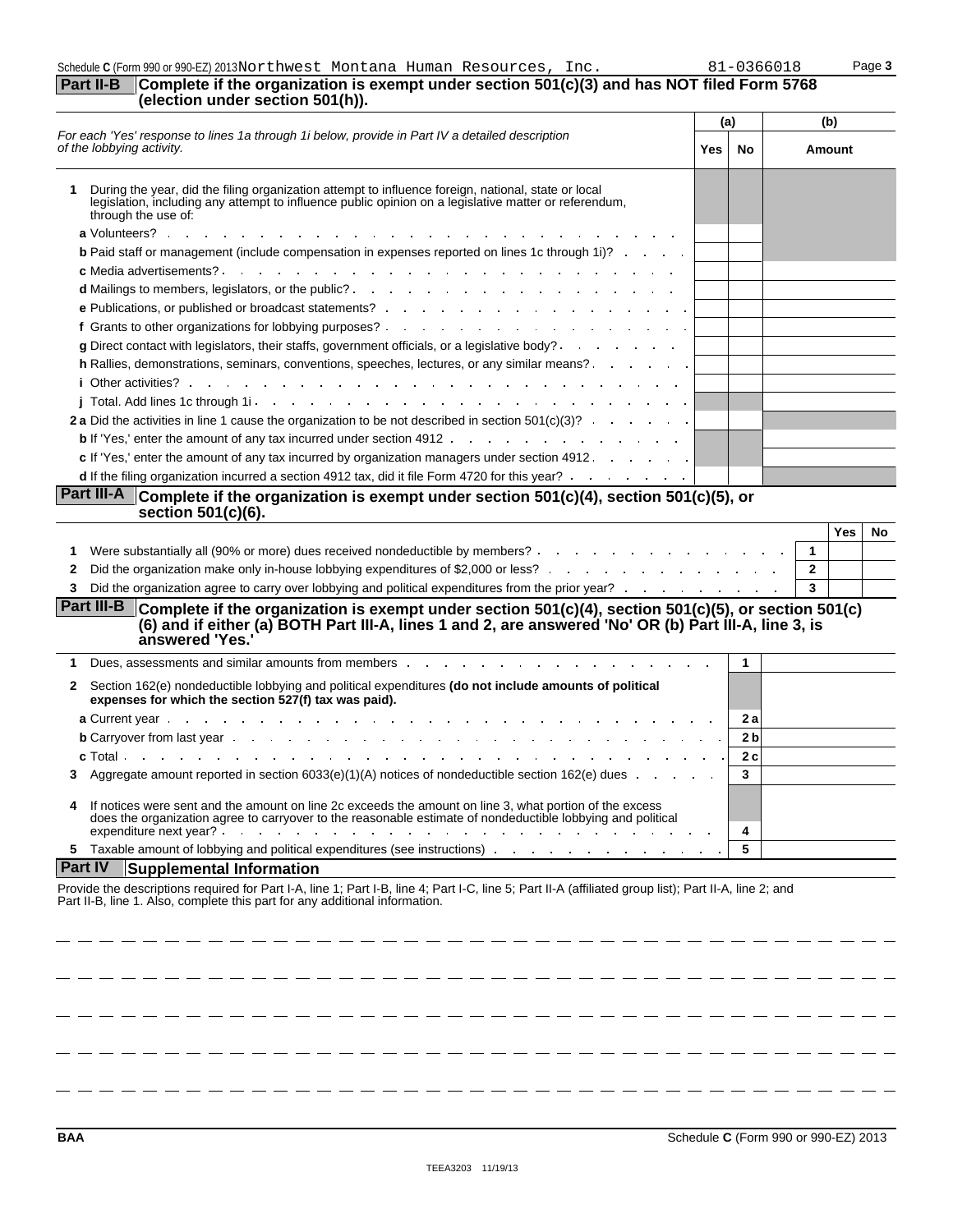Schedule C (Form 990 or 990-EZ) 2013 Northwest Montana Human Resources, Inc. 81-0366018

## Part II-B Complete if the organization is exempt under section 501(c)(3) and has NOT filed Form 5768 (election under section 501(h)).

| *For each 'Yes' response to lines 1a through 1i below, provide in Part IV a detailed description of the lobbying activity.* | (a) Yes | (a) No | (b) Amount |
|---|---|---|---|
| **1** During the year, did the filing organization attempt to influence foreign, national, state or local legislation, including any attempt to influence public opinion on a legislative matter or referendum, through the use of: | | | |
| **a** Volunteers? | | | |
| **b** Paid staff or management (include compensation in expenses reported on lines 1c through 1i)? | | | |
| **c** Media advertisements? | | | |
| **d** Mailings to members, legislators, or the public? | | | |
| **e** Publications, or published or broadcast statements? | | | |
| **f** Grants to other organizations for lobbying purposes? | | | |
| **g** Direct contact with legislators, their staffs, government officials, or a legislative body? | | | |
| **h** Rallies, demonstrations, seminars, conventions, speeches, lectures, or any similar means? | | | |
| **i** Other activities? | | | |
| **j** Total. Add lines 1c through 1i | | | |
| **2 a** Did the activities in line 1 cause the organization to be not described in section 501(c)(3)? | | | |
| **b** If 'Yes,' enter the amount of any tax incurred under section 4912 | | | |
| **c** If 'Yes,' enter the amount of any tax incurred by organization managers under section 4912 | | | |
| **d** If the filing organization incurred a section 4912 tax, did it file Form 4720 for this year? | | | |

## Part III-A Complete if the organization is exempt under section 501(c)(4), section 501(c)(5), or section 501(c)(6).

| | | | Yes | No |
|---|---|---|---|---|
| **1** | Were substantially all (90% or more) dues received nondeductible by members? | 1 | | |
| **2** | Did the organization make only in-house lobbying expenditures of $2,000 or less? | 2 | | |
| **3** | Did the organization agree to carry over lobbying and political expenditures from the prior year? | 3 | | |

## Part III-B Complete if the organization is exempt under section 501(c)(4), section 501(c)(5), or section 501(c)(6) and if either (a) BOTH Part III-A, lines 1 and 2, are answered 'No' OR (b) Part III-A, line 3, is answered 'Yes.'

| | | | |
|---|---|---|---|
| **1** | Dues, assessments and similar amounts from members | 1 | |
| **2** | Section 162(e) nondeductible lobbying and political expenditures **(do not include amounts of political expenses for which the section 527(f) tax was paid).** | | |
| | **a** Current year | 2 a | |
| | **b** Carryover from last year | 2 b | |
| | **c** Total | 2 c | |
| **3** | Aggregate amount reported in section 6033(e)(1)(A) notices of nondeductible section 162(e) dues | 3 | |
| **4** | If notices were sent and the amount on line 2c exceeds the amount on line 3, what portion of the excess does the organization agree to carryover to the reasonable estimate of nondeductible lobbying and political expenditure next year? | 4 | |
| **5** | Taxable amount of lobbying and political expenditures (see instructions) | 5 | |

## Part IV Supplemental Information

Provide the descriptions required for Part I-A, line 1; Part I-B, line 4; Part I-C, line 5; Part II-A (affiliated group list); Part II-A, line 2; and Part II-B, line 1. Also, complete this part for any additional information.

BAA Schedule C (Form 990 or 990-EZ) 2013

TEEA3203 11/19/13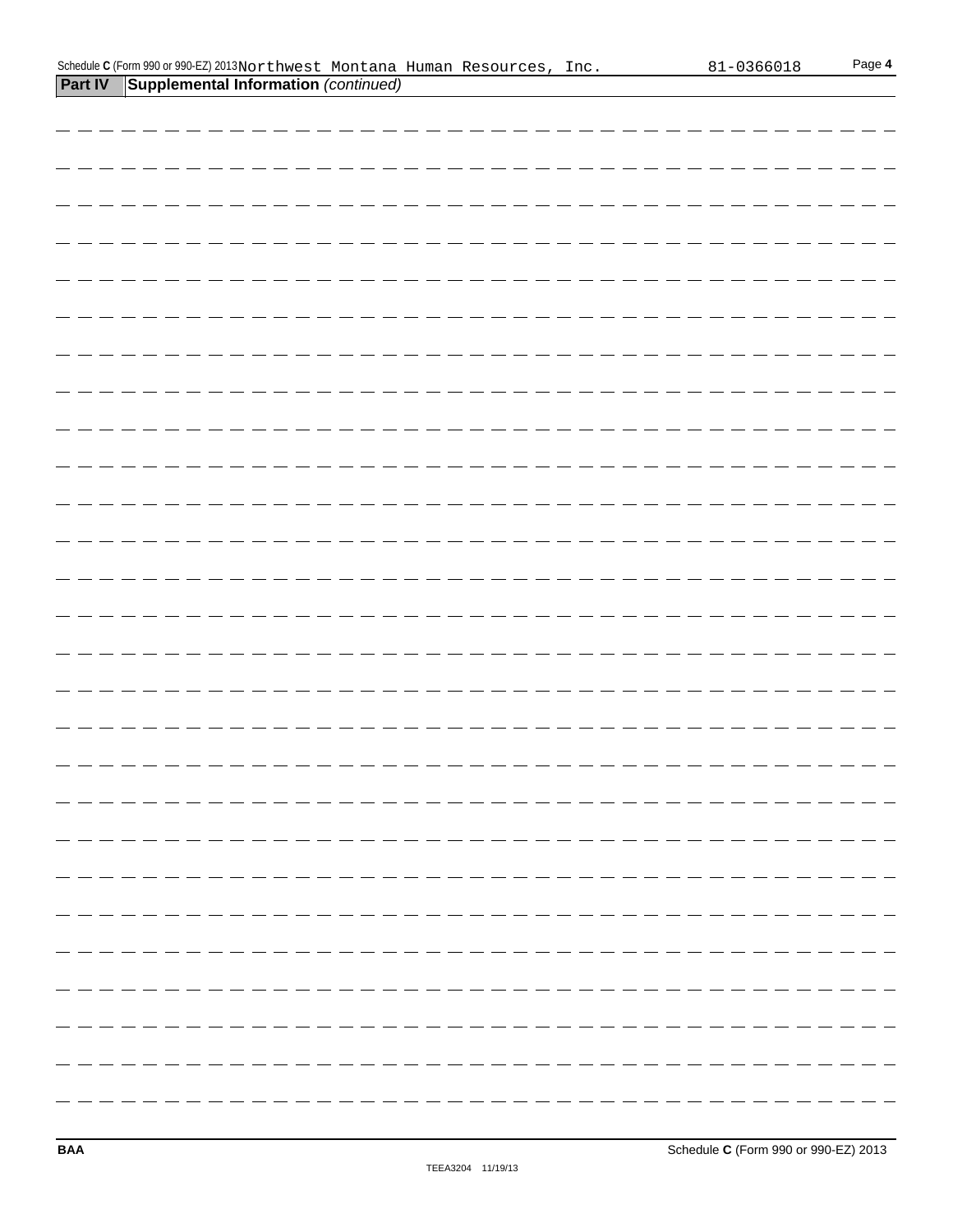## Part IV Supplemental Information *(continued)*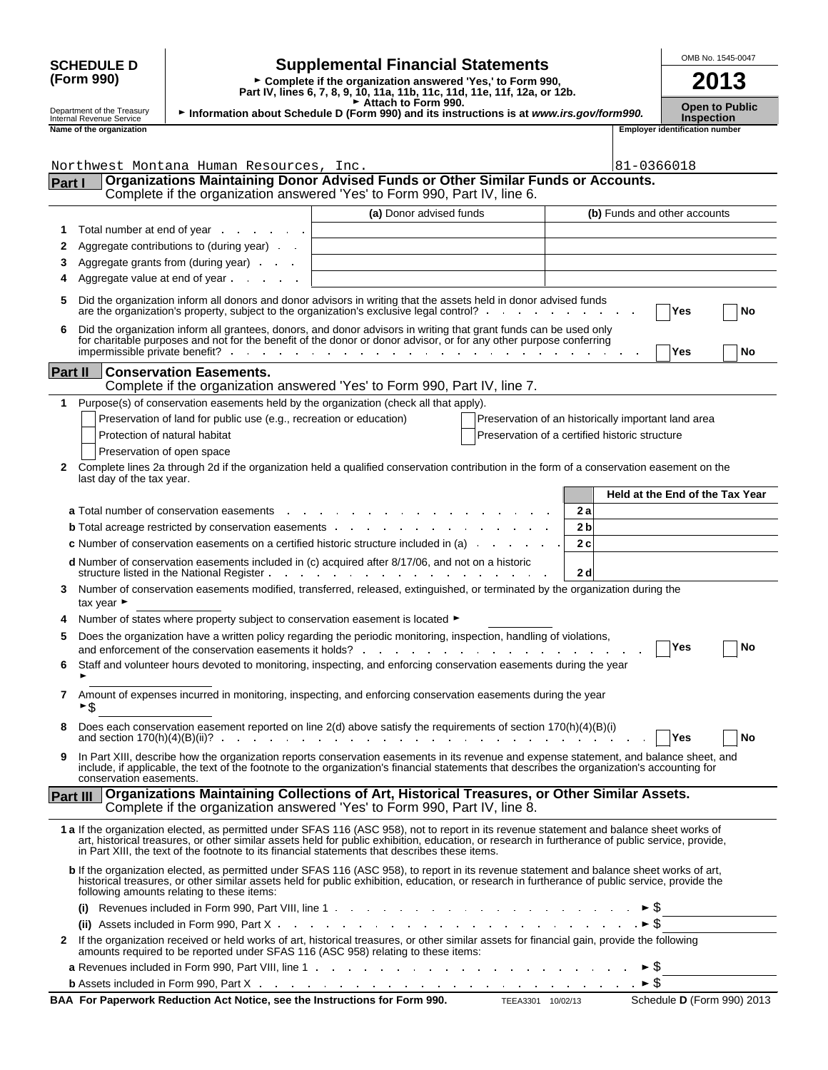**SCHEDULE D (Form 990)**

Department of the Treasury
Internal Revenue Service

# Supplemental Financial Statements

► Complete if the organization answered 'Yes,' to Form 990, Part IV, lines 6, 7, 8, 9, 10, 11a, 11b, 11c, 11d, 11e, 11f, 12a, or 12b.
► Attach to Form 990.
► Information about Schedule D (Form 990) and its instructions is at *www.irs.gov/form990.*

OMB No. 1545-0047

**2013**

**Open to Public Inspection**

| Name of the organization | Employer identification number |
|---|---|
| Northwest Montana Human Resources, Inc. | 81-0366018 |

## Part I Organizations Maintaining Donor Advised Funds or Other Similar Funds or Accounts.

Complete if the organization answered 'Yes' to Form 990, Part IV, line 6.

| | | (a) Donor advised funds | (b) Funds and other accounts |
|---|---|---|---|
| 1 | Total number at end of year | | |
| 2 | Aggregate contributions to (during year) | | |
| 3 | Aggregate grants from (during year) | | |
| 4 | Aggregate value at end of year | | |

5 Did the organization inform all donors and donor advisors in writing that the assets held in donor advised funds are the organization's property, subject to the organization's exclusive legal control? ☐ Yes ☐ No

6 Did the organization inform all grantees, donors, and donor advisors in writing that grant funds can be used only for charitable purposes and not for the benefit of the donor or donor advisor, or for any other purpose conferring impermissible private benefit? ☐ Yes ☐ No

## Part II Conservation Easements.

Complete if the organization answered 'Yes' to Form 990, Part IV, line 7.

1 Purpose(s) of conservation easements held by the organization (check all that apply).

☐ Preservation of land for public use (e.g., recreation or education)
☐ Protection of natural habitat
☐ Preservation of open space
☐ Preservation of an historically important land area
☐ Preservation of a certified historic structure

2 Complete lines 2a through 2d if the organization held a qualified conservation contribution in the form of a conservation easement on the last day of the tax year.

| | | Held at the End of the Tax Year |
|---|---|---|
| a Total number of conservation easements | 2a | |
| b Total acreage restricted by conservation easements | 2b | |
| c Number of conservation easements on a certified historic structure included in (a) | 2c | |
| d Number of conservation easements included in (c) acquired after 8/17/06, and not on a historic structure listed in the National Register | 2d | |

3 Number of conservation easements modified, transferred, released, extinguished, or terminated by the organization during the tax year ► ____

4 Number of states where property subject to conservation easement is located ► ____

5 Does the organization have a written policy regarding the periodic monitoring, inspection, handling of violations, and enforcement of the conservation easements it holds? ☐ Yes ☐ No

6 Staff and volunteer hours devoted to monitoring, inspecting, and enforcing conservation easements during the year ► ____

7 Amount of expenses incurred in monitoring, inspecting, and enforcing conservation easements during the year ►$ ____

8 Does each conservation easement reported on line 2(d) above satisfy the requirements of section 170(h)(4)(B)(i) and section 170(h)(4)(B)(ii)? ☐ Yes ☐ No

9 In Part XIII, describe how the organization reports conservation easements in its revenue and expense statement, and balance sheet, and include, if applicable, the text of the footnote to the organization's financial statements that describes the organization's accounting for conservation easements.

## Part III Organizations Maintaining Collections of Art, Historical Treasures, or Other Similar Assets.

Complete if the organization answered 'Yes' to Form 990, Part IV, line 8.

1a If the organization elected, as permitted under SFAS 116 (ASC 958), not to report in its revenue statement and balance sheet works of art, historical treasures, or other similar assets held for public exhibition, education, or research in furtherance of public service, provide, in Part XIII, the text of the footnote to its financial statements that describes these items.

b If the organization elected, as permitted under SFAS 116 (ASC 958), to report in its revenue statement and balance sheet works of art, historical treasures, or other similar assets held for public exhibition, education, or research in furtherance of public service, provide the following amounts relating to these items:

(i) Revenues included in Form 990, Part VIII, line 1 ► $ ____

(ii) Assets included in Form 990, Part X ► $ ____

2 If the organization received or held works of art, historical treasures, or other similar assets for financial gain, provide the following amounts required to be reported under SFAS 116 (ASC 958) relating to these items:

a Revenues included in Form 990, Part VIII, line 1 ► $ ____

b Assets included in Form 990, Part X ► $ ____

**BAA For Paperwork Reduction Act Notice, see the Instructions for Form 990.** TEEA3301 10/02/13 Schedule **D** (Form 990) 2013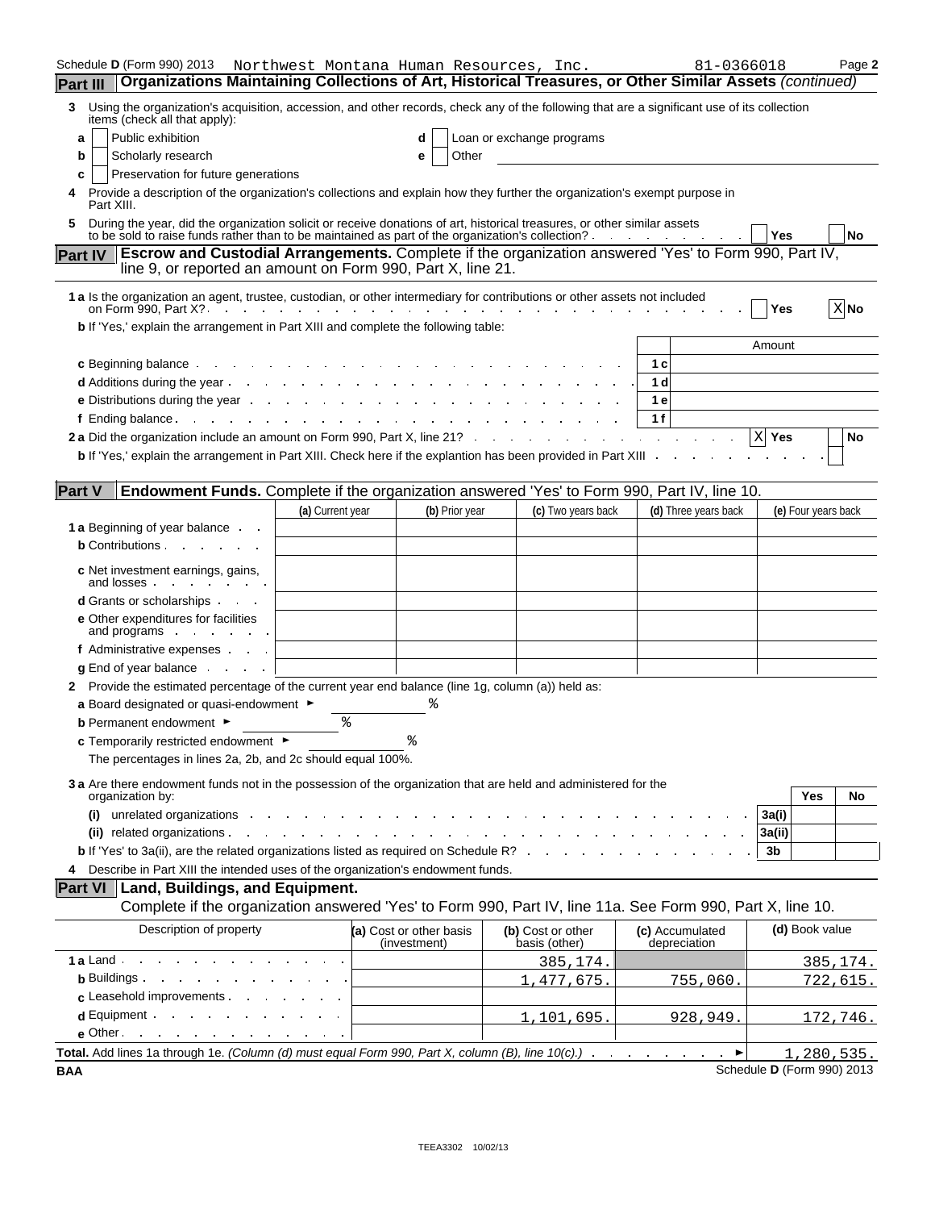Schedule D (Form 990) 2013 Northwest Montana Human Resources, Inc. 81-0366018 Page 2

## Part III Organizations Maintaining Collections of Art, Historical Treasures, or Other Similar Assets *(continued)*

**3** Using the organization's acquisition, accession, and other records, check any of the following that are a significant use of its collection items (check all that apply):

- **a** ☐ Public exhibition
- **b** ☐ Scholarly research
- **c** ☐ Preservation for future generations
- **d** ☐ Loan or exchange programs
- **e** ☐ Other

**4** Provide a description of the organization's collections and explain how they further the organization's exempt purpose in Part XIII.

**5** During the year, did the organization solicit or receive donations of art, historical treasures, or other similar assets to be sold to raise funds rather than to be maintained as part of the organization's collection? ☐ Yes ☐ No

## Part IV Escrow and Custodial Arrangements.
Complete if the organization answered 'Yes' to Form 990, Part IV, line 9, or reported an amount on Form 990, Part X, line 21.

**1 a** Is the organization an agent, trustee, custodian, or other intermediary for contributions or other assets not included on Form 990, Part X? ☐ Yes ☒ No

**b** If 'Yes,' explain the arrangement in Part XIII and complete the following table:

| | | Amount |
|---|---|---|
| **c** Beginning balance | 1c | |
| **d** Additions during the year | 1d | |
| **e** Distributions during the year | 1e | |
| **f** Ending balance | 1f | |

**2 a** Did the organization include an amount on Form 990, Part X, line 21? ☒ Yes ☐ No

**b** If 'Yes,' explain the arrangement in Part XIII. Check here if the explantion has been provided in Part XIII ☐

## Part V Endowment Funds.
Complete if the organization answered 'Yes' to Form 990, Part IV, line 10.

| | (a) Current year | (b) Prior year | (c) Two years back | (d) Three years back | (e) Four years back |
|---|---|---|---|---|---|
| **1 a** Beginning of year balance | | | | | |
| **b** Contributions | | | | | |
| **c** Net investment earnings, gains, and losses | | | | | |
| **d** Grants or scholarships | | | | | |
| **e** Other expenditures for facilities and programs | | | | | |
| **f** Administrative expenses | | | | | |
| **g** End of year balance | | | | | |

**2** Provide the estimated percentage of the current year end balance (line 1g, column (a)) held as:

**a** Board designated or quasi-endowment ► %

**b** Permanent endowment ► %

**c** Temporarily restricted endowment ► %

The percentages in lines 2a, 2b, and 2c should equal 100%.

**3 a** Are there endowment funds not in the possession of the organization that are held and administered for the organization by:

| | | Yes | No |
|---|---|---|---|
| **(i)** unrelated organizations | 3a(i) | | |
| **(ii)** related organizations | 3a(ii) | | |
| **b** If 'Yes' to 3a(ii), are the related organizations listed as required on Schedule R? | 3b | | |

**4** Describe in Part XIII the intended uses of the organization's endowment funds.

## Part VI Land, Buildings, and Equipment.
Complete if the organization answered 'Yes' to Form 990, Part IV, line 11a. See Form 990, Part X, line 10.

| Description of property | (a) Cost or other basis (investment) | (b) Cost or other basis (other) | (c) Accumulated depreciation | (d) Book value |
|---|---|---|---|---|
| **1 a** Land | | 385,174. | | 385,174. |
| **b** Buildings | | 1,477,675. | 755,060. | 722,615. |
| **c** Leasehold improvements | | | | |
| **d** Equipment | | 1,101,695. | 928,949. | 172,746. |
| **e** Other | | | | |
| **Total.** Add lines 1a through 1e. *(Column (d) must equal Form 990, Part X, column (B), line 10(c).)* ► | | | | 1,280,535. |

BAA Schedule D (Form 990) 2013

TEEA3302 10/02/13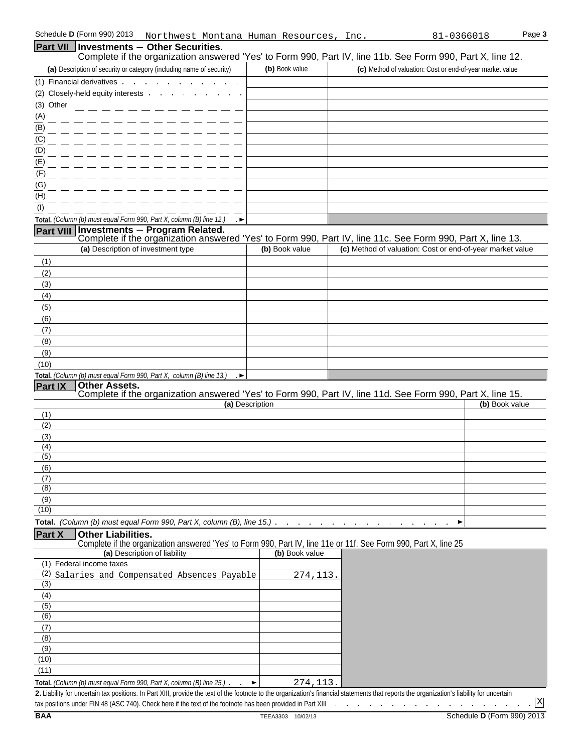Schedule D (Form 990) 2013 Northwest Montana Human Resources, Inc. 81-0366018

## Part VII Investments – Other Securities.

Complete if the organization answered 'Yes' to Form 990, Part IV, line 11b. See Form 990, Part X, line 12.

| (a) Description of security or category (including name of security) | (b) Book value | (c) Method of valuation: Cost or end-of-year market value |
|---|---|---|
| (1) Financial derivatives | | |
| (2) Closely-held equity interests | | |
| (3) Other | | |
| (A) | | |
| (B) | | |
| (C) | | |
| (D) | | |
| (E) | | |
| (F) | | |
| (G) | | |
| (H) | | |
| (I) | | |
| **Total.** *(Column (b) must equal Form 990, Part X, column (B) line 12.)* ► | | |

## Part VIII Investments – Program Related.

Complete if the organization answered 'Yes' to Form 990, Part IV, line 11c. See Form 990, Part X, line 13.

| (a) Description of investment type | (b) Book value | (c) Method of valuation: Cost or end-of-year market value |
|---|---|---|
| (1) | | |
| (2) | | |
| (3) | | |
| (4) | | |
| (5) | | |
| (6) | | |
| (7) | | |
| (8) | | |
| (9) | | |
| (10) | | |
| **Total.** *(Column (b) must equal Form 990, Part X, column (B) line 13.)* ► | | |

## Part IX Other Assets.

Complete if the organization answered 'Yes' to Form 990, Part IV, line 11d. See Form 990, Part X, line 15.

| (a) Description | (b) Book value |
|---|---|
| (1) | |
| (2) | |
| (3) | |
| (4) | |
| (5) | |
| (6) | |
| (7) | |
| (8) | |
| (9) | |
| (10) | |
| **Total.** *(Column (b) must equal Form 990, Part X, column (B), line 15.)* ► | |

## Part X Other Liabilities.

Complete if the organization answered 'Yes' to Form 990, Part IV, line 11e or 11f. See Form 990, Part X, line 25

| (a) Description of liability | (b) Book value |
|---|---|
| (1) Federal income taxes | |
| (2) Salaries and Compensated Absences Payable | 274,113. |
| (3) | |
| (4) | |
| (5) | |
| (6) | |
| (7) | |
| (8) | |
| (9) | |
| (10) | |
| (11) | |
| **Total.** *(Column (b) must equal Form 990, Part X, column (B) line 25.)* ► | 274,113. |

**2.** Liability for uncertain tax positions. In Part XIII, provide the text of the footnote to the organization's financial statements that reports the organization's liability for uncertain tax positions under FIN 48 (ASC 740). Check here if the text of the footnote has been provided in Part XIII [X]

BAA TEEA3303 10/02/13 Schedule D (Form 990) 2013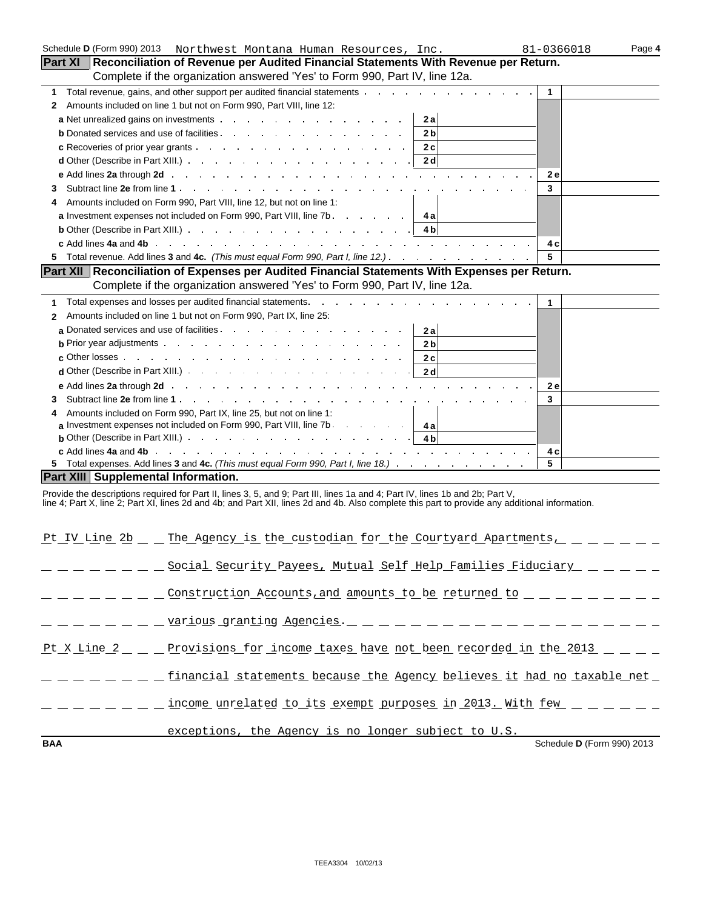Schedule D (Form 990) 2013 Northwest Montana Human Resources, Inc. 81-0366018 Page 4

## Part XI Reconciliation of Revenue per Audited Financial Statements With Revenue per Return.

Complete if the organization answered 'Yes' to Form 990, Part IV, line 12a.

| | | | | |
|---|---|---|---|---|
| 1 | Total revenue, gains, and other support per audited financial statements | | 1 | |
| 2 | Amounts included on line 1 but not on Form 990, Part VIII, line 12: | | | |
| a | Net unrealized gains on investments | 2a | | |
| b | Donated services and use of facilities | 2b | | |
| c | Recoveries of prior year grants | 2c | | |
| d | Other (Describe in Part XIII.) | 2d | | |
| e | Add lines 2a through 2d | | 2e | |
| 3 | Subtract line 2e from line 1 | | 3 | |
| 4 | Amounts included on Form 990, Part VIII, line 12, but not on line 1: | | | |
| a | Investment expenses not included on Form 990, Part VIII, line 7b | 4a | | |
| b | Other (Describe in Part XIII.) | 4b | | |
| c | Add lines 4a and 4b | | 4c | |
| 5 | Total revenue. Add lines 3 and 4c. *(This must equal Form 990, Part I, line 12.)* | | 5 | |

## Part XII Reconciliation of Expenses per Audited Financial Statements With Expenses per Return.

Complete if the organization answered 'Yes' to Form 990, Part IV, line 12a.

| | | | | |
|---|---|---|---|---|
| 1 | Total expenses and losses per audited financial statements | | 1 | |
| 2 | Amounts included on line 1 but not on Form 990, Part IX, line 25: | | | |
| a | Donated services and use of facilities | 2a | | |
| b | Prior year adjustments | 2b | | |
| c | Other losses | 2c | | |
| d | Other (Describe in Part XIII.) | 2d | | |
| e | Add lines 2a through 2d | | 2e | |
| 3 | Subtract line 2e from line 1 | | 3 | |
| 4 | Amounts included on Form 990, Part IX, line 25, but not on line 1: | | | |
| a | Investment expenses not included on Form 990, Part VIII, line 7b | 4a | | |
| b | Other (Describe in Part XIII.) | 4b | | |
| c | Add lines 4a and 4b | | 4c | |
| 5 | Total expenses. Add lines 3 and 4c. *(This must equal Form 990, Part I, line 18.)* | | 5 | |

## Part XIII Supplemental Information.

Provide the descriptions required for Part II, lines 3, 5, and 9; Part III, lines 1a and 4; Part IV, lines 1b and 2b; Part V, line 4; Part X, line 2; Part XI, lines 2d and 4b; and Part XII, lines 2d and 4b. Also complete this part to provide any additional information.

| | |
|---|---|
| Pt IV Line 2b | The Agency is the custodian for the Courtyard Apartments, Social Security Payees, Mutual Self Help Families Fiduciary Construction Accounts,and amounts to be returned to various granting Agencies. |
| Pt X Line 2 | Provisions for income taxes have not been recorded in the 2013 financial statements because the Agency believes it had no taxable net income unrelated to its exempt purposes in 2013. With few exceptions, the Agency is no longer subject to U.S. |

BAA Schedule D (Form 990) 2013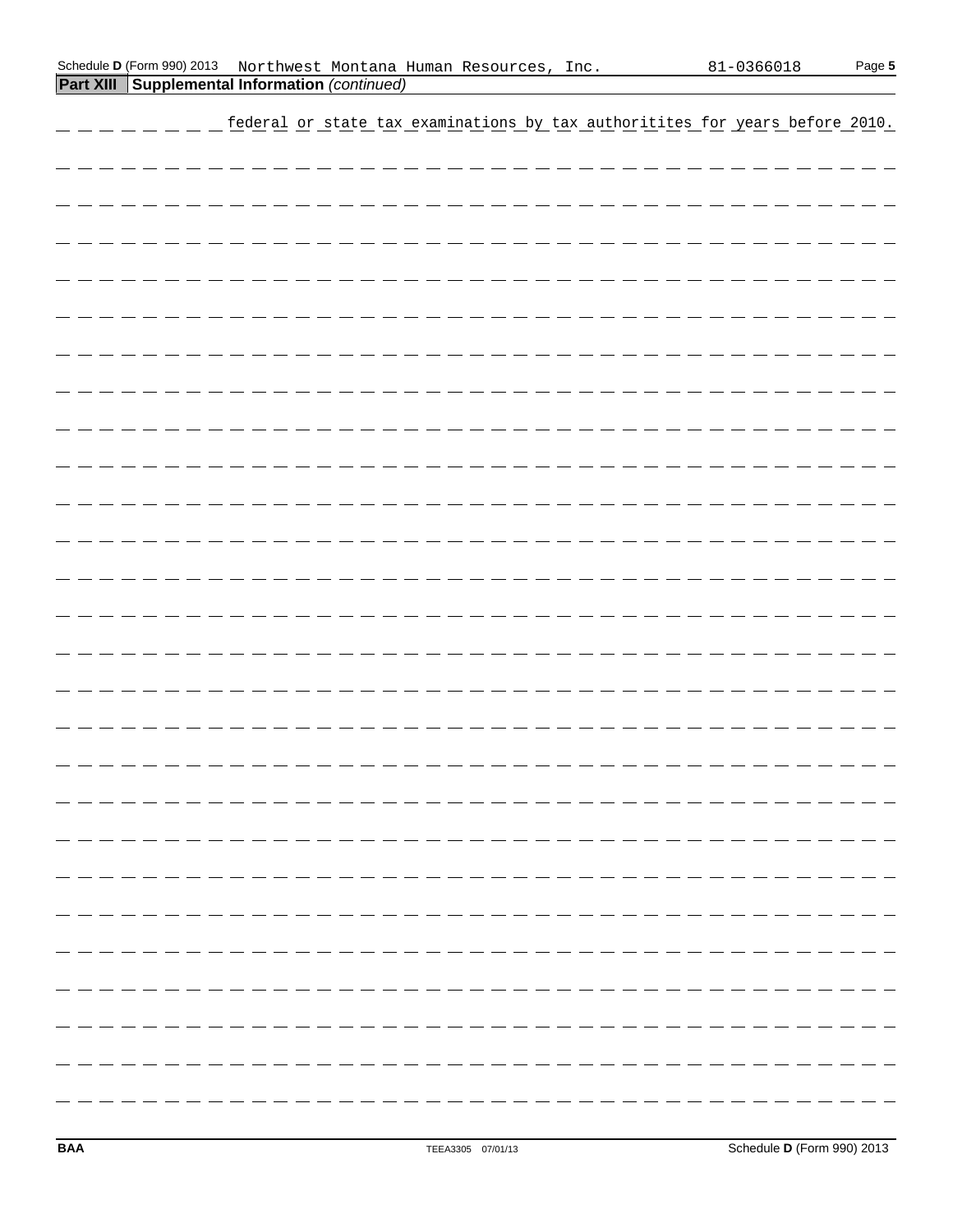## Part XIII Supplemental Information *(continued)*

federal or state tax examinations by tax authoritites for years before 2010.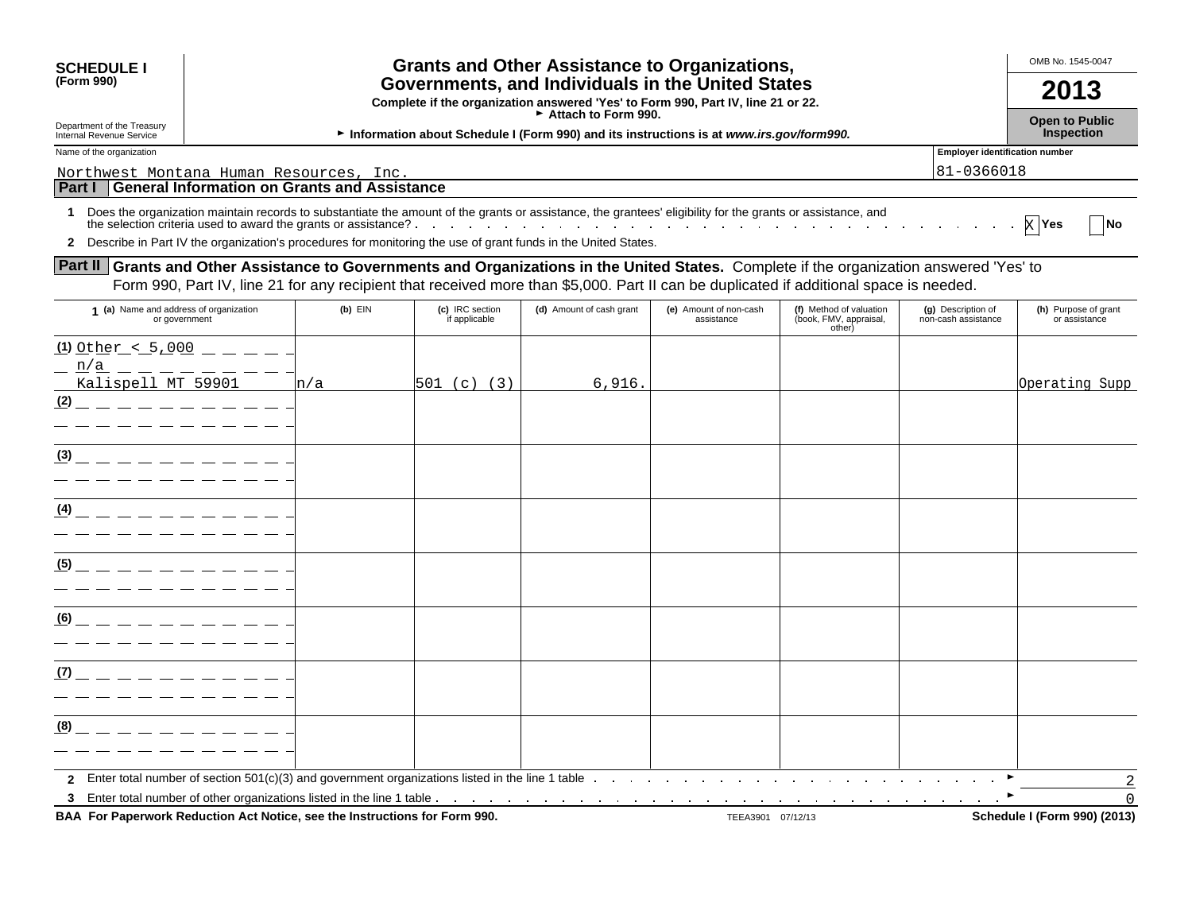**SCHEDULE I**
**(Form 990)**

Department of the Treasury
Internal Revenue Service

# Grants and Other Assistance to Organizations, Governments, and Individuals in the United States

**Complete if the organization answered 'Yes' to Form 990, Part IV, line 21 or 22.**
**► Attach to Form 990.**
**► Information about Schedule I (Form 990) and its instructions is at *www.irs.gov/form990.***

OMB No. 1545-0047

**2013**

**Open to Public Inspection**

Name of the organization: Northwest Montana Human Resources, Inc.

Employer identification number: 81-0366018

## Part I General Information on Grants and Assistance

**1** Does the organization maintain records to substantiate the amount of the grants or assistance, the grantees' eligibility for the grants or assistance, and the selection criteria used to award the grants or assistance? . . . X **Yes** ☐ **No**

**2** Describe in Part IV the organization's procedures for monitoring the use of grant funds in the United States.

## Part II Grants and Other Assistance to Governments and Organizations in the United States.

Complete if the organization answered 'Yes' to Form 990, Part IV, line 21 for any recipient that received more than $5,000. Part II can be duplicated if additional space is needed.

| 1 (a) Name and address of organization or government | (b) EIN | (c) IRC section if applicable | (d) Amount of cash grant | (e) Amount of non-cash assistance | (f) Method of valuation (book, FMV, appraisal, other) | (g) Description of non-cash assistance | (h) Purpose of grant or assistance |
|---|---|---|---|---|---|---|---|
| (1) Other < 5,000 n/a Kalispell MT 59901 | n/a | 501 (c) (3) | 6,916. | | | | Operating Supp |
| (2) | | | | | | | |
| (3) | | | | | | | |
| (4) | | | | | | | |
| (5) | | | | | | | |
| (6) | | | | | | | |
| (7) | | | | | | | |
| (8) | | | | | | | |

**2** Enter total number of section 501(c)(3) and government organizations listed in the line 1 table . . . ► 2

**3** Enter total number of other organizations listed in the line 1 table . . . ► 0

**BAA For Paperwork Reduction Act Notice, see the Instructions for Form 990.** TEEA3901 07/12/13 **Schedule I (Form 990) (2013)**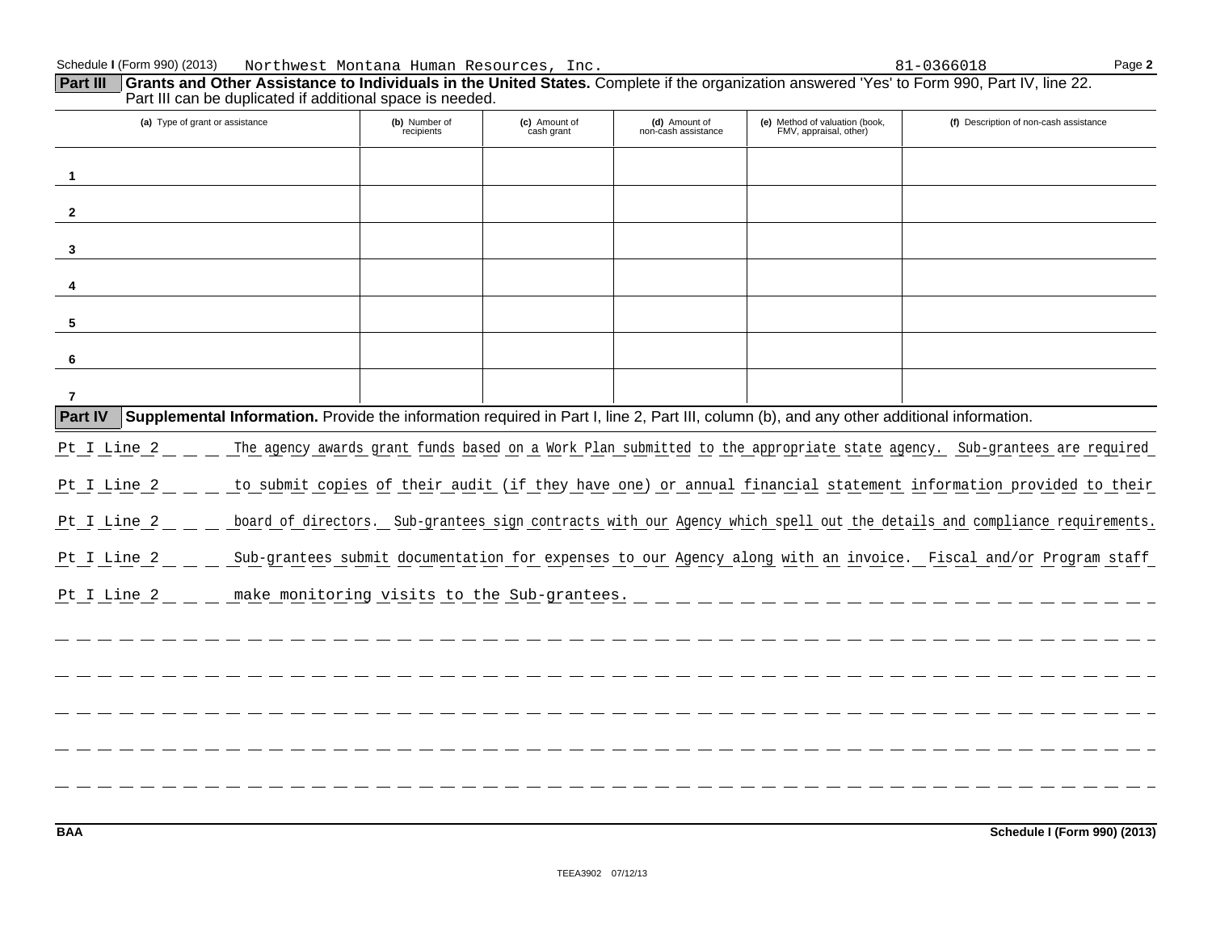Schedule I (Form 990) (2013) Northwest Montana Human Resources, Inc. 81-0366018 Page **2**

**Part III** **Grants and Other Assistance to Individuals in the United States.** Complete if the organization answered 'Yes' to Form 990, Part IV, line 22. Part III can be duplicated if additional space is needed.

| (a) Type of grant or assistance | (b) Number of recipients | (c) Amount of cash grant | (d) Amount of non-cash assistance | (e) Method of valuation (book, FMV, appraisal, other) | (f) Description of non-cash assistance |
|---|---|---|---|---|---|
| 1 | | | | | |
| 2 | | | | | |
| 3 | | | | | |
| 4 | | | | | |
| 5 | | | | | |
| 6 | | | | | |
| 7 | | | | | |

**Part IV** **Supplemental Information.** Provide the information required in Part I, line 2, Part III, column (b), and any other additional information.

Pt I Line 2 The agency awards grant funds based on a Work Plan submitted to the appropriate state agency. Sub-grantees are required

Pt I Line 2 to submit copies of their audit (if they have one) or annual financial statement information provided to their

Pt I Line 2 board of directors. Sub-grantees sign contracts with our Agency which spell out the details and compliance requirements.

Pt I Line 2 Sub-grantees submit documentation for expenses to our Agency along with an invoice. Fiscal and/or Program staff

Pt I Line 2 make monitoring visits to the Sub-grantees.

BAA Schedule I (Form 990) (2013)

TEEA3902 07/12/13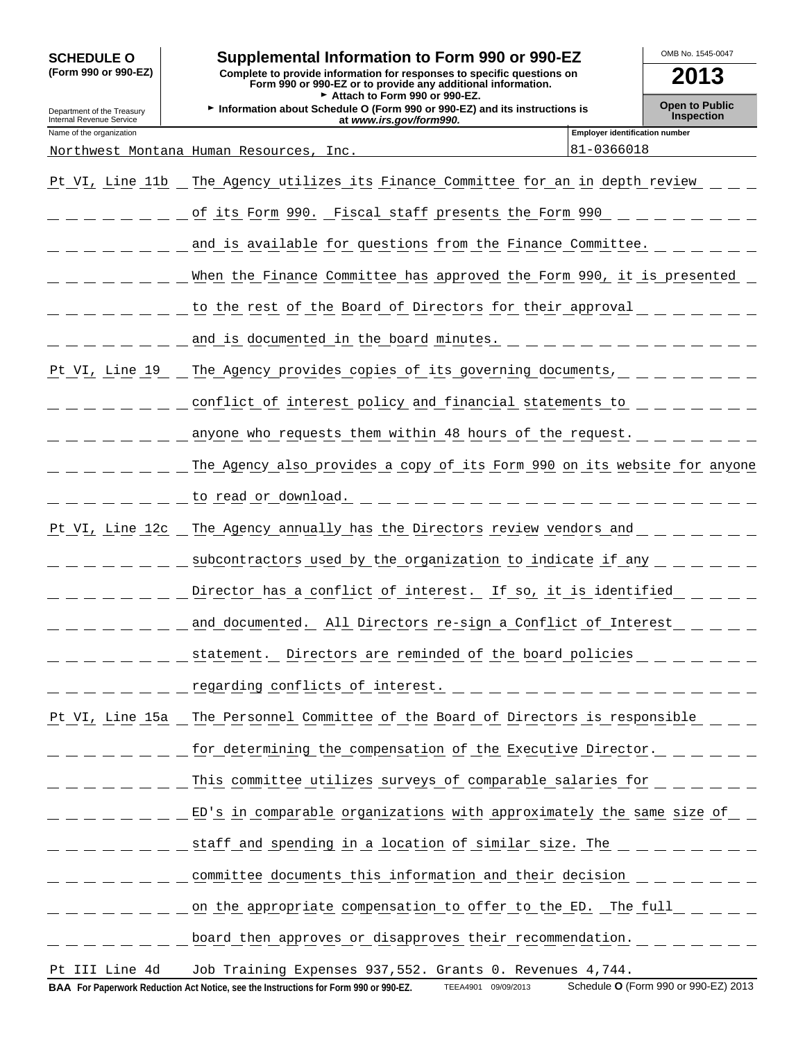**SCHEDULE O (Form 990 or 990-EZ)**

Department of the Treasury
Internal Revenue Service

# Supplemental Information to Form 990 or 990-EZ

**Complete to provide information for responses to specific questions on Form 990 or 990-EZ or to provide any additional information.**
► Attach to Form 990 or 990-EZ.
► Information about Schedule O (Form 990 or 990-EZ) and its instructions is at *www.irs.gov/form990.*

OMB No. 1545-0047

**2013**

**Open to Public Inspection**

| Name of the organization | Employer identification number |
| --- | --- |
| Northwest Montana Human Resources, Inc. | 81-0366018 |

| | |
| --- | --- |
| Pt VI, Line 11b | The Agency utilizes its Finance Committee for an in depth review of its Form 990. Fiscal staff presents the Form 990 and is available for questions from the Finance Committee. When the Finance Committee has approved the Form 990, it is presented to the rest of the Board of Directors for their approval and is documented in the board minutes. |
| Pt VI, Line 19 | The Agency provides copies of its governing documents, conflict of interest policy and financial statements to anyone who requests them within 48 hours of the request. The Agency also provides a copy of its Form 990 on its website for anyone to read or download. |
| Pt VI, Line 12c | The Agency annually has the Directors review vendors and subcontractors used by the organization to indicate if any Director has a conflict of interest. If so, it is identified and documented. All Directors re-sign a Conflict of Interest statement. Directors are reminded of the board policies regarding conflicts of interest. |
| Pt VI, Line 15a | The Personnel Committee of the Board of Directors is responsible for determining the compensation of the Executive Director. This committee utilizes surveys of comparable salaries for ED's in comparable organizations with approximately the same size of staff and spending in a location of similar size. The committee documents this information and their decision on the appropriate compensation to offer to the ED. The full board then approves or disapproves their recommendation. |
| Pt III Line 4d | Job Training Expenses 937,552. Grants 0. Revenues 4,744. |

**BAA For Paperwork Reduction Act Notice, see the Instructions for Form 990 or 990-EZ.** TEEA4901 09/09/2013 Schedule **O** (Form 990 or 990-EZ) 2013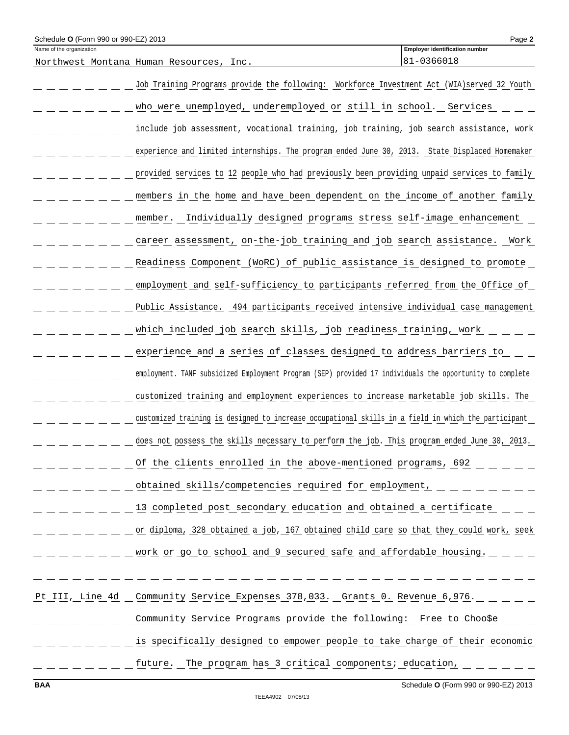Schedule O (Form 990 or 990-EZ) 2013

Name of the organization: Northwest Montana Human Resources, Inc.

Employer identification number: 81-0366018

Job Training Programs provide the following: Workforce Investment Act (WIA)served 32 Youth who were unemployed, underemployed or still in school. Services include job assessment, vocational training, job training, job search assistance, work experience and limited internships. The program ended June 30, 2013. State Displaced Homemaker provided services to 12 people who had previously been providing unpaid services to family members in the home and have been dependent on the income of another family member. Individually designed programs stress self-image enhancement career assessment, on-the-job training and job search assistance. Work Readiness Component (WoRC) of public assistance is designed to promote employment and self-sufficiency to participants referred from the Office of Public Assistance. 494 participants received intensive individual case management which included job search skills, job readiness training, work experience and a series of classes designed to address barriers to employment. TANF subsidized Employment Program (SEP) provided 17 individuals the opportunity to complete customized training and employment experiences to increase marketable job skills. The customized training is designed to increase occupational skills in a field in which the participant does not possess the skills necessary to perform the job. This program ended June 30, 2013. Of the clients enrolled in the above-mentioned programs, 692 obtained skills/competencies required for employment, 13 completed post secondary education and obtained a certificate or diploma, 328 obtained a job, 167 obtained child care so that they could work, seek work or go to school and 9 secured safe and affordable housing.

Pt III, Line 4d Community Service Expenses 378,033. Grants 0. Revenue 6,976.

Community Service Programs provide the following: Free to Choo$e is specifically designed to empower people to take charge of their economic future. The program has 3 critical components; education,

BAA

Schedule O (Form 990 or 990-EZ) 2013

TEEA4902 07/08/13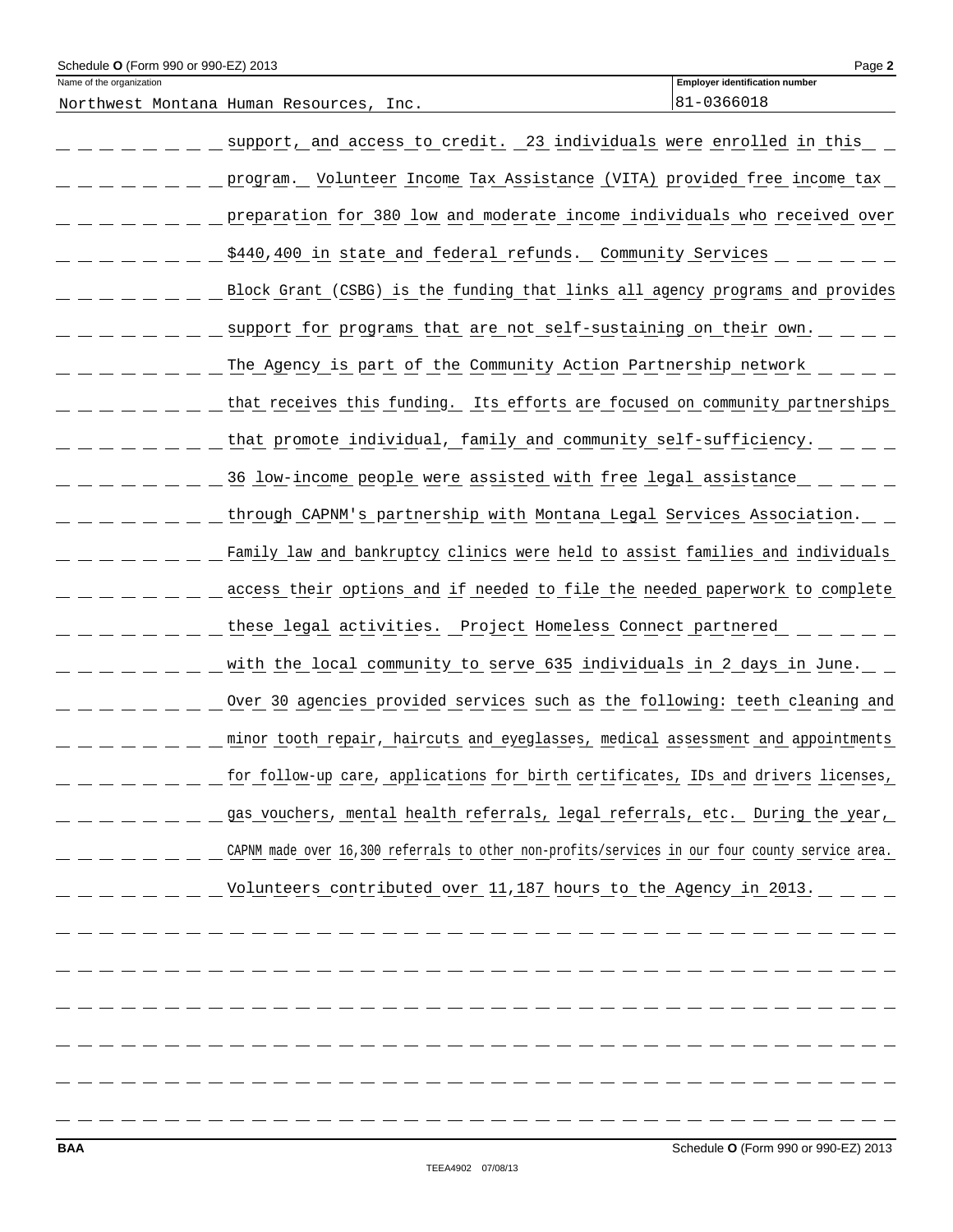Schedule O (Form 990 or 990-EZ) 2013

| Name of the organization | Employer identification number |
| --- | --- |
| Northwest Montana Human Resources, Inc. | 81-0366018 |

support, and access to credit. 23 individuals were enrolled in this program. Volunteer Income Tax Assistance (VITA) provided free income tax preparation for 380 low and moderate income individuals who received over $440,400 in state and federal refunds. Community Services Block Grant (CSBG) is the funding that links all agency programs and provides support for programs that are not self-sustaining on their own. The Agency is part of the Community Action Partnership network that receives this funding. Its efforts are focused on community partnerships that promote individual, family and community self-sufficiency. 36 low-income people were assisted with free legal assistance through CAPNM's partnership with Montana Legal Services Association. Family law and bankruptcy clinics were held to assist families and individuals access their options and if needed to file the needed paperwork to complete these legal activities. Project Homeless Connect partnered with the local community to serve 635 individuals in 2 days in June. Over 30 agencies provided services such as the following: teeth cleaning and minor tooth repair, haircuts and eyeglasses, medical assessment and appointments for follow-up care, applications for birth certificates, IDs and drivers licenses, gas vouchers, mental health referrals, legal referrals, etc. During the year, CAPNM made over 16,300 referrals to other non-profits/services in our four county service area. Volunteers contributed over 11,187 hours to the Agency in 2013.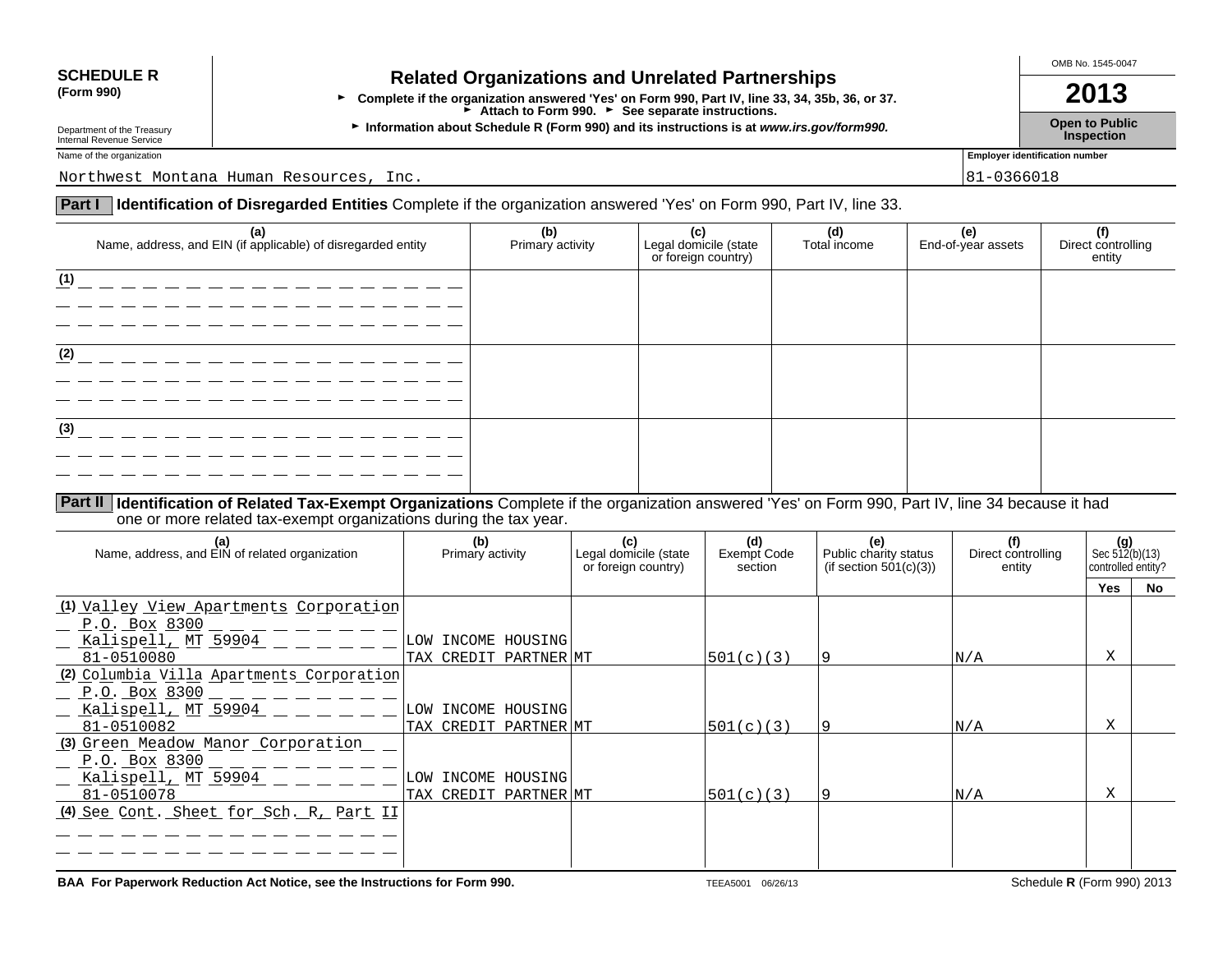**SCHEDULE R (Form 990)**

Department of the Treasury
Internal Revenue Service

# Related Organizations and Unrelated Partnerships

► Complete if the organization answered 'Yes' on Form 990, Part IV, line 33, 34, 35b, 36, or 37.
► Attach to Form 990. ► See separate instructions.
► Information about Schedule R (Form 990) and its instructions is at *www.irs.gov/form990.*

OMB No. 1545-0047

**2013**

**Open to Public Inspection**

Name of the organization: Northwest Montana Human Resources, Inc.

Employer identification number: 81-0366018

## Part I Identification of Disregarded Entities

Complete if the organization answered 'Yes' on Form 990, Part IV, line 33.

| (a) Name, address, and EIN (if applicable) of disregarded entity | (b) Primary activity | (c) Legal domicile (state or foreign country) | (d) Total income | (e) End-of-year assets | (f) Direct controlling entity |
|---|---|---|---|---|---|
| (1) | | | | | |
| (2) | | | | | |
| (3) | | | | | |

## Part II Identification of Related Tax-Exempt Organizations

Complete if the organization answered 'Yes' on Form 990, Part IV, line 34 because it had one or more related tax-exempt organizations during the tax year.

| (a) Name, address, and EIN of related organization | (b) Primary activity | (c) Legal domicile (state or foreign country) | (d) Exempt Code section | (e) Public charity status (if section 501(c)(3)) | (f) Direct controlling entity | (g) Sec 512(b)(13) controlled entity? Yes | No |
|---|---|---|---|---|---|---|---|
| (1) Valley View Apartments Corporation P.O. Box 8300 Kalispell, MT 59904 81-0510080 | LOW INCOME HOUSING TAX CREDIT PARTNER | MT | 501(c)(3) | 9 | N/A | X | |
| (2) Columbia Villa Apartments Corporation P.O. Box 8300 Kalispell, MT 59904 81-0510082 | LOW INCOME HOUSING TAX CREDIT PARTNER | MT | 501(c)(3) | 9 | N/A | X | |
| (3) Green Meadow Manor Corporation P.O. Box 8300 Kalispell, MT 59904 81-0510078 | LOW INCOME HOUSING TAX CREDIT PARTNER | MT | 501(c)(3) | 9 | N/A | X | |
| (4) See Cont. Sheet for Sch. R, Part II | | | | | | | |

**BAA For Paperwork Reduction Act Notice, see the Instructions for Form 990.** TEEA5001 06/26/13 Schedule **R** (Form 990) 2013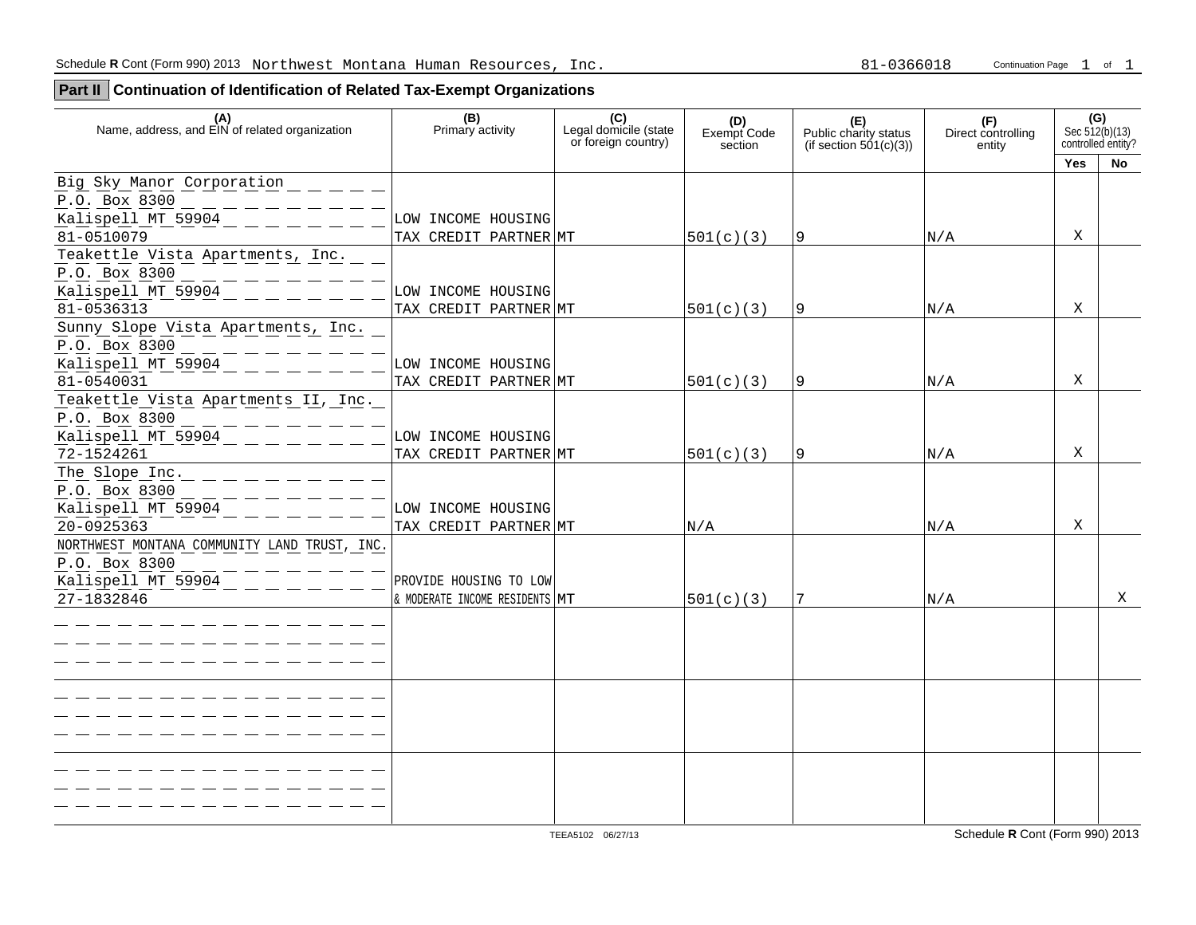Schedule **R** Cont (Form 990) 2013 Northwest Montana Human Resources, Inc. 81-0366018

## Part II Continuation of Identification of Related Tax-Exempt Organizations

| (A) Name, address, and EIN of related organization | (B) Primary activity | (C) Legal domicile (state or foreign country) | (D) Exempt Code section | (E) Public charity status (if section 501(c)(3)) | (F) Direct controlling entity | (G) Sec 512(b)(13) controlled entity? | |
|---|---|---|---|---|---|---|---|
| | | | | | | Yes | No |
| Big Sky Manor Corporation<br>P.O. Box 8300<br>Kalispell MT 59904<br>81-0510079 | LOW INCOME HOUSING TAX CREDIT PARTNER | MT | 501(c)(3) | 9 | N/A | X | |
| Teakettle Vista Apartments, Inc.<br>P.O. Box 8300<br>Kalispell MT 59904<br>81-0536313 | LOW INCOME HOUSING TAX CREDIT PARTNER | MT | 501(c)(3) | 9 | N/A | X | |
| Sunny Slope Vista Apartments, Inc.<br>P.O. Box 8300<br>Kalispell MT 59904<br>81-0540031 | LOW INCOME HOUSING TAX CREDIT PARTNER | MT | 501(c)(3) | 9 | N/A | X | |
| Teakettle Vista Apartments II, Inc.<br>P.O. Box 8300<br>Kalispell MT 59904<br>72-1524261 | LOW INCOME HOUSING TAX CREDIT PARTNER | MT | 501(c)(3) | 9 | N/A | X | |
| The Slope Inc.<br>P.O. Box 8300<br>Kalispell MT 59904<br>20-0925363 | LOW INCOME HOUSING TAX CREDIT PARTNER | MT | N/A | | N/A | X | |
| NORTHWEST MONTANA COMMUNITY LAND TRUST, INC.<br>P.O. Box 8300<br>Kalispell MT 59904<br>27-1832846 | PROVIDE HOUSING TO LOW & MODERATE INCOME RESIDENTS | MT | 501(c)(3) | 7 | N/A | | X |
| | | | | | | | |
| | | | | | | | |
| | | | | | | | |

TEEA5102 06/27/13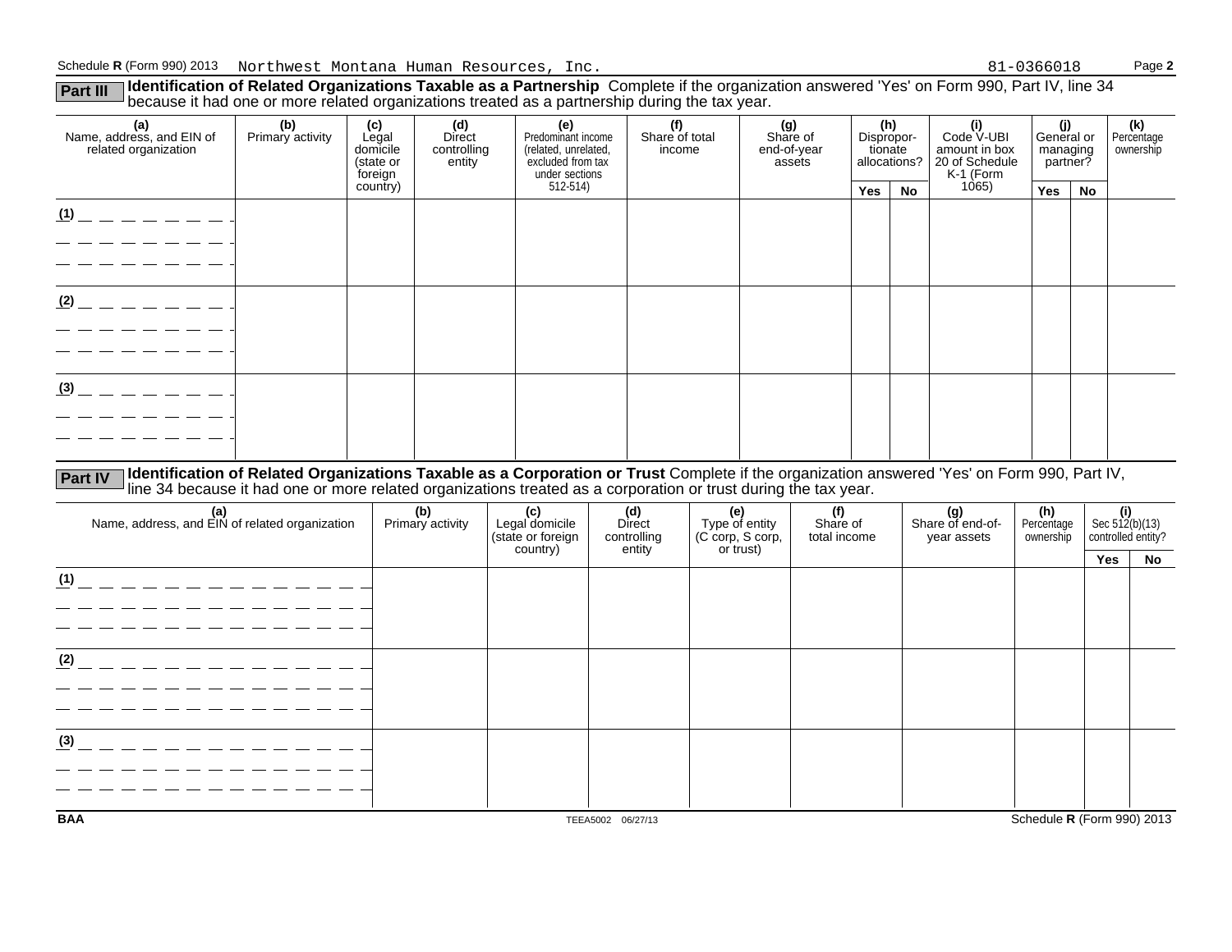Schedule R (Form 990) 2013 Northwest Montana Human Resources, Inc. 81-0366018 Page 2

**Part III** **Identification of Related Organizations Taxable as a Partnership** Complete if the organization answered 'Yes' on Form 990, Part IV, line 34 because it had one or more related organizations treated as a partnership during the tax year.

| (a) Name, address, and EIN of related organization | (b) Primary activity | (c) Legal domicile (state or foreign country) | (d) Direct controlling entity | (e) Predominant income (related, unrelated, excluded from tax under sections 512-514) | (f) Share of total income | (g) Share of end-of-year assets | (h) Disproportionate allocations? | | (i) Code V-UBI amount in box 20 of Schedule K-1 (Form 1065) | (j) General or managing partner? | | (k) Percentage ownership |
|---|---|---|---|---|---|---|---|---|---|---|---|---|
| | | | | | | | Yes | No | | Yes | No | |
| (1) | | | | | | | | | | | | |
| (2) | | | | | | | | | | | | |
| (3) | | | | | | | | | | | | |

**Part IV** **Identification of Related Organizations Taxable as a Corporation or Trust** Complete if the organization answered 'Yes' on Form 990, Part IV, line 34 because it had one or more related organizations treated as a corporation or trust during the tax year.

| (a) Name, address, and EIN of related organization | (b) Primary activity | (c) Legal domicile (state or foreign country) | (d) Direct controlling entity | (e) Type of entity (C corp, S corp, or trust) | (f) Share of total income | (g) Share of end-of-year assets | (h) Percentage ownership | (i) Sec 512(b)(13) controlled entity? | |
|---|---|---|---|---|---|---|---|---|---|
| | | | | | | | | Yes | No |
| (1) | | | | | | | | | |
| (2) | | | | | | | | | |
| (3) | | | | | | | | | |

BAA TEEA5002 06/27/13 Schedule R (Form 990) 2013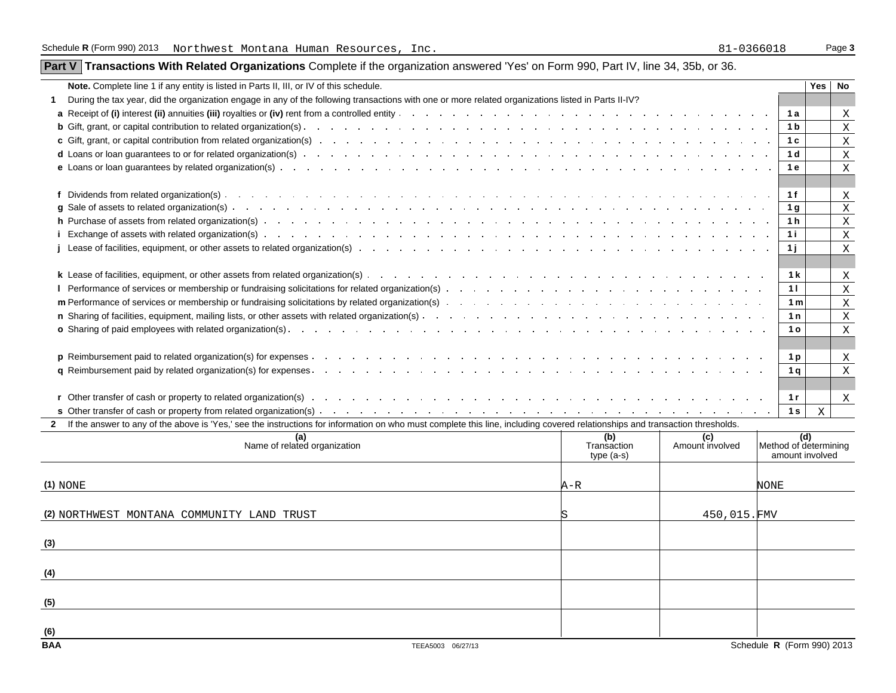Schedule R (Form 990) 2013 Northwest Montana Human Resources, Inc. 81-0366018

## Part V Transactions With Related Organizations

Complete if the organization answered 'Yes' on Form 990, Part IV, line 34, 35b, or 36.

**Note.** Complete line 1 if any entity is listed in Parts II, III, or IV of this schedule.

| | | | Yes | No |
|---|---|---|---|---|
| **1** | During the tax year, did the organization engage in any of the following transactions with one or more related organizations listed in Parts II-IV? | | | |
| **a** | Receipt of **(i)** interest **(ii)** annuities **(iii)** royalties or **(iv)** rent from a controlled entity | 1a | | X |
| **b** | Gift, grant, or capital contribution to related organization(s) | 1b | | X |
| **c** | Gift, grant, or capital contribution from related organization(s) | 1c | | X |
| **d** | Loans or loan guarantees to or for related organization(s) | 1d | | X |
| **e** | Loans or loan guarantees by related organization(s) | 1e | | X |
| **f** | Dividends from related organization(s) | 1f | | X |
| **g** | Sale of assets to related organization(s) | 1g | | X |
| **h** | Purchase of assets from related organization(s) | 1h | | X |
| **i** | Exchange of assets with related organization(s) | 1i | | X |
| **j** | Lease of facilities, equipment, or other assets to related organization(s) | 1j | | X |
| **k** | Lease of facilities, equipment, or other assets from related organization(s) | 1k | | X |
| **l** | Performance of services or membership or fundraising solicitations for related organization(s) | 1l | | X |
| **m** | Performance of services or membership or fundraising solicitations by related organization(s) | 1m | | X |
| **n** | Sharing of facilities, equipment, mailing lists, or other assets with related organization(s) | 1n | | X |
| **o** | Sharing of paid employees with related organization(s) | 1o | | X |
| **p** | Reimbursement paid to related organization(s) for expenses | 1p | | X |
| **q** | Reimbursement paid by related organization(s) for expenses | 1q | | X |
| **r** | Other transfer of cash or property to related organization(s) | 1r | | X |
| **s** | Other transfer of cash or property from related organization(s) | 1s | X | |

**2** If the answer to any of the above is 'Yes,' see the instructions for information on who must complete this line, including covered relationships and transaction thresholds.

| | (a) Name of related organization | (b) Transaction type (a-s) | (c) Amount involved | (d) Method of determining amount involved |
|---|---|---|---|---|
| (1) | NONE | A-R | | NONE |
| (2) | NORTHWEST MONTANA COMMUNITY LAND TRUST | S | 450,015. | FMV |
| (3) | | | | |
| (4) | | | | |
| (5) | | | | |
| (6) | | | | |

BAA TEEA5003 06/27/13 Schedule R (Form 990) 2013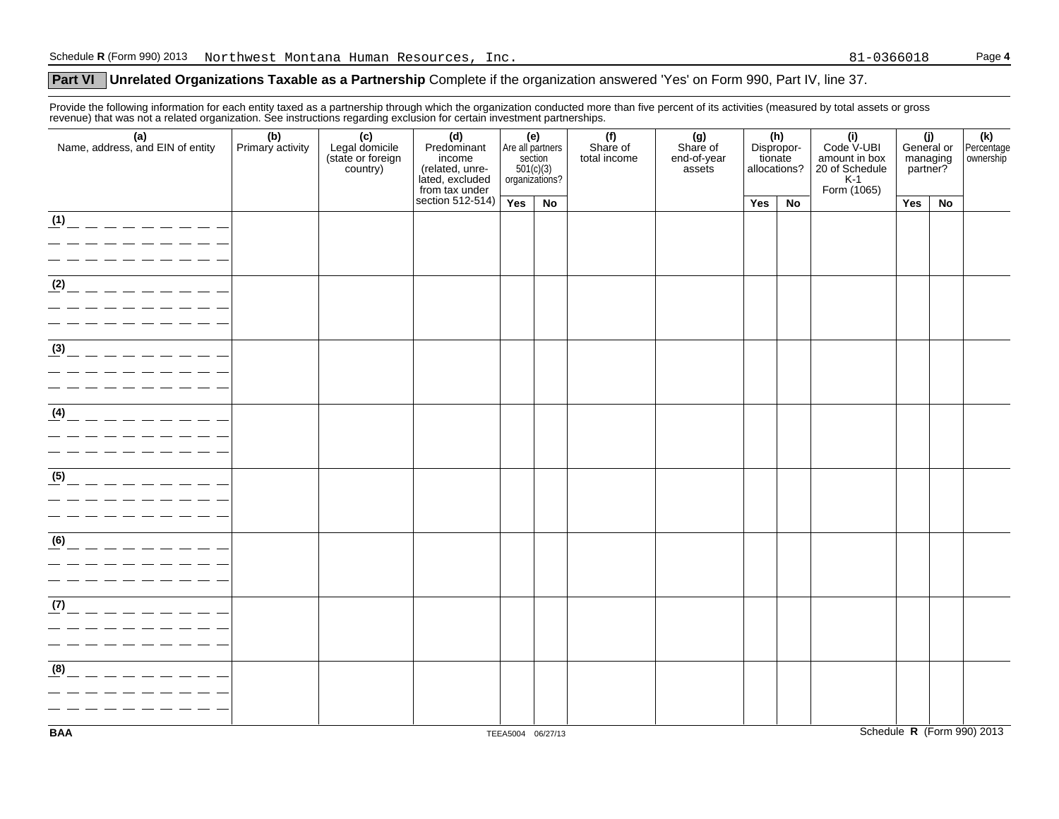Schedule R (Form 990) 2013 Northwest Montana Human Resources, Inc. 81-0366018

## Part VI Unrelated Organizations Taxable as a Partnership Complete if the organization answered 'Yes' on Form 990, Part IV, line 37.

Provide the following information for each entity taxed as a partnership through which the organization conducted more than five percent of its activities (measured by total assets or gross revenue) that was not a related organization. See instructions regarding exclusion for certain investment partnerships.

| (a) Name, address, and EIN of entity | (b) Primary activity | (c) Legal domicile (state or foreign country) | (d) Predominant income (related, unrelated, excluded from tax under section 512-514) | (e) Are all partners section 501(c)(3) organizations? | | (f) Share of total income | (g) Share of end-of-year assets | (h) Disproportionate allocations? | | (i) Code V-UBI amount in box 20 of Schedule K-1 Form (1065) | (j) General or managing partner? | | (k) Percentage ownership |
|---|---|---|---|---|---|---|---|---|---|---|---|---|---|
| | | | | Yes | No | | | Yes | No | | Yes | No | |
| (1) | | | | | | | | | | | | | |
| (2) | | | | | | | | | | | | | |
| (3) | | | | | | | | | | | | | |
| (4) | | | | | | | | | | | | | |
| (5) | | | | | | | | | | | | | |
| (6) | | | | | | | | | | | | | |
| (7) | | | | | | | | | | | | | |
| (8) | | | | | | | | | | | | | |

BAA TEEA5004 06/27/13 Schedule R (Form 990) 2013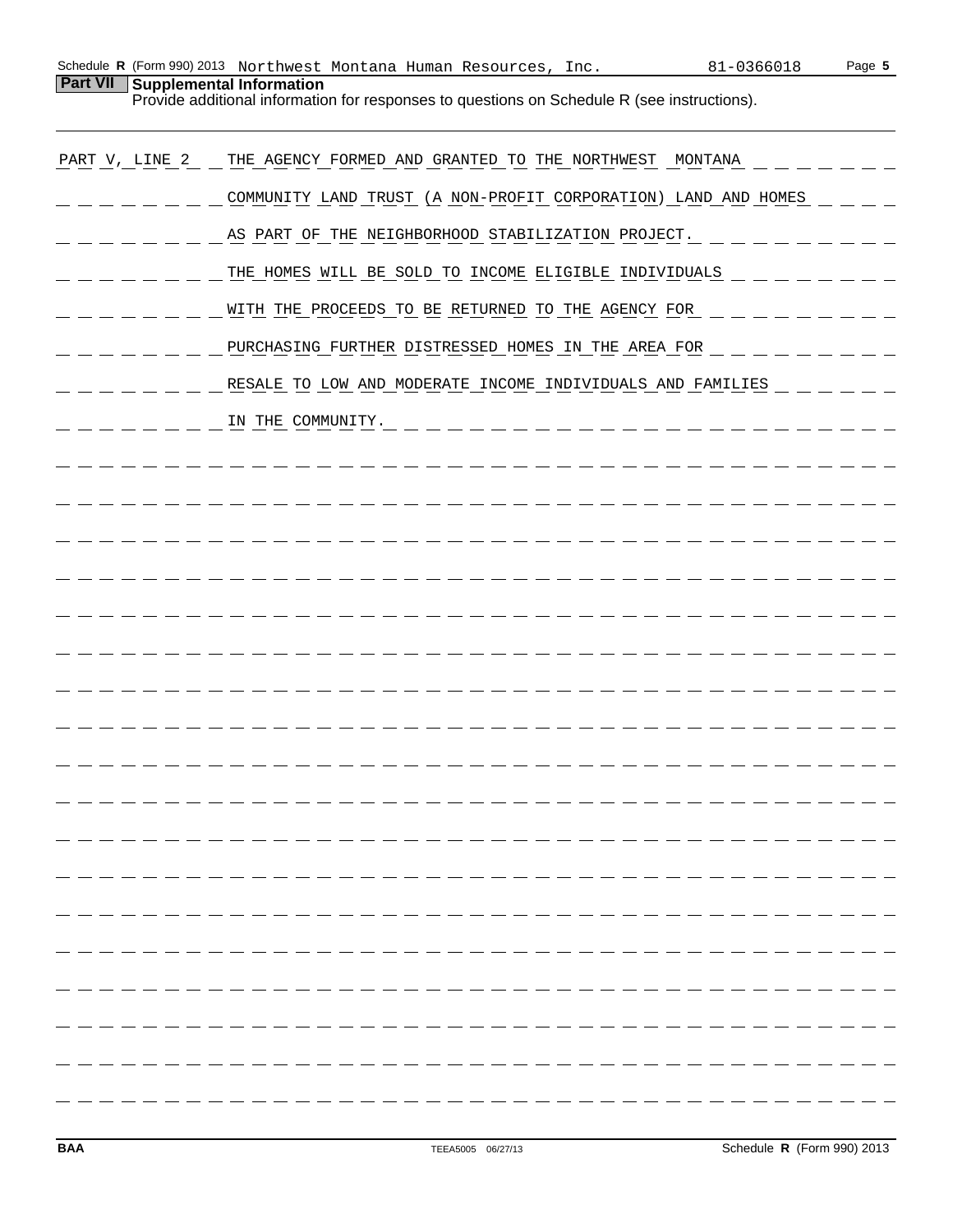## Part VII Supplemental Information

Provide additional information for responses to questions on Schedule R (see instructions).

PART V, LINE 2 THE AGENCY FORMED AND GRANTED TO THE NORTHWEST MONTANA COMMUNITY LAND TRUST (A NON-PROFIT CORPORATION) LAND AND HOMES AS PART OF THE NEIGHBORHOOD STABILIZATION PROJECT. THE HOMES WILL BE SOLD TO INCOME ELIGIBLE INDIVIDUALS WITH THE PROCEEDS TO BE RETURNED TO THE AGENCY FOR PURCHASING FURTHER DISTRESSED HOMES IN THE AREA FOR RESALE TO LOW AND MODERATE INCOME INDIVIDUALS AND FAMILIES IN THE COMMUNITY.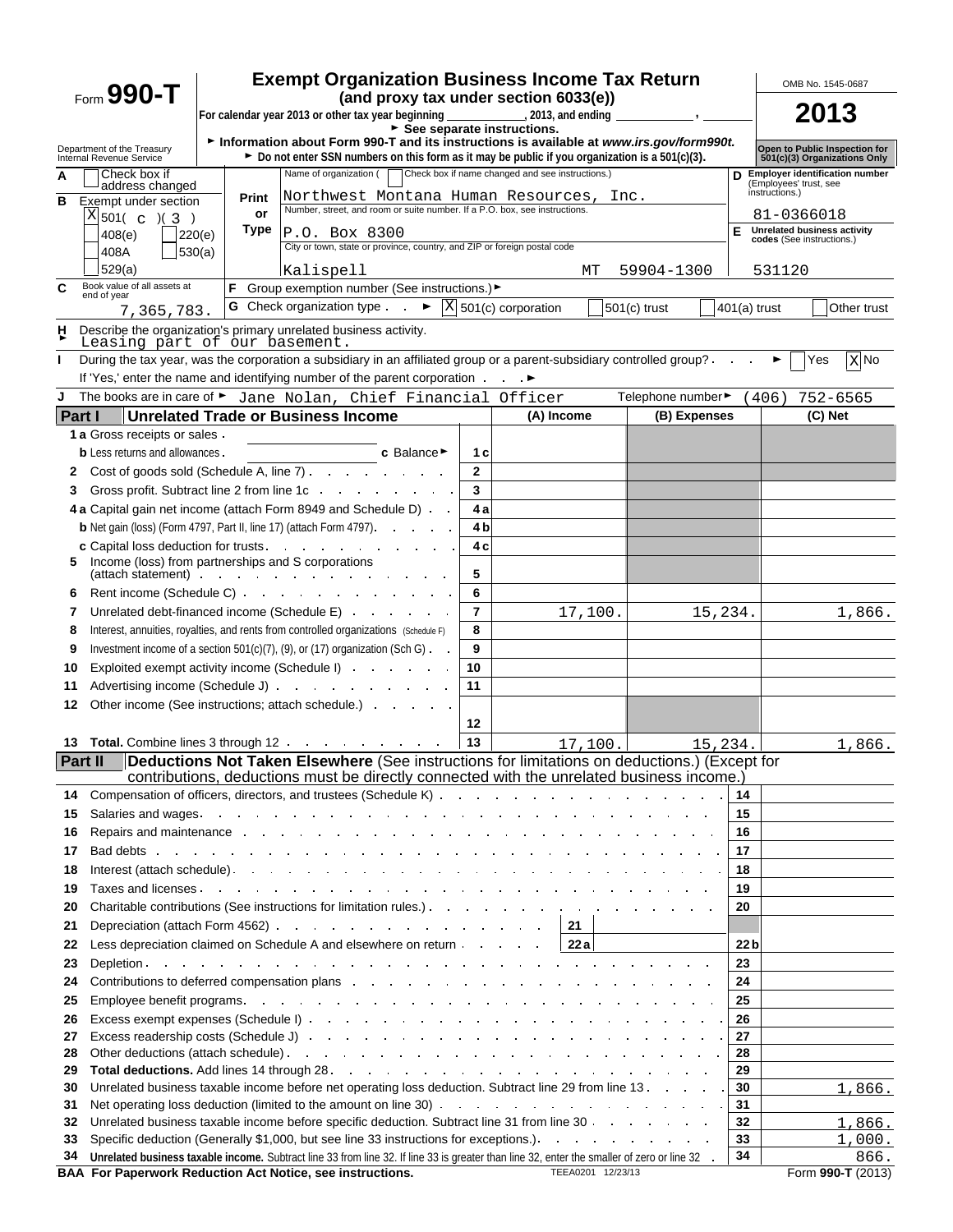# Form 990-T

**Exempt Organization Business Income Tax Return**
**(and proxy tax under section 6033(e))**

For calendar year 2013 or other tax year beginning ____________, 2013, and ending ____________, ______

► See separate instructions.

► Information about Form 990-T and its instructions is available at *www.irs.gov/form990t.*

► Do not enter SSN numbers on this form as it may be public if you organization is a 501(c)(3).

Department of the Treasury Internal Revenue Service

OMB No. 1545-0687

**2013**

Open to Public Inspection for 501(c)(3) Organizations Only

**A** Check box if address changed

**B** Exempt under section
[X] 501( c )( 3 )
[ ] 408(e) [ ] 220(e)
[ ] 408A [ ] 530(a)
[ ] 529(a)

Print or Type

Name of organization ( [ ] Check box if name changed and see instructions.)
Northwest Montana Human Resources, Inc.

Number, street, and room or suite number. If a P.O. box, see instructions.
P.O. Box 8300

City or town, state or province, country, and ZIP or foreign postal code
Kalispell MT 59904-1300

**D** Employer identification number (Employees' trust, see instructions.)
81-0366018

**E** Unrelated business activity codes (See instructions.)
531120

**C** Book value of all assets at end of year
7,365,783.

**F** Group exemption number (See instructions.) ►

**G** Check organization type . . ► [X] 501(c) corporation [ ] 501(c) trust [ ] 401(a) trust [ ] Other trust

**H** ► Describe the organization's primary unrelated business activity.
Leasing part of our basement.

**I** During the tax year, was the corporation a subsidiary in an affiliated group or a parent-subsidiary controlled group? . . . ► [ ] Yes [X] No

If 'Yes,' enter the name and identifying number of the parent corporation . . . ►

**J** The books are in care of ► Jane Nolan, Chief Financial Officer Telephone number ► (406) 752-6565

| Part I Unrelated Trade or Business Income | | (A) Income | (B) Expenses | (C) Net |
|---|---|---|---|---|
| 1 a Gross receipts or sales . | | | | |
| b Less returns and allowances . c Balance ► | 1 c | | | |
| 2 Cost of goods sold (Schedule A, line 7) | 2 | | | |
| 3 Gross profit. Subtract line 2 from line 1c | 3 | | | |
| 4 a Capital gain net income (attach Form 8949 and Schedule D) | 4 a | | | |
| b Net gain (loss) (Form 4797, Part II, line 17) (attach Form 4797) | 4 b | | | |
| c Capital loss deduction for trusts | 4 c | | | |
| 5 Income (loss) from partnerships and S corporations (attach statement) | 5 | | | |
| 6 Rent income (Schedule C) | 6 | | | |
| 7 Unrelated debt-financed income (Schedule E) | 7 | 17,100. | 15,234. | 1,866. |
| 8 Interest, annuities, royalties, and rents from controlled organizations (Schedule F) | 8 | | | |
| 9 Investment income of a section 501(c)(7), (9), or (17) organization (Sch G) | 9 | | | |
| 10 Exploited exempt activity income (Schedule I) | 10 | | | |
| 11 Advertising income (Schedule J) | 11 | | | |
| 12 Other income (See instructions; attach schedule.) | 12 | | | |
| 13 **Total.** Combine lines 3 through 12 | 13 | 17,100. | 15,234. | 1,866. |

**Part II Deductions Not Taken Elsewhere** (See instructions for limitations on deductions.) (Except for contributions, deductions must be directly connected with the unrelated business income.)

| Line | Description | | | Line | Amount |
|---|---|---|---|---|---|
| 14 | Compensation of officers, directors, and trustees (Schedule K) | | | 14 | |
| 15 | Salaries and wages | | | 15 | |
| 16 | Repairs and maintenance | | | 16 | |
| 17 | Bad debts | | | 17 | |
| 18 | Interest (attach schedule) | | | 18 | |
| 19 | Taxes and licenses | | | 19 | |
| 20 | Charitable contributions (See instructions for limitation rules.) | | | 20 | |
| 21 | Depreciation (attach Form 4562) | 21 | | | |
| 22 | Less depreciation claimed on Schedule A and elsewhere on return | 22 a | | 22 b | |
| 23 | Depletion | | | 23 | |
| 24 | Contributions to deferred compensation plans | | | 24 | |
| 25 | Employee benefit programs | | | 25 | |
| 26 | Excess exempt expenses (Schedule I) | | | 26 | |
| 27 | Excess readership costs (Schedule J) | | | 27 | |
| 28 | Other deductions (attach schedule) | | | 28 | |
| 29 | **Total deductions.** Add lines 14 through 28 | | | 29 | |
| 30 | Unrelated business taxable income before net operating loss deduction. Subtract line 29 from line 13 | | | 30 | 1,866. |
| 31 | Net operating loss deduction (limited to the amount on line 30) | | | 31 | |
| 32 | Unrelated business taxable income before specific deduction. Subtract line 31 from line 30 | | | 32 | 1,866. |
| 33 | Specific deduction (Generally $1,000, but see line 33 instructions for exceptions.) | | | 33 | 1,000. |
| 34 | **Unrelated business taxable income.** Subtract line 33 from line 32. If line 33 is greater than line 32, enter the smaller of zero or line 32 | | | 34 | 866. |

**BAA For Paperwork Reduction Act Notice, see instructions.** TEEA0201 12/23/13 Form **990-T** (2013)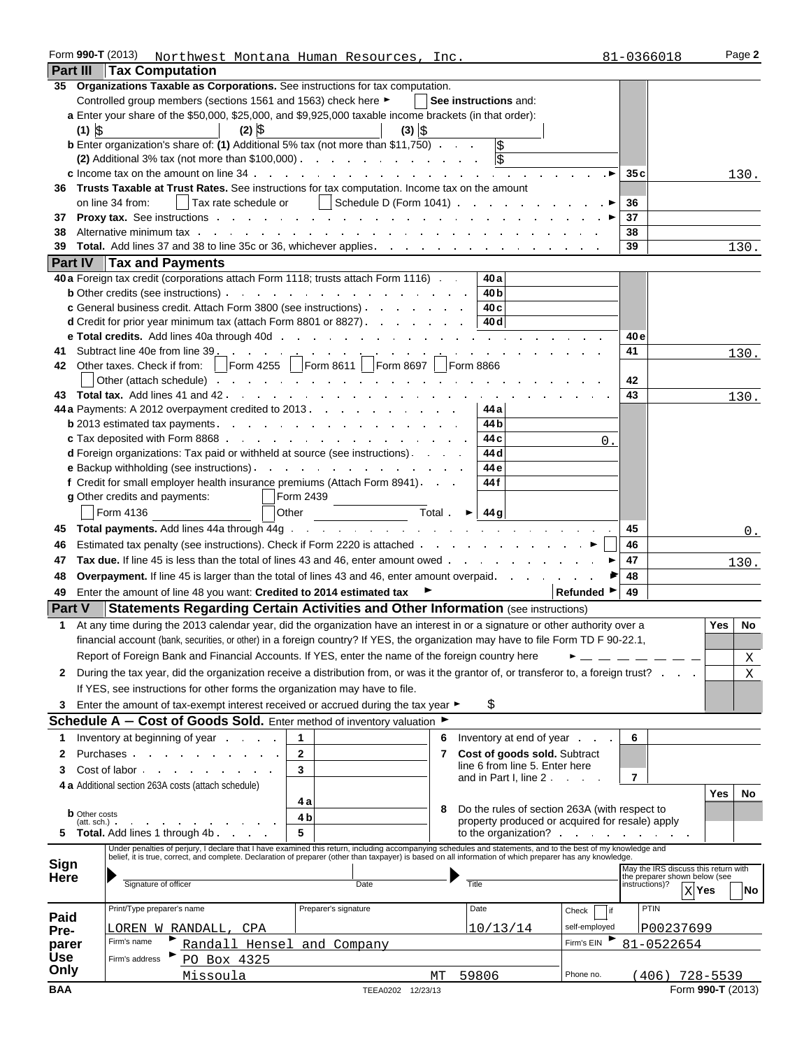Form **990-T** (2013) Northwest Montana Human Resources, Inc. 81-0366018 Page **2**

## Part III Tax Computation

**35 Organizations Taxable as Corporations.** See instructions for tax computation.

Controlled group members (sections 1561 and 1563) check here ► ☐ **See instructions** and:

**a** Enter your share of the $50,000, $25,000, and $9,925,000 taxable income brackets (in that order):

(1) $ (2) $ (3) $

**b** Enter organization's share of: **(1)** Additional 5% tax (not more than $11,750) $

**(2)** Additional 3% tax (not more than $100,000) $

| Line | Description | Ref | Amount |
|---|---|---|---|
| c | Income tax on the amount on line 34 ► | 35c | 130. |
| 36 | **Trusts Taxable at Trust Rates.** See instructions for tax computation. Income tax on the amount on line 34 from: ☐ Tax rate schedule or ☐ Schedule D (Form 1041) ► | 36 | |
| 37 | **Proxy tax.** See instructions ► | 37 | |
| 38 | Alternative minimum tax | 38 | |
| 39 | **Total.** Add lines 37 and 38 to line 35c or 36, whichever applies | 39 | 130. |

## Part IV Tax and Payments

| Line | Description | Ref | Sub-amount | Ref | Amount |
|---|---|---|---|---|---|
| 40a | Foreign tax credit (corporations attach Form 1118; trusts attach Form 1116) | 40a | | | |
| b | Other credits (see instructions) | 40b | | | |
| c | General business credit. Attach Form 3800 (see instructions) | 40c | | | |
| d | Credit for prior year minimum tax (attach Form 8801 or 8827) | 40d | | | |
| e | **Total credits.** Add lines 40a through 40d | | | 40e | |
| 41 | Subtract line 40e from line 39 | | | 41 | 130. |
| 42 | Other taxes. Check if from: ☐ Form 4255 ☐ Form 8611 ☐ Form 8697 ☐ Form 8866 ☐ Other (attach schedule) | | | 42 | |
| 43 | **Total tax.** Add lines 41 and 42 | | | 43 | 130. |
| 44a | Payments: A 2012 overpayment credited to 2013 | 44a | | | |
| b | 2013 estimated tax payments | 44b | | | |
| c | Tax deposited with Form 8868 | 44c | 0. | | |
| d | Foreign organizations: Tax paid or withheld at source (see instructions) | 44d | | | |
| e | Backup withholding (see instructions) | 44e | | | |
| f | Credit for small employer health insurance premiums (Attach Form 8941) | 44f | | | |
| g | Other credits and payments: ☐ Form 2439 ☐ Form 4136 ☐ Other Total ► | 44g | | | |
| 45 | **Total payments.** Add lines 44a through 44g | | | 45 | 0. |
| 46 | Estimated tax penalty (see instructions). Check if Form 2220 is attached ► ☐ | | | 46 | |
| 47 | **Tax due.** If line 45 is less than the total of lines 43 and 46, enter amount owed ► | | | 47 | 130. |
| 48 | **Overpayment.** If line 45 is larger than the total of lines 43 and 46, enter amount overpaid ► | | | 48 | |
| 49 | Enter the amount of line 48 you want: **Credited to 2014 estimated tax** ► Refunded ► | | | 49 | |

## Part V Statements Regarding Certain Activities and Other Information (see instructions)

| | Question | Yes | No |
|---|---|---|---|
| 1 | At any time during the 2013 calendar year, did the organization have an interest in or a signature or other authority over a financial account (bank, securities, or other) in a foreign country? If YES, the organization may have to file Form TD F 90-22.1, Report of Foreign Bank and Financial Accounts. If YES, enter the name of the foreign country here ► | | X |
| 2 | During the tax year, did the organization receive a distribution from, or was it the grantor of, or transferor to, a foreign trust? If YES, see instructions for other forms the organization may have to file. | | X |
| 3 | Enter the amount of tax-exempt interest received or accrued during the tax year ► $ | | |

## Schedule A – Cost of Goods Sold. Enter method of inventory valuation ►

| | | Line | Amount | | | Line | Amount |
|---|---|---|---|---|---|---|---|
| 1 | Inventory at beginning of year | 1 | | 6 | Inventory at end of year | 6 | |
| 2 | Purchases | 2 | | 7 | **Cost of goods sold.** Subtract line 6 from line 5. Enter here and in Part I, line 2 | 7 | |
| 3 | Cost of labor | 3 | | | | | |
| 4a | Additional section 263A costs (attach schedule) | 4a | | 8 | Do the rules of section 263A (with respect to property produced or acquired for resale) apply to the organization? | Yes | No |
| b | Other costs (att. sch.) | 4b | | | | | |
| 5 | **Total.** Add lines 1 through 4b | 5 | | | | | |

**Sign Here**

Under penalties of perjury, I declare that I have examined this return, including accompanying schedules and statements, and to the best of my knowledge and belief, it is true, correct, and complete. Declaration of preparer (other than taxpayer) is based on all information of which preparer has any knowledge.

Signature of officer | Date | Title

May the IRS discuss this return with the preparer shown below (see instructions)? ☒ Yes ☐ No

**Paid Preparer Use Only**

| Print/Type preparer's name | Preparer's signature | Date | Check ☐ if self-employed | PTIN |
|---|---|---|---|---|
| LOREN W RANDALL, CPA | | 10/13/14 | | P00237699 |

Firm's name ► Randall Hensel and Company — Firm's EIN ► 81-0522654

Firm's address ► PO Box 4325, Missoula MT 59806 — Phone no. (406) 728-5539

BAA TEEA0202 12/23/13 Form **990-T** (2013)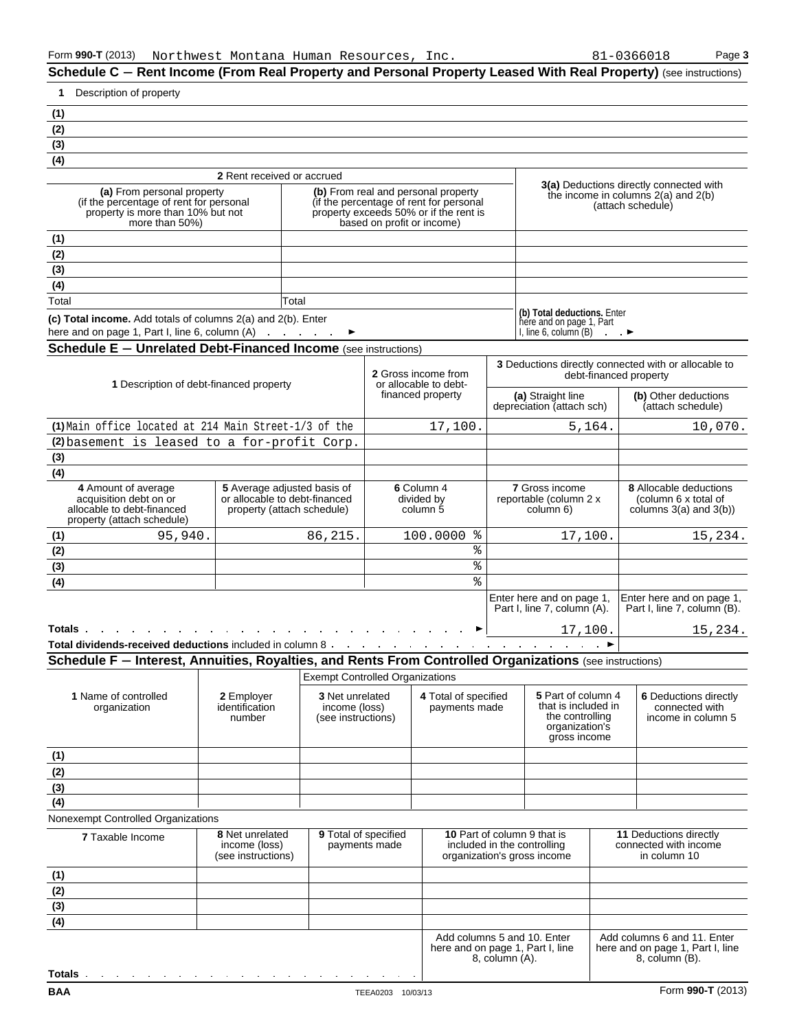Form **990-T** (2013) Northwest Montana Human Resources, Inc. 81-0366018 Page **3**

## Schedule C — Rent Income (From Real Property and Personal Property Leased With Real Property) (see instructions)

**1** Description of property

(1)

(2)

(3)

(4)

| **2** Rent received or accrued | | **3(a)** Deductions directly connected with the income in columns 2(a) and 2(b) (attach schedule) |
|---|---|---|
| **(a)** From personal property (if the percentage of rent for personal property is more than 10% but not more than 50%) | **(b)** From real and personal property (if the percentage of rent for personal property exceeds 50% or if the rent is based on profit or income) | |
| (1) | | |
| (2) | | |
| (3) | | |
| (4) | | |
| Total | Total | |
| **(c) Total income.** Add totals of columns 2(a) and 2(b). Enter here and on page 1, Part I, line 6, column (A) ► | | **(b) Total deductions.** Enter here and on page 1, Part I, line 6, column (B) ► |

## Schedule E — Unrelated Debt-Financed Income (see instructions)

| **1** Description of debt-financed property | **2** Gross income from or allocable to debt-financed property | **3** Deductions directly connected with or allocable to debt-financed property | |
|---|---|---|---|
| | | **(a)** Straight line depreciation (attach sch) | **(b)** Other deductions (attach schedule) |
| (1) Main office located at 214 Main Street-1/3 of the | 17,100. | 5,164. | 10,070. |
| (2) basement is leased to a for-profit Corp. | | | |
| (3) | | | |
| (4) | | | |

| | **4** Amount of average acquisition debt on or allocable to debt-financed property (attach schedule) | **5** Average adjusted basis of or allocable to debt-financed property (attach schedule) | **6** Column 4 divided by column 5 | **7** Gross income reportable (column 2 x column 6) | **8** Allocable deductions (column 6 x total of columns 3(a) and 3(b)) |
|---|---|---|---|---|---|
| (1) | 95,940. | 86,215. | 100.0000 % | 17,100. | 15,234. |
| (2) | | | % | | |
| (3) | | | % | | |
| (4) | | | % | | |
| | | | | Enter here and on page 1, Part I, line 7, column (A). | Enter here and on page 1, Part I, line 7, column (B). |
| **Totals** ► | | | | 17,100. | 15,234. |
| **Total dividends-received deductions** included in column 8 ► | | | | | |

## Schedule F — Interest, Annuities, Royalties, and Rents From Controlled Organizations (see instructions)

Exempt Controlled Organizations

| **1** Name of controlled organization | **2** Employer identification number | **3** Net unrelated income (loss) (see instructions) | **4** Total of specified payments made | **5** Part of column 4 that is included in the controlling organization's gross income | **6** Deductions directly connected with income in column 5 |
|---|---|---|---|---|---|
| (1) | | | | | |
| (2) | | | | | |
| (3) | | | | | |
| (4) | | | | | |

Nonexempt Controlled Organizations

| **7** Taxable Income | **8** Net unrelated income (loss) (see instructions) | **9** Total of specified payments made | **10** Part of column 9 that is included in the controlling organization's gross income | **11** Deductions directly connected with income in column 10 |
|---|---|---|---|---|
| (1) | | | | |
| (2) | | | | |
| (3) | | | | |
| (4) | | | | |
| | | | Add columns 5 and 10. Enter here and on page 1, Part I, line 8, column (A). | Add columns 6 and 11. Enter here and on page 1, Part I, line 8, column (B). |
| **Totals** | | | | |

BAA TEEA0203 10/03/13 Form **990-T** (2013)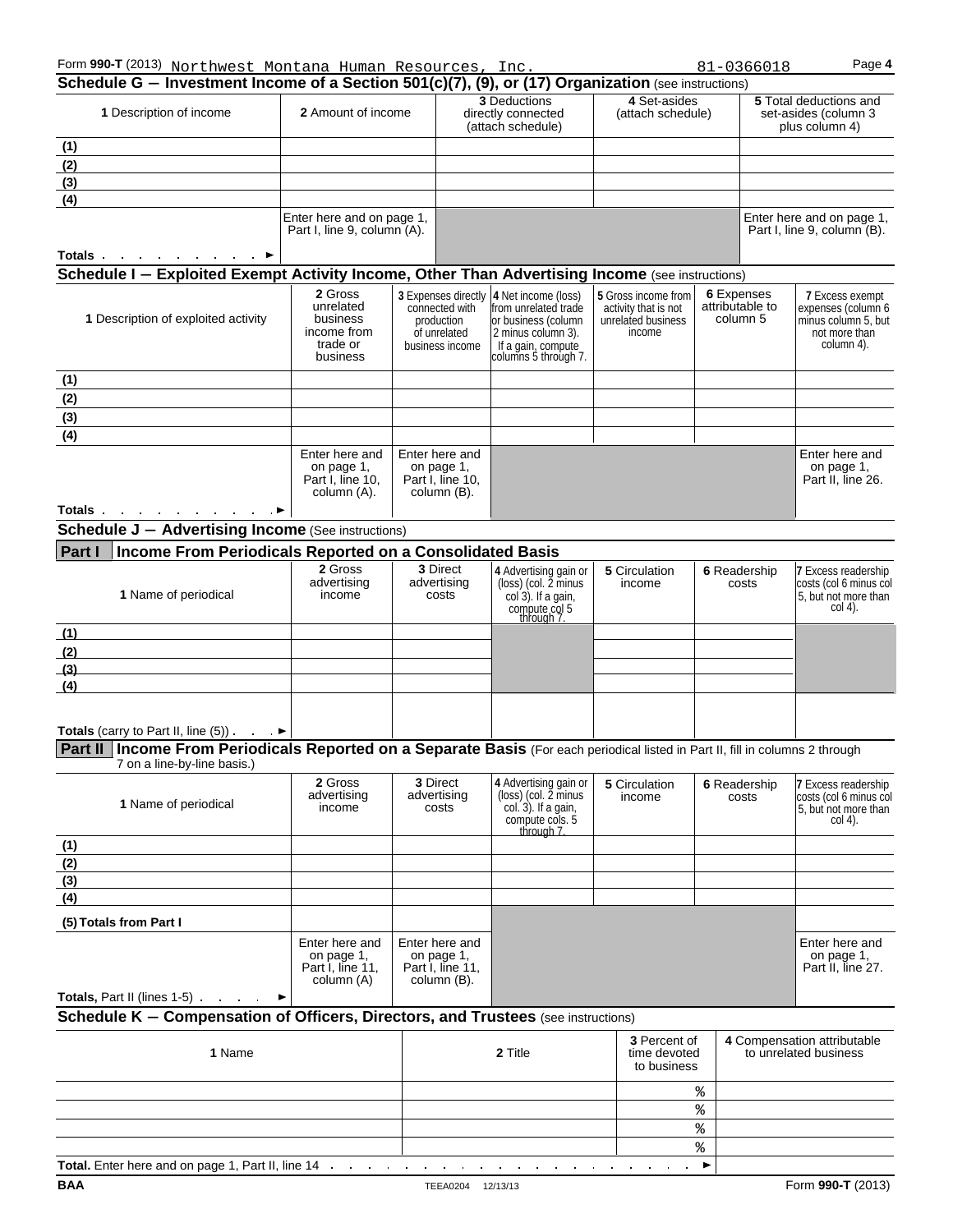Form **990-T** (2013) Northwest Montana Human Resources, Inc. 81-0366018 Page **4**

## Schedule G — Investment Income of a Section 501(c)(7), (9), or (17) Organization (see instructions)

| **1** Description of income | **2** Amount of income | **3** Deductions directly connected (attach schedule) | **4** Set-asides (attach schedule) | **5** Total deductions and set-asides (column 3 plus column 4) |
|---|---|---|---|---|
| (1) | | | | |
| (2) | | | | |
| (3) | | | | |
| (4) | | | | |
| **Totals** ► | Enter here and on page 1, Part I, line 9, column (A). | | | Enter here and on page 1, Part I, line 9, column (B). |

## Schedule I — Exploited Exempt Activity Income, Other Than Advertising Income (see instructions)

| **1** Description of exploited activity | **2** Gross unrelated business income from trade or business | **3** Expenses directly connected with production of unrelated business income | **4** Net income (loss) from unrelated trade or business (column 2 minus column 3). If a gain, compute columns 5 through 7. | **5** Gross income from activity that is not unrelated business income | **6** Expenses attributable to column 5 | **7** Excess exempt expenses (column 6 minus column 5, but not more than column 4). |
|---|---|---|---|---|---|---|
| (1) | | | | | | |
| (2) | | | | | | |
| (3) | | | | | | |
| (4) | | | | | | |
| **Totals** ► | Enter here and on page 1, Part I, line 10, column (A). | Enter here and on page 1, Part I, line 10, column (B). | | | | Enter here and on page 1, Part II, line 26. |

## Schedule J — Advertising Income (See instructions)

### Part I Income From Periodicals Reported on a Consolidated Basis

| **1** Name of periodical | **2** Gross advertising income | **3** Direct advertising costs | **4** Advertising gain or (loss) (col. 2 minus col 3). If a gain, compute col 5 through 7. | **5** Circulation income | **6** Readership costs | **7** Excess readership costs (col 6 minus col 5, but not more than col 4). |
|---|---|---|---|---|---|---|
| (1) | | | | | | |
| (2) | | | | | | |
| (3) | | | | | | |
| (4) | | | | | | |
| **Totals** (carry to Part II, line (5)) ► | | | | | | |

### Part II Income From Periodicals Reported on a Separate Basis (For each periodical listed in Part II, fill in columns 2 through 7 on a line-by-line basis.)

| **1** Name of periodical | **2** Gross advertising income | **3** Direct advertising costs | **4** Advertising gain or (loss) (col. 2 minus col. 3). If a gain, compute cols. 5 through 7. | **5** Circulation income | **6** Readership costs | **7** Excess readership costs (col 6 minus col 5, but not more than col 4). |
|---|---|---|---|---|---|---|
| (1) | | | | | | |
| (2) | | | | | | |
| (3) | | | | | | |
| (4) | | | | | | |
| **(5) Totals from Part I** | | | | | | |
| **Totals,** Part II (lines 1-5) ► | Enter here and on page 1, Part I, line 11, column (A) | Enter here and on page 1, Part I, line 11, column (B). | | | | Enter here and on page 1, Part II, line 27. |

## Schedule K — Compensation of Officers, Directors, and Trustees (see instructions)

| **1** Name | **2** Title | **3** Percent of time devoted to business | **4** Compensation attributable to unrelated business |
|---|---|---|---|
| | | % | |
| | | % | |
| | | % | |
| | | % | |
| **Total.** Enter here and on page 1, Part II, line 14 ► | | | |

BAA TEEA0204 12/13/13 Form **990-T** (2013)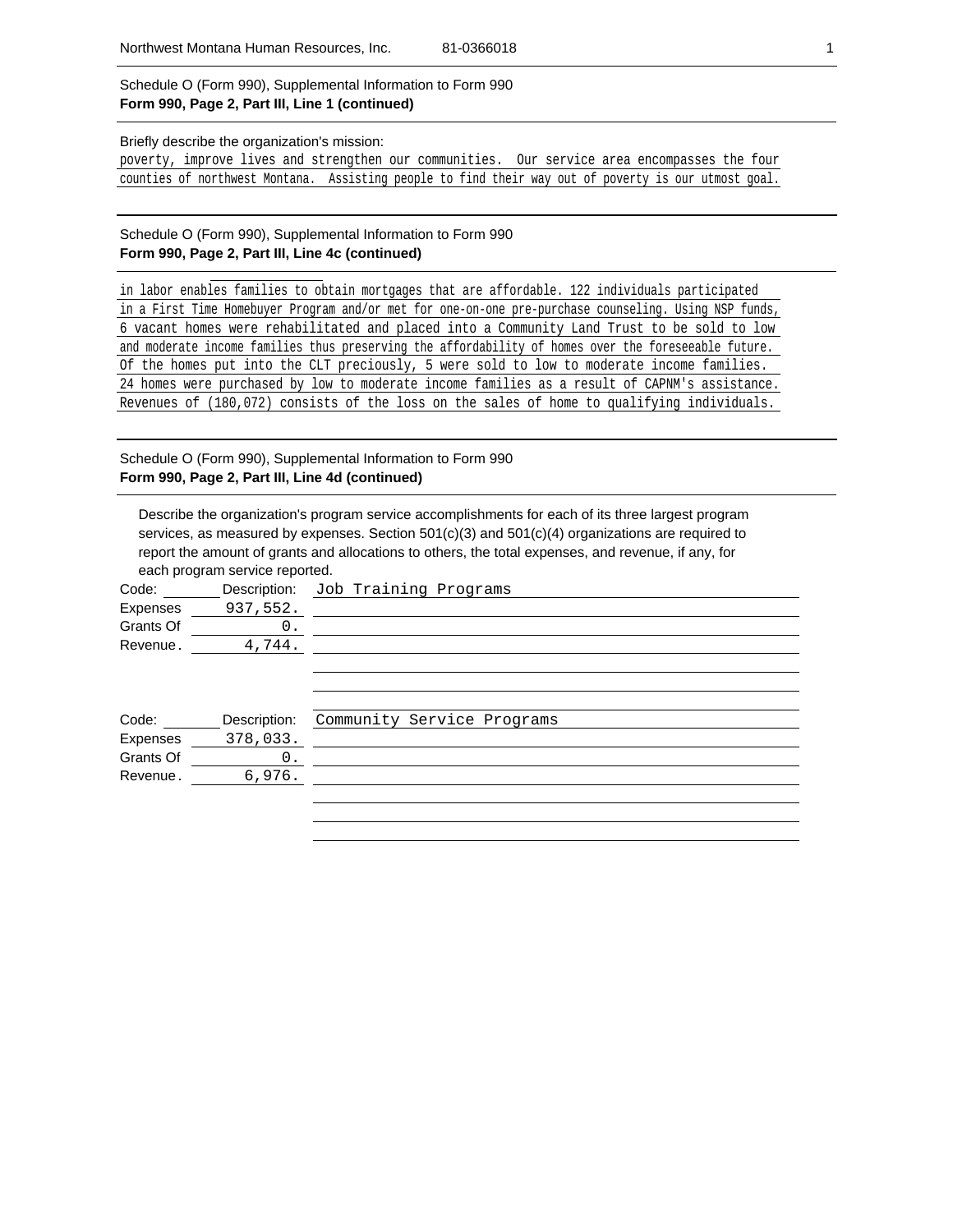Schedule O (Form 990), Supplemental Information to Form 990
**Form 990, Page 2, Part III, Line 1 (continued)**

Briefly describe the organization's mission:

poverty, improve lives and strengthen our communities. Our service area encompasses the four counties of northwest Montana. Assisting people to find their way out of poverty is our utmost goal.

Schedule O (Form 990), Supplemental Information to Form 990
**Form 990, Page 2, Part III, Line 4c (continued)**

in labor enables families to obtain mortgages that are affordable. 122 individuals participated in a First Time Homebuyer Program and/or met for one-on-one pre-purchase counseling. Using NSP funds, 6 vacant homes were rehabilitated and placed into a Community Land Trust to be sold to low and moderate income families thus preserving the affordability of homes over the foreseeable future. Of the homes put into the CLT preciously, 5 were sold to low to moderate income families. 24 homes were purchased by low to moderate income families as a result of CAPNM's assistance. Revenues of (180,072) consists of the loss on the sales of home to qualifying individuals.

Schedule O (Form 990), Supplemental Information to Form 990
**Form 990, Page 2, Part III, Line 4d (continued)**

Describe the organization's program service accomplishments for each of its three largest program services, as measured by expenses. Section 501(c)(3) and 501(c)(4) organizations are required to report the amount of grants and allocations to others, the total expenses, and revenue, if any, for each program service reported.

Code: Description: Job Training Programs
Expenses 937,552.
Grants Of 0.
Revenue. 4,744.

Code: Description: Community Service Programs
Expenses 378,033.
Grants Of 0.
Revenue. 6,976.